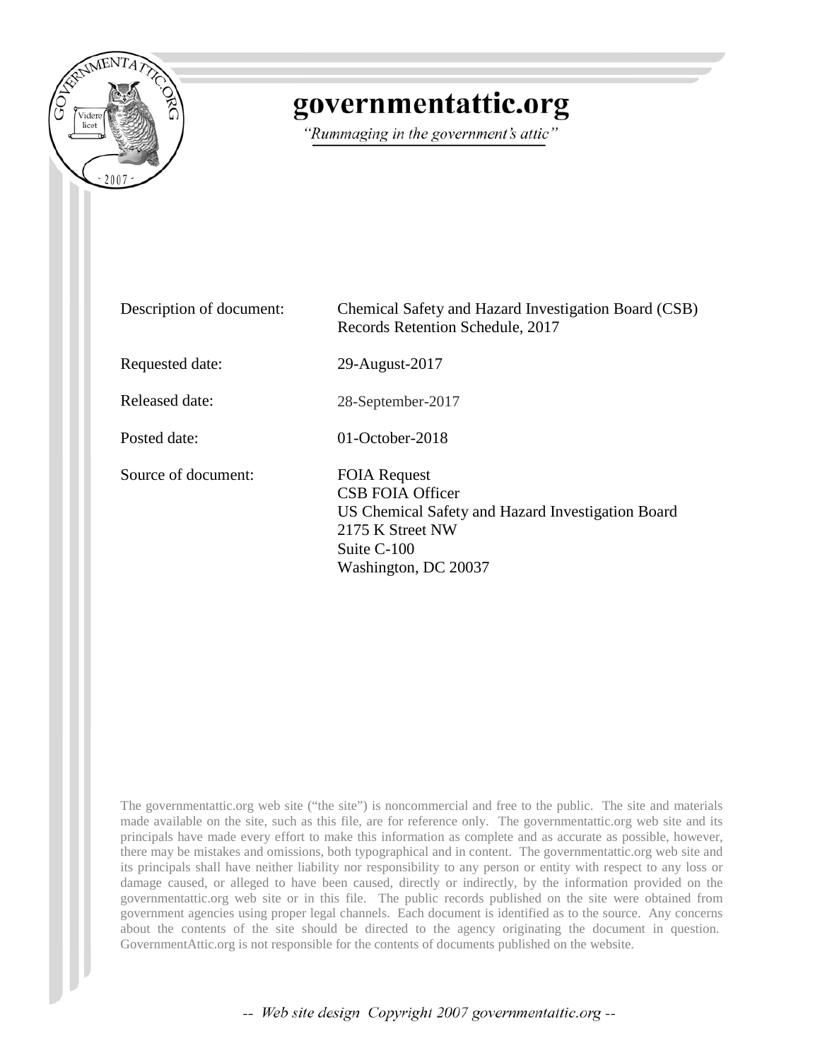# governmentattic.org

*"Rummaging in the government's attic"*

| | |
|---|---|
| Description of document: | Chemical Safety and Hazard Investigation Board (CSB) Records Retention Schedule, 2017 |
| Requested date: | 29-August-2017 |
| Released date: | 28-September-2017 |
| Posted date: | 01-October-2018 |
| Source of document: | FOIA Request<br>CSB FOIA Officer<br>US Chemical Safety and Hazard Investigation Board<br>2175 K Street NW<br>Suite C-100<br>Washington, DC 20037 |

The governmentattic.org web site ("the site") is noncommercial and free to the public. The site and materials made available on the site, such as this file, are for reference only. The governmentattic.org web site and its principals have made every effort to make this information as complete and as accurate as possible, however, there may be mistakes and omissions, both typographical and in content. The governmentattic.org web site and its principals shall have neither liability nor responsibility to any person or entity with respect to any loss or damage caused, or alleged to have been caused, directly or indirectly, by the information provided on the governmentattic.org web site or in this file. The public records published on the site were obtained from government agencies using proper legal channels. Each document is identified as to the source. Any concerns about the contents of the site should be directed to the agency originating the document in question. GovernmentAttic.org is not responsible for the contents of documents published on the website.

-- *Web site design Copyright 2007 governmentattic.org* --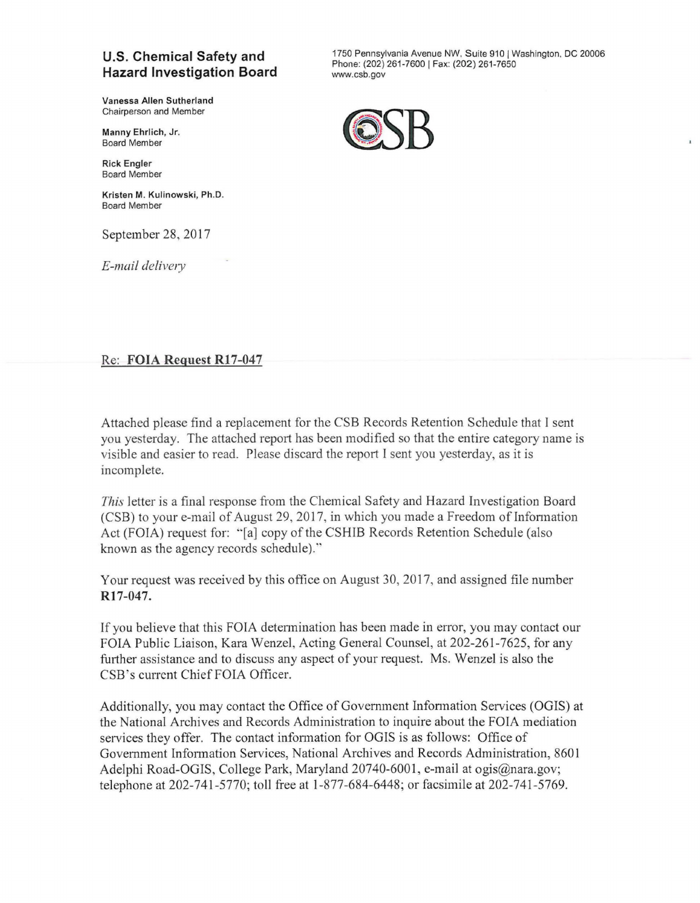## U.S. Chemical Safety and Hazard Investigation Board

1750 Pennsylvania Avenue NW, Suite 910 | Washington, DC 20006
Phone: (202) 261-7600 | Fax: (202) 261-7650
www.csb.gov

**Vanessa Allen Sutherland**
Chairperson and Member

**Manny Ehrlich, Jr.**
Board Member

**Rick Engler**
Board Member

**Kristen M. Kulinowski, Ph.D.**
Board Member

September 28, 2017

*E-mail delivery*

Re: **FOIA Request R17-047**

Attached please find a replacement for the CSB Records Retention Schedule that I sent you yesterday. The attached report has been modified so that the entire category name is visible and easier to read. Please discard the report I sent you yesterday, as it is incomplete.

*This* letter is a final response from the Chemical Safety and Hazard Investigation Board (CSB) to your e-mail of August 29, 2017, in which you made a Freedom of Information Act (FOIA) request for: "[a] copy of the CSHIB Records Retention Schedule (also known as the agency records schedule)."

Your request was received by this office on August 30, 2017, and assigned file number **R17-047.**

If you believe that this FOIA determination has been made in error, you may contact our FOIA Public Liaison, Kara Wenzel, Acting General Counsel, at 202-261-7625, for any further assistance and to discuss any aspect of your request. Ms. Wenzel is also the CSB's current Chief FOIA Officer.

Additionally, you may contact the Office of Government Information Services (OGIS) at the National Archives and Records Administration to inquire about the FOIA mediation services they offer. The contact information for OGIS is as follows: Office of Government Information Services, National Archives and Records Administration, 8601 Adelphi Road-OGIS, College Park, Maryland 20740-6001, e-mail at ogis@nara.gov; telephone at 202-741-5770; toll free at 1-877-684-6448; or facsimile at 202-741-5769.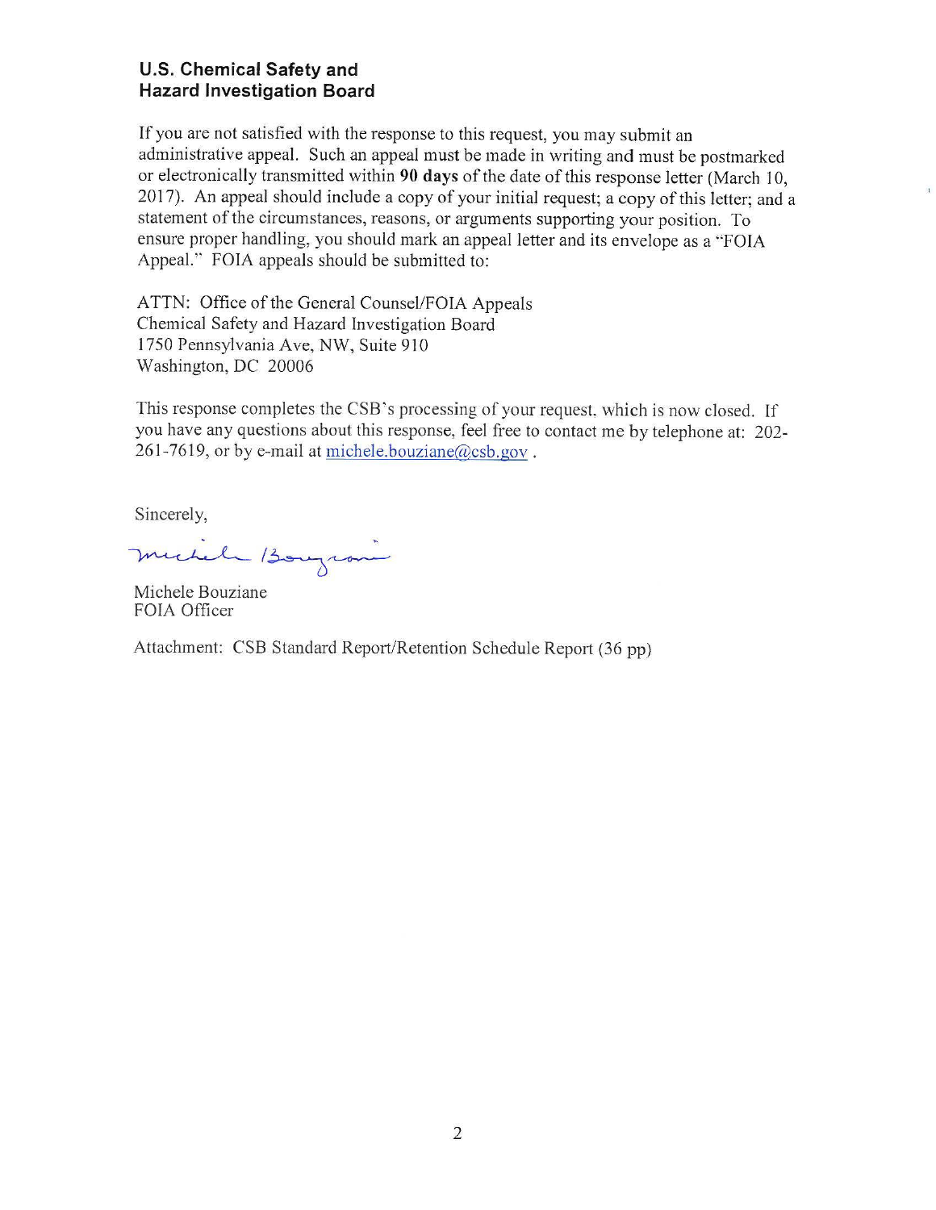**U.S. Chemical Safety and Hazard Investigation Board**

If you are not satisfied with the response to this request, you may submit an administrative appeal. Such an appeal must be made in writing and must be postmarked or electronically transmitted within **90 days** of the date of this response letter (March 10, 2017). An appeal should include a copy of your initial request; a copy of this letter; and a statement of the circumstances, reasons, or arguments supporting your position. To ensure proper handling, you should mark an appeal letter and its envelope as a "FOIA Appeal." FOIA appeals should be submitted to:

ATTN: Office of the General Counsel/FOIA Appeals
Chemical Safety and Hazard Investigation Board
1750 Pennsylvania Ave, NW, Suite 910
Washington, DC 20006

This response completes the CSB's processing of your request, which is now closed. If you have any questions about this response, feel free to contact me by telephone at: 202-261-7619, or by e-mail at michele.bouziane@csb.gov .

Sincerely,

Michele Bouziane
FOIA Officer

Attachment: CSB Standard Report/Retention Schedule Report (36 pp)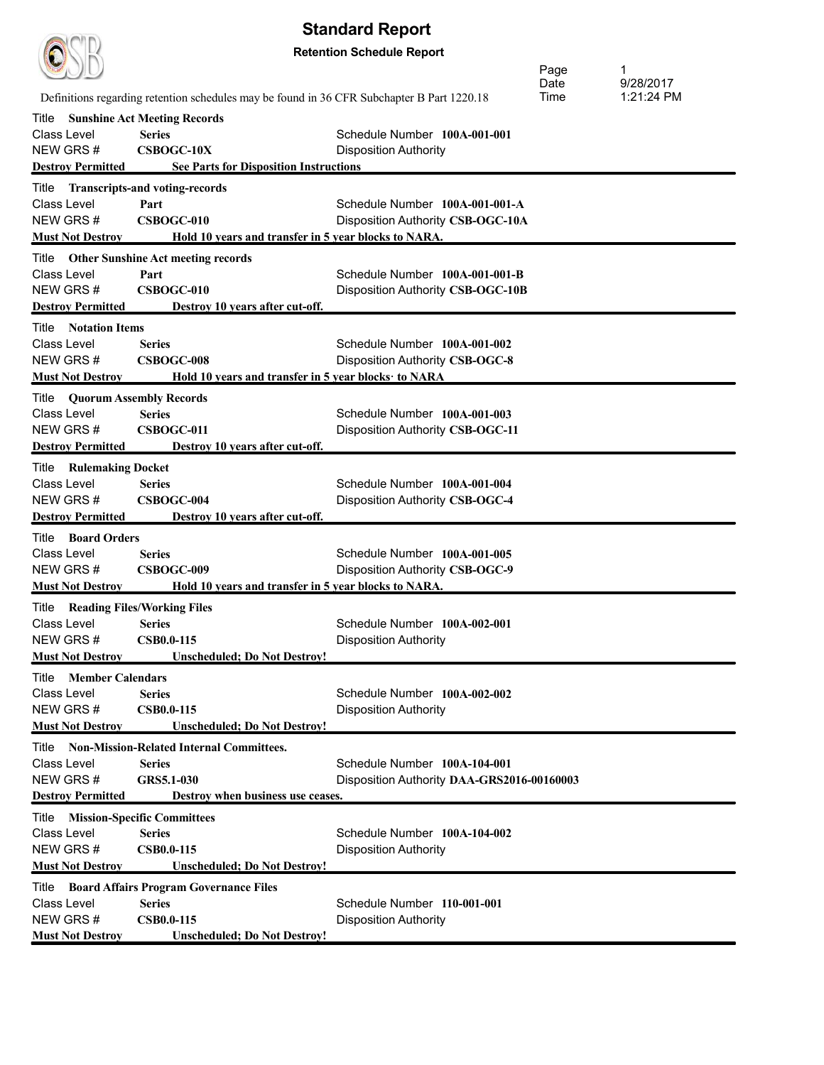# Standard Report

**Retention Schedule Report**

Definitions regarding retention schedules may be found in 36 CFR Subchapter B Part 1220.18

Page 1
Date 9/28/2017
Time 1:21:24 PM

Title **Sunshine Act Meeting Records**
Class Level **Series** — Schedule Number **100A-001-001**
NEW GRS # **CSBOGC-10X** — Disposition Authority
**Destroy Permitted** — **See Parts for Disposition Instructions**

Title **Transcripts-and voting-records**
Class Level **Part** — Schedule Number **100A-001-001-A**
NEW GRS # **CSBOGC-010** — Disposition Authority **CSB-OGC-10A**
**Must Not Destroy** — **Hold 10 years and transfer in 5 year blocks to NARA.**

Title **Other Sunshine Act meeting records**
Class Level **Part** — Schedule Number **100A-001-001-B**
NEW GRS # **CSBOGC-010** — Disposition Authority **CSB-OGC-10B**
**Destroy Permitted** — **Destroy 10 years after cut-off.**

Title **Notation Items**
Class Level **Series** — Schedule Number **100A-001-002**
NEW GRS # **CSBOGC-008** — Disposition Authority **CSB-OGC-8**
**Must Not Destroy** — **Hold 10 years and transfer in 5 year blocks· to NARA**

Title **Quorum Assembly Records**
Class Level **Series** — Schedule Number **100A-001-003**
NEW GRS # **CSBOGC-011** — Disposition Authority **CSB-OGC-11**
**Destroy Permitted** — **Destroy 10 years after cut-off.**

Title **Rulemaking Docket**
Class Level **Series** — Schedule Number **100A-001-004**
NEW GRS # **CSBOGC-004** — Disposition Authority **CSB-OGC-4**
**Destroy Permitted** — **Destroy 10 years after cut-off.**

Title **Board Orders**
Class Level **Series** — Schedule Number **100A-001-005**
NEW GRS # **CSBOGC-009** — Disposition Authority **CSB-OGC-9**
**Must Not Destroy** — **Hold 10 years and transfer in 5 year blocks to NARA.**

Title **Reading Files/Working Files**
Class Level **Series** — Schedule Number **100A-002-001**
NEW GRS # **CSB0.0-115** — Disposition Authority
**Must Not Destroy** — **Unscheduled; Do Not Destroy!**

Title **Member Calendars**
Class Level **Series** — Schedule Number **100A-002-002**
NEW GRS # **CSB0.0-115** — Disposition Authority
**Must Not Destroy** — **Unscheduled; Do Not Destroy!**

Title **Non-Mission-Related Internal Committees.**
Class Level **Series** — Schedule Number **100A-104-001**
NEW GRS # **GRS5.1-030** — Disposition Authority **DAA-GRS2016-00160003**
**Destroy Permitted** — **Destroy when business use ceases.**

Title **Mission-Specific Committees**
Class Level **Series** — Schedule Number **100A-104-002**
NEW GRS # **CSB0.0-115** — Disposition Authority
**Must Not Destroy** — **Unscheduled; Do Not Destroy!**

Title **Board Affairs Program Governance Files**
Class Level **Series** — Schedule Number **110-001-001**
NEW GRS # **CSB0.0-115** — Disposition Authority
**Must Not Destroy** — **Unscheduled; Do Not Destroy!**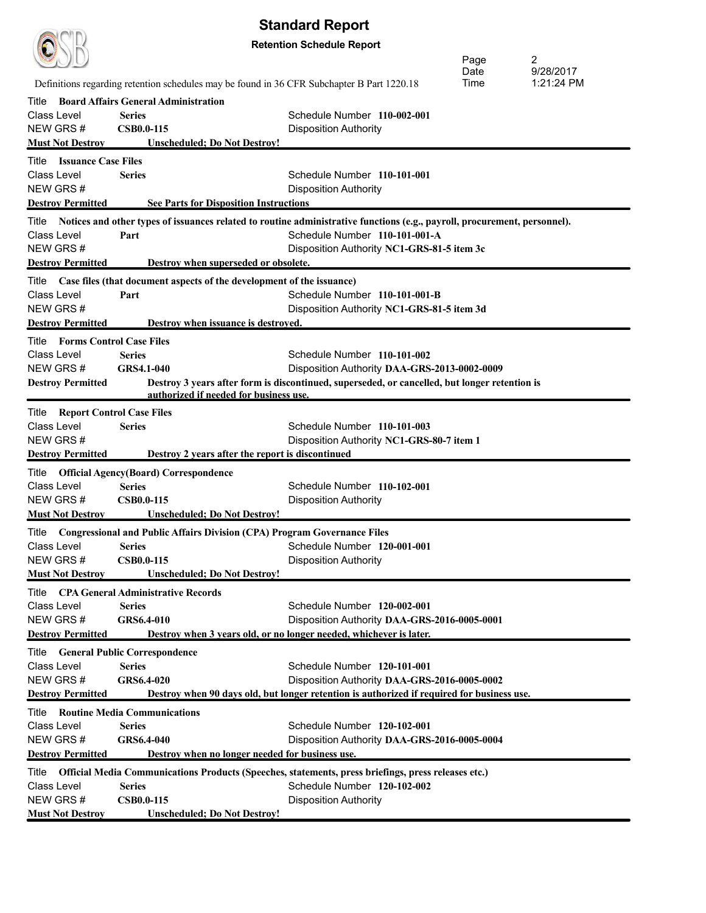# Standard Report

**Retention Schedule Report**

Page 2
Date 9/28/2017
Time 1:21:24 PM

Definitions regarding retention schedules may be found in 36 CFR Subchapter B Part 1220.18

---

Title **Board Affairs General Administration**
Class Level **Series** — Schedule Number **110-002-001**
NEW GRS # **CSB0.0-115** — Disposition Authority
**Must Not Destroy** — **Unscheduled; Do Not Destroy!**

---

Title **Issuance Case Files**
Class Level **Series** — Schedule Number **110-101-001**
NEW GRS # — Disposition Authority
**Destroy Permitted** — **See Parts for Disposition Instructions**

---

Title **Notices and other types of issuances related to routine administrative functions (e.g., payroll, procurement, personnel).**
Class Level **Part** — Schedule Number **110-101-001-A**
NEW GRS # — Disposition Authority **NC1-GRS-81-5 item 3c**
**Destroy Permitted** — **Destroy when superseded or obsolete.**

---

Title **Case files (that document aspects of the development of the issuance)**
Class Level **Part** — Schedule Number **110-101-001-B**
NEW GRS # — Disposition Authority **NC1-GRS-81-5 item 3d**
**Destroy Permitted** — **Destroy when issuance is destroyed.**

---

Title **Forms Control Case Files**
Class Level **Series** — Schedule Number **110-101-002**
NEW GRS # **GRS4.1-040** — Disposition Authority **DAA-GRS-2013-0002-0009**
**Destroy Permitted** — **Destroy 3 years after form is discontinued, superseded, or cancelled, but longer retention is authorized if needed for business use.**

---

Title **Report Control Case Files**
Class Level **Series** — Schedule Number **110-101-003**
NEW GRS # — Disposition Authority **NC1-GRS-80-7 item 1**
**Destroy Permitted** — **Destroy 2 years after the report is discontinued**

---

Title **Official Agency(Board) Correspondence**
Class Level **Series** — Schedule Number **110-102-001**
NEW GRS # **CSB0.0-115** — Disposition Authority
**Must Not Destroy** — **Unscheduled; Do Not Destroy!**

---

Title **Congressional and Public Affairs Division (CPA) Program Governance Files**
Class Level **Series** — Schedule Number **120-001-001**
NEW GRS # **CSB0.0-115** — Disposition Authority
**Must Not Destroy** — **Unscheduled; Do Not Destroy!**

---

Title **CPA General Administrative Records**
Class Level **Series** — Schedule Number **120-002-001**
NEW GRS # **GRS6.4-010** — Disposition Authority **DAA-GRS-2016-0005-0001**
**Destroy Permitted** — **Destroy when 3 years old, or no longer needed, whichever is later.**

---

Title **General Public Correspondence**
Class Level **Series** — Schedule Number **120-101-001**
NEW GRS # **GRS6.4-020** — Disposition Authority **DAA-GRS-2016-0005-0002**
**Destroy Permitted** — **Destroy when 90 days old, but longer retention is authorized if required for business use.**

---

Title **Routine Media Communications**
Class Level **Series** — Schedule Number **120-102-001**
NEW GRS # **GRS6.4-040** — Disposition Authority **DAA-GRS-2016-0005-0004**
**Destroy Permitted** — **Destroy when no longer needed for business use.**

---

Title **Official Media Communications Products (Speeches, statements, press briefings, press releases etc.)**
Class Level **Series** — Schedule Number **120-102-002**
NEW GRS # **CSB0.0-115** — Disposition Authority
**Must Not Destroy** — **Unscheduled; Do Not Destroy!**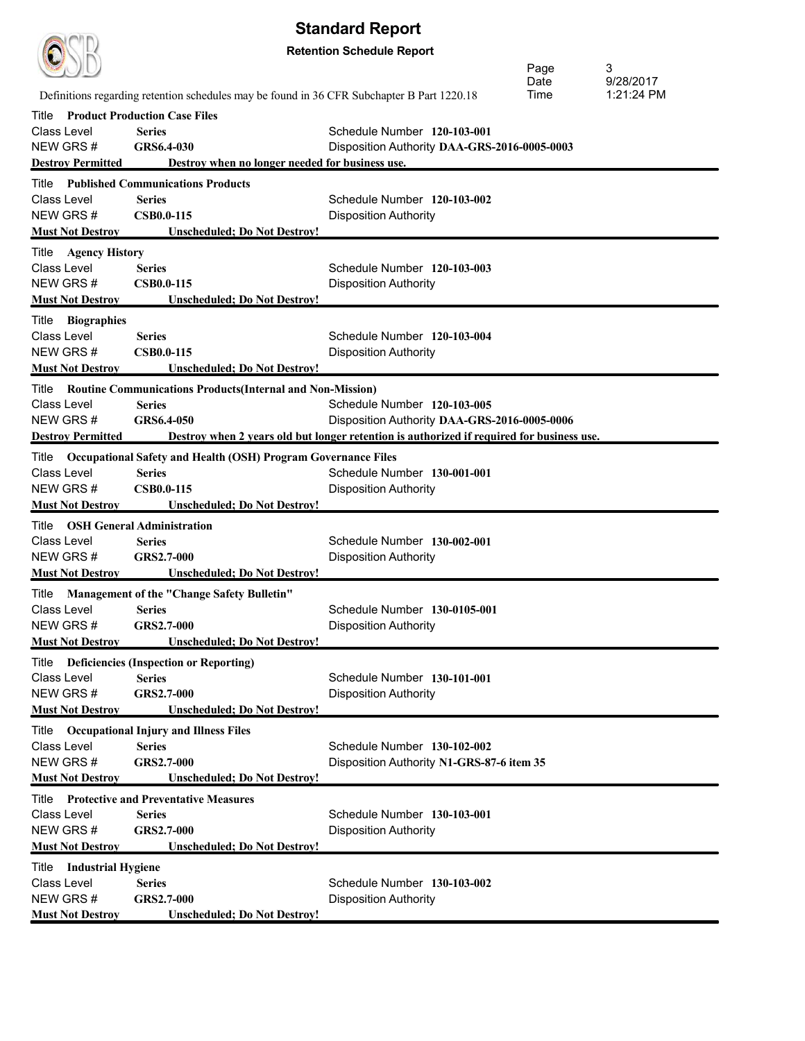# Standard Report

**Retention Schedule Report**

Definitions regarding retention schedules may be found in 36 CFR Subchapter B Part 1220.18

Title **Product Production Case Files**
Class Level **Series** — Schedule Number **120-103-001**
NEW GRS # **GRS6.4-030** — Disposition Authority **DAA-GRS-2016-0005-0003**
**Destroy Permitted** — **Destroy when no longer needed for business use.**

---

Title **Published Communications Products**
Class Level **Series** — Schedule Number **120-103-002**
NEW GRS # **CSB0.0-115** — Disposition Authority
**Must Not Destroy** — **Unscheduled; Do Not Destroy!**

---

Title **Agency History**
Class Level **Series** — Schedule Number **120-103-003**
NEW GRS # **CSB0.0-115** — Disposition Authority
**Must Not Destroy** — **Unscheduled; Do Not Destroy!**

---

Title **Biographies**
Class Level **Series** — Schedule Number **120-103-004**
NEW GRS # **CSB0.0-115** — Disposition Authority
**Must Not Destroy** — **Unscheduled; Do Not Destroy!**

---

Title **Routine Communications Products(Internal and Non-Mission)**
Class Level **Series** — Schedule Number **120-103-005**
NEW GRS # **GRS6.4-050** — Disposition Authority **DAA-GRS-2016-0005-0006**
**Destroy Permitted** — **Destroy when 2 years old but longer retention is authorized if required for business use.**

---

Title **Occupational Safety and Health (OSH) Program Governance Files**
Class Level **Series** — Schedule Number **130-001-001**
NEW GRS # **CSB0.0-115** — Disposition Authority
**Must Not Destroy** — **Unscheduled; Do Not Destroy!**

---

Title **OSH General Administration**
Class Level **Series** — Schedule Number **130-002-001**
NEW GRS # **GRS2.7-000** — Disposition Authority
**Must Not Destroy** — **Unscheduled; Do Not Destroy!**

---

Title **Management of the "Change Safety Bulletin"**
Class Level **Series** — Schedule Number **130-0105-001**
NEW GRS # **GRS2.7-000** — Disposition Authority
**Must Not Destroy** — **Unscheduled; Do Not Destroy!**

---

Title **Deficiencies (Inspection or Reporting)**
Class Level **Series** — Schedule Number **130-101-001**
NEW GRS # **GRS2.7-000** — Disposition Authority
**Must Not Destroy** — **Unscheduled; Do Not Destroy!**

---

Title **Occupational Injury and Illness Files**
Class Level **Series** — Schedule Number **130-102-002**
NEW GRS # **GRS2.7-000** — Disposition Authority **N1-GRS-87-6 item 35**
**Must Not Destroy** — **Unscheduled; Do Not Destroy!**

---

Title **Protective and Preventative Measures**
Class Level **Series** — Schedule Number **130-103-001**
NEW GRS # **GRS2.7-000** — Disposition Authority
**Must Not Destroy** — **Unscheduled; Do Not Destroy!**

---

Title **Industrial Hygiene**
Class Level **Series** — Schedule Number **130-103-002**
NEW GRS # **GRS2.7-000** — Disposition Authority
**Must Not Destroy** — **Unscheduled; Do Not Destroy!**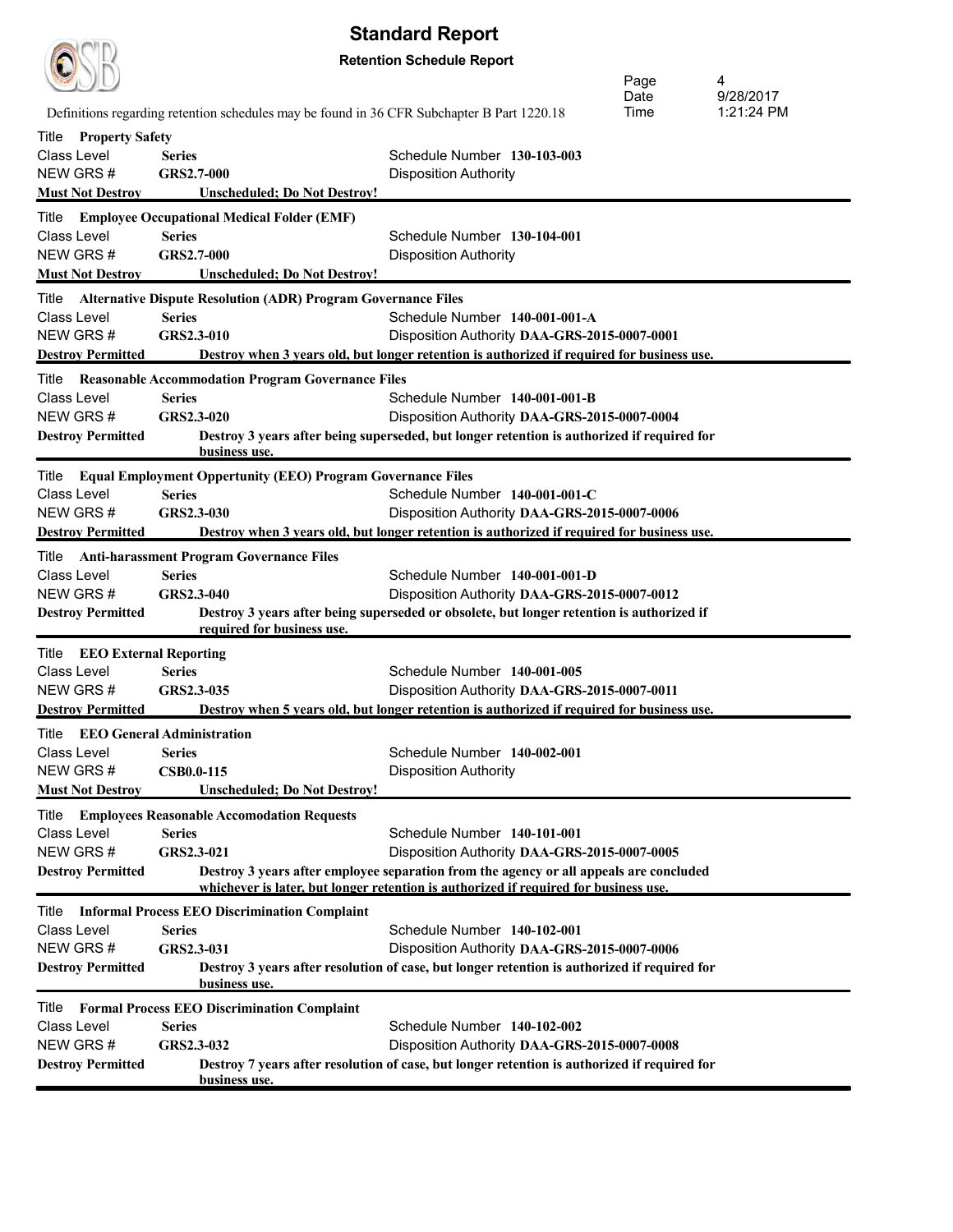# Standard Report

**Retention Schedule Report**

Definitions regarding retention schedules may be found in 36 CFR Subchapter B Part 1220.18

Date 9/28/2017
Time 1:21:24 PM

---

Title **Property Safety**
Class Level **Series** | Schedule Number **130-103-003**
NEW GRS # **GRS2.7-000** | Disposition Authority
**Must Not Destroy** | **Unscheduled; Do Not Destroy!**

---

Title **Employee Occupational Medical Folder (EMF)**
Class Level **Series** | Schedule Number **130-104-001**
NEW GRS # **GRS2.7-000** | Disposition Authority
**Must Not Destroy** | **Unscheduled; Do Not Destroy!**

---

Title **Alternative Dispute Resolution (ADR) Program Governance Files**
Class Level **Series** | Schedule Number **140-001-001-A**
NEW GRS # **GRS2.3-010** | Disposition Authority **DAA-GRS-2015-0007-0001**
**Destroy Permitted** | **Destroy when 3 years old, but longer retention is authorized if required for business use.**

---

Title **Reasonable Accommodation Program Governance Files**
Class Level **Series** | Schedule Number **140-001-001-B**
NEW GRS # **GRS2.3-020** | Disposition Authority **DAA-GRS-2015-0007-0004**
**Destroy Permitted** | **Destroy 3 years after being superseded, but longer retention is authorized if required for business use.**

---

Title **Equal Employment Oppertunity (EEO) Program Governance Files**
Class Level **Series** | Schedule Number **140-001-001-C**
NEW GRS # **GRS2.3-030** | Disposition Authority **DAA-GRS-2015-0007-0006**
**Destroy Permitted** | **Destroy when 3 years old, but longer retention is authorized if required for business use.**

---

Title **Anti-harassment Program Governance Files**
Class Level **Series** | Schedule Number **140-001-001-D**
NEW GRS # **GRS2.3-040** | Disposition Authority **DAA-GRS-2015-0007-0012**
**Destroy Permitted** | **Destroy 3 years after being superseded or obsolete, but longer retention is authorized if required for business use.**

---

Title **EEO External Reporting**
Class Level **Series** | Schedule Number **140-001-005**
NEW GRS # **GRS2.3-035** | Disposition Authority **DAA-GRS-2015-0007-0011**
**Destroy Permitted** | **Destroy when 5 years old, but longer retention is authorized if required for business use.**

---

Title **EEO General Administration**
Class Level **Series** | Schedule Number **140-002-001**
NEW GRS # **CSB0.0-115** | Disposition Authority
**Must Not Destroy** | **Unscheduled; Do Not Destroy!**

---

Title **Employees Reasonable Accomodation Requests**
Class Level **Series** | Schedule Number **140-101-001**
NEW GRS # **GRS2.3-021** | Disposition Authority **DAA-GRS-2015-0007-0005**
**Destroy Permitted** | **Destroy 3 years after employee separation from the agency or all appeals are concluded whichever is later, but longer retention is authorized if required for business use.**

---

Title **Informal Process EEO Discrimination Complaint**
Class Level **Series** | Schedule Number **140-102-001**
NEW GRS # **GRS2.3-031** | Disposition Authority **DAA-GRS-2015-0007-0006**
**Destroy Permitted** | **Destroy 3 years after resolution of case, but longer retention is authorized if required for business use.**

---

Title **Formal Process EEO Discrimination Complaint**
Class Level **Series** | Schedule Number **140-102-002**
NEW GRS # **GRS2.3-032** | Disposition Authority **DAA-GRS-2015-0007-0008**
**Destroy Permitted** | **Destroy 7 years after resolution of case, but longer retention is authorized if required for business use.**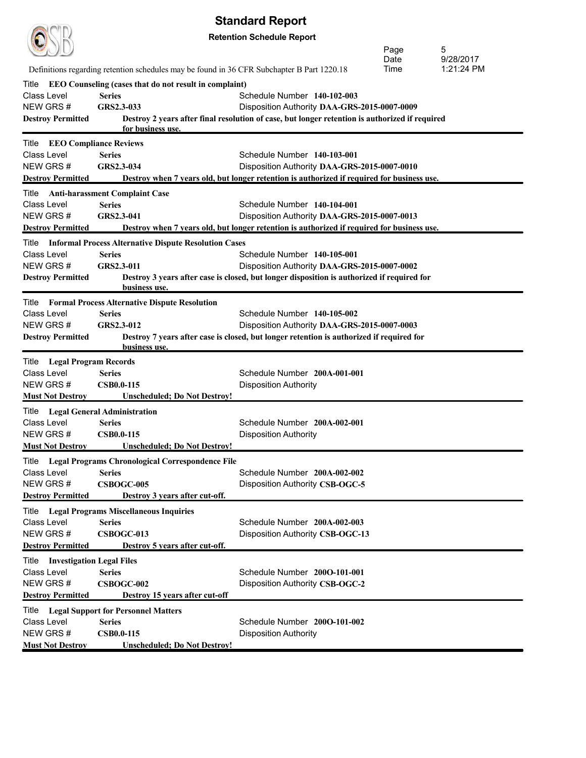# Standard Report

**Retention Schedule Report**

Definitions regarding retention schedules may be found in 36 CFR Subchapter B Part 1220.18

Date 9/28/2017
Time 1:21:24 PM

---

Title **EEO Counseling (cases that do not result in complaint)**

Class Level **Series** — Schedule Number **140-102-003**

NEW GRS # **GRS2.3-033** — Disposition Authority **DAA-GRS-2015-0007-0009**

**Destroy Permitted** — **Destroy 2 years after final resolution of case, but longer retention is authorized if required for business use.**

---

Title **EEO Compliance Reviews**

Class Level **Series** — Schedule Number **140-103-001**

NEW GRS # **GRS2.3-034** — Disposition Authority **DAA-GRS-2015-0007-0010**

**Destroy Permitted** — **Destroy when 7 years old, but longer retention is authorized if required for business use.**

---

Title **Anti-harassment Complaint Case**

Class Level **Series** — Schedule Number **140-104-001**

NEW GRS # **GRS2.3-041** — Disposition Authority **DAA-GRS-2015-0007-0013**

**Destroy Permitted** — **Destroy when 7 years old, but longer retention is authorized if required for business use.**

---

Title **Informal Process Alternative Dispute Resolution Cases**

Class Level **Series** — Schedule Number **140-105-001**

NEW GRS # **GRS2.3-011** — Disposition Authority **DAA-GRS-2015-0007-0002**

**Destroy Permitted** — **Destroy 3 years after case is closed, but longer disposition is authorized if required for business use.**

---

Title **Formal Process Alternative Dispute Resolution**

Class Level **Series** — Schedule Number **140-105-002**

NEW GRS # **GRS2.3-012** — Disposition Authority **DAA-GRS-2015-0007-0003**

**Destroy Permitted** — **Destroy 7 years after case is closed, but longer retention is authorized if required for business use.**

---

Title **Legal Program Records**

Class Level **Series** — Schedule Number **200A-001-001**

NEW GRS # **CSB0.0-115** — Disposition Authority

**Must Not Destroy** — **Unscheduled; Do Not Destroy!**

---

Title **Legal General Administration**

Class Level **Series** — Schedule Number **200A-002-001**

NEW GRS # **CSB0.0-115** — Disposition Authority

**Must Not Destroy** — **Unscheduled; Do Not Destroy!**

---

Title **Legal Programs Chronological Correspondence File**

Class Level **Series** — Schedule Number **200A-002-002**

NEW GRS # **CSBOGC-005** — Disposition Authority **CSB-OGC-5**

**Destroy Permitted** — **Destroy 3 years after cut-off.**

---

Title **Legal Programs Miscellaneous Inquiries**

Class Level **Series** — Schedule Number **200A-002-003**

NEW GRS # **CSBOGC-013** — Disposition Authority **CSB-OGC-13**

**Destroy Permitted** — **Destroy 5 years after cut-off.**

---

Title **Investigation Legal Files**

Class Level **Series** — Schedule Number **200O-101-001**

NEW GRS # **CSBOGC-002** — Disposition Authority **CSB-OGC-2**

**Destroy Permitted** — **Destroy 15 years after cut-off**

---

Title **Legal Support for Personnel Matters**

Class Level **Series** — Schedule Number **200O-101-002**

NEW GRS # **CSB0.0-115** — Disposition Authority

**Must Not Destroy** — **Unscheduled; Do Not Destroy!**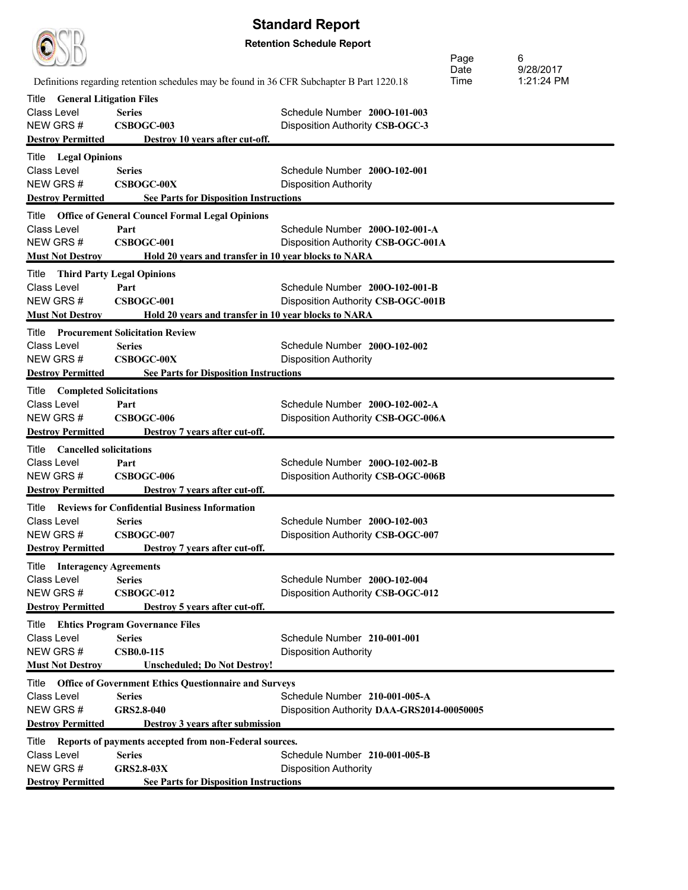# Standard Report

**Retention Schedule Report**

Definitions regarding retention schedules may be found in 36 CFR Subchapter B Part 1220.18

Date 9/28/2017
Time 1:21:24 PM

---

Title **General Litigation Files**
Class Level **Series** — Schedule Number **200O-101-003**
NEW GRS # **CSBOGC-003** — Disposition Authority **CSB-OGC-3**
**Destroy Permitted** — **Destroy 10 years after cut-off.**

---

Title **Legal Opinions**
Class Level **Series** — Schedule Number **200O-102-001**
NEW GRS # **CSBOGC-00X** — Disposition Authority
**Destroy Permitted** — **See Parts for Disposition Instructions**

---

Title **Office of General Councel Formal Legal Opinions**
Class Level **Part** — Schedule Number **200O-102-001-A**
NEW GRS # **CSBOGC-001** — Disposition Authority **CSB-OGC-001A**
**Must Not Destroy** — **Hold 20 years and transfer in 10 year blocks to NARA**

---

Title **Third Party Legal Opinions**
Class Level **Part** — Schedule Number **200O-102-001-B**
NEW GRS # **CSBOGC-001** — Disposition Authority **CSB-OGC-001B**
**Must Not Destroy** — **Hold 20 years and transfer in 10 year blocks to NARA**

---

Title **Procurement Solicitation Review**
Class Level **Series** — Schedule Number **200O-102-002**
NEW GRS # **CSBOGC-00X** — Disposition Authority
**Destroy Permitted** — **See Parts for Disposition Instructions**

---

Title **Completed Solicitations**
Class Level **Part** — Schedule Number **200O-102-002-A**
NEW GRS # **CSBOGC-006** — Disposition Authority **CSB-OGC-006A**
**Destroy Permitted** — **Destroy 7 years after cut-off.**

---

Title **Cancelled solicitations**
Class Level **Part** — Schedule Number **200O-102-002-B**
NEW GRS # **CSBOGC-006** — Disposition Authority **CSB-OGC-006B**
**Destroy Permitted** — **Destroy 7 years after cut-off.**

---

Title **Reviews for Confidential Business Information**
Class Level **Series** — Schedule Number **200O-102-003**
NEW GRS # **CSBOGC-007** — Disposition Authority **CSB-OGC-007**
**Destroy Permitted** — **Destroy 7 years after cut-off.**

---

Title **Interagency Agreements**
Class Level **Series** — Schedule Number **200O-102-004**
NEW GRS # **CSBOGC-012** — Disposition Authority **CSB-OGC-012**
**Destroy Permitted** — **Destroy 5 years after cut-off.**

---

Title **Ehtics Program Governance Files**
Class Level **Series** — Schedule Number **210-001-001**
NEW GRS # **CSB0.0-115** — Disposition Authority
**Must Not Destroy** — **Unscheduled; Do Not Destroy!**

---

Title **Office of Government Ethics Questionnaire and Surveys**
Class Level **Series** — Schedule Number **210-001-005-A**
NEW GRS # **GRS2.8-040** — Disposition Authority **DAA-GRS2014-00050005**
**Destroy Permitted** — **Destroy 3 years after submission**

---

Title **Reports of payments accepted from non-Federal sources.**
Class Level **Series** — Schedule Number **210-001-005-B**
NEW GRS # **GRS2.8-03X** — Disposition Authority
**Destroy Permitted** — **See Parts for Disposition Instructions**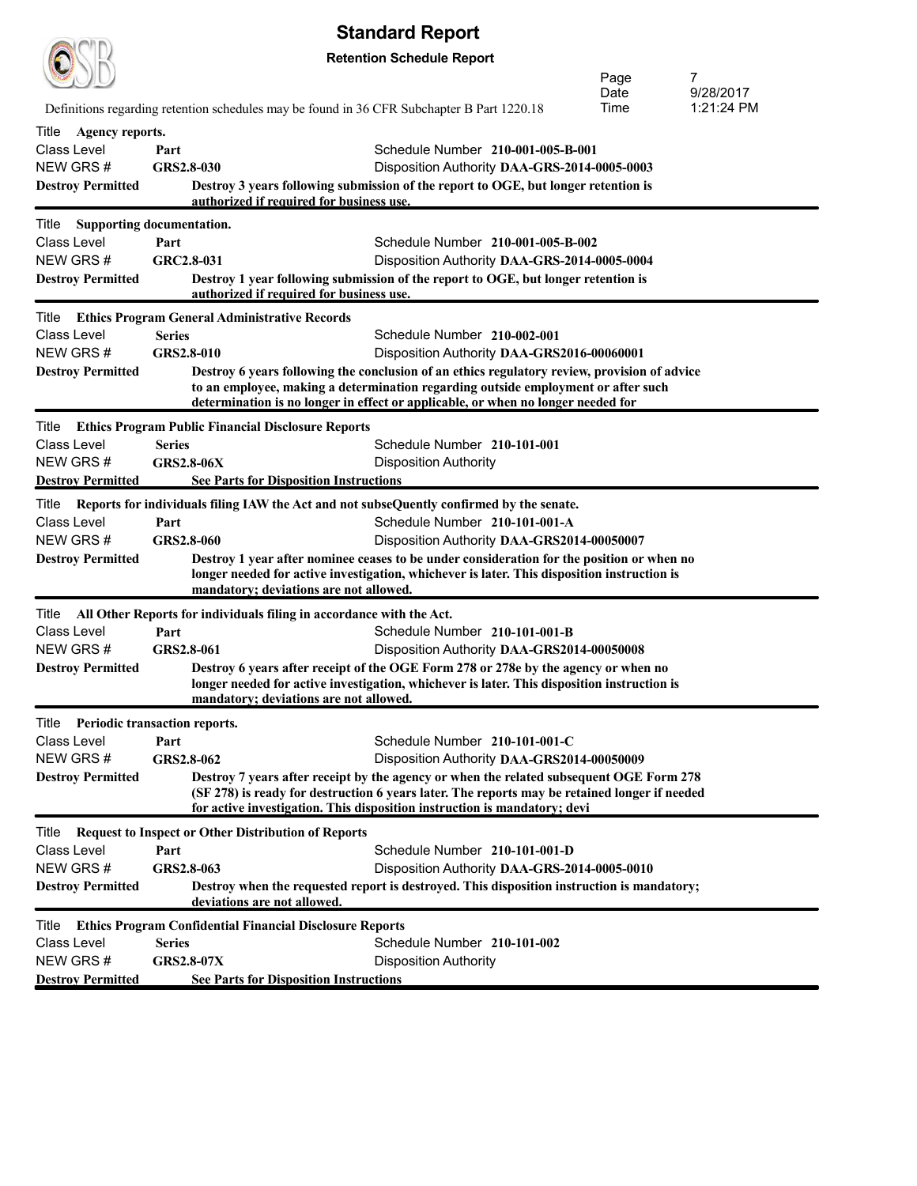# Standard Report

**Retention Schedule Report**

Definitions regarding retention schedules may be found in 36 CFR Subchapter B Part 1220.18

---

Title **Agency reports.**

Class Level **Part** — Schedule Number **210-001-005-B-001**

NEW GRS # **GRS2.8-030** — Disposition Authority **DAA-GRS-2014-0005-0003**

**Destroy Permitted** — **Destroy 3 years following submission of the report to OGE, but longer retention is authorized if required for business use.**

---

Title **Supporting documentation.**

Class Level **Part** — Schedule Number **210-001-005-B-002**

NEW GRS # **GRC2.8-031** — Disposition Authority **DAA-GRS-2014-0005-0004**

**Destroy Permitted** — **Destroy 1 year following submission of the report to OGE, but longer retention is authorized if required for business use.**

---

Title **Ethics Program General Administrative Records**

Class Level **Series** — Schedule Number **210-002-001**

NEW GRS # **GRS2.8-010** — Disposition Authority **DAA-GRS2016-00060001**

**Destroy Permitted** — **Destroy 6 years following the conclusion of an ethics regulatory review, provision of advice to an employee, making a determination regarding outside employment or after such determination is no longer in effect or applicable, or when no longer needed for**

---

Title **Ethics Program Public Financial Disclosure Reports**

Class Level **Series** — Schedule Number **210-101-001**

NEW GRS # **GRS2.8-06X** — Disposition Authority

**Destroy Permitted** — **See Parts for Disposition Instructions**

---

Title **Reports for individuals filing IAW the Act and not subseQuently confirmed by the senate.**

Class Level **Part** — Schedule Number **210-101-001-A**

NEW GRS # **GRS2.8-060** — Disposition Authority **DAA-GRS2014-00050007**

**Destroy Permitted** — **Destroy 1 year after nominee ceases to be under consideration for the position or when no longer needed for active investigation, whichever is later. This disposition instruction is mandatory; deviations are not allowed.**

---

Title **All Other Reports for individuals filing in accordance with the Act.**

Class Level **Part** — Schedule Number **210-101-001-B**

NEW GRS # **GRS2.8-061** — Disposition Authority **DAA-GRS2014-00050008**

**Destroy Permitted** — **Destroy 6 years after receipt of the OGE Form 278 or 278e by the agency or when no longer needed for active investigation, whichever is later. This disposition instruction is mandatory; deviations are not allowed.**

---

Title **Periodic transaction reports.**

Class Level **Part** — Schedule Number **210-101-001-C**

NEW GRS # **GRS2.8-062** — Disposition Authority **DAA-GRS2014-00050009**

**Destroy Permitted** — **Destroy 7 years after receipt by the agency or when the related subsequent OGE Form 278 (SF 278) is ready for destruction 6 years later. The reports may be retained longer if needed for active investigation. This disposition instruction is mandatory; devi**

---

Title **Request to Inspect or Other Distribution of Reports**

Class Level **Part** — Schedule Number **210-101-001-D**

NEW GRS # **GRS2.8-063** — Disposition Authority **DAA-GRS-2014-0005-0010**

**Destroy Permitted** — **Destroy when the requested report is destroyed. This disposition instruction is mandatory; deviations are not allowed.**

---

Title **Ethics Program Confidential Financial Disclosure Reports**

Class Level **Series** — Schedule Number **210-101-002**

NEW GRS # **GRS2.8-07X** — Disposition Authority

**Destroy Permitted** — **See Parts for Disposition Instructions**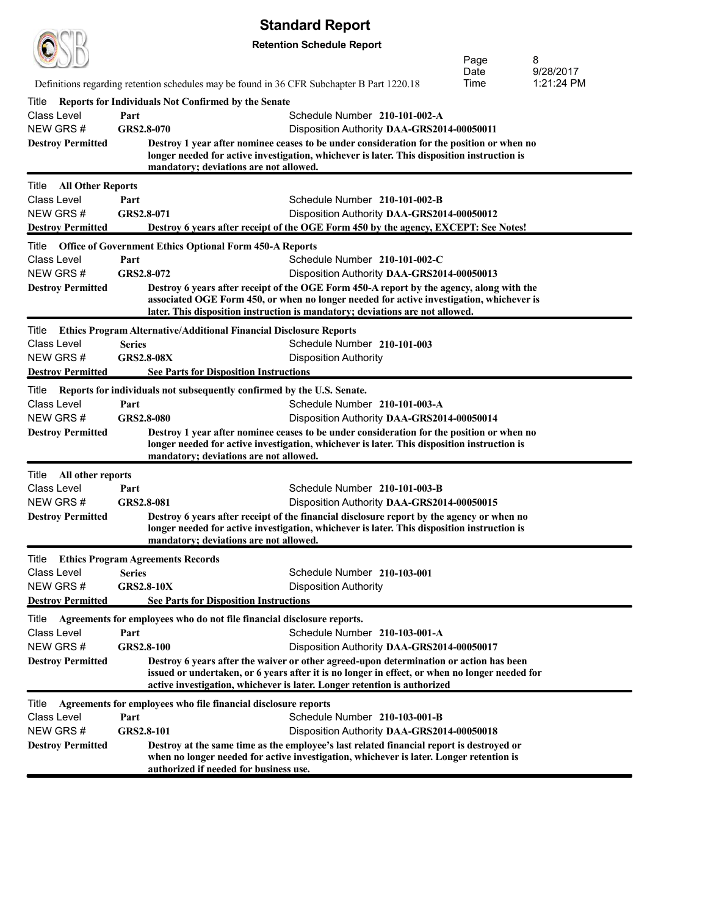# Standard Report

**Retention Schedule Report**

Definitions regarding retention schedules may be found in 36 CFR Subchapter B Part 1220.18

Page 8
Date 9/28/2017
Time 1:21:24 PM

---

Title **Reports for Individuals Not Confirmed by the Senate**

Class Level **Part** Schedule Number **210-101-002-A**
NEW GRS # **GRS2.8-070** Disposition Authority **DAA-GRS2014-00050011**
**Destroy Permitted** **Destroy 1 year after nominee ceases to be under consideration for the position or when no longer needed for active investigation, whichever is later. This disposition instruction is mandatory; deviations are not allowed.**

---

Title **All Other Reports**

Class Level **Part** Schedule Number **210-101-002-B**
NEW GRS # **GRS2.8-071** Disposition Authority **DAA-GRS2014-00050012**
**Destroy Permitted** **Destroy 6 years after receipt of the OGE Form 450 by the agency, EXCEPT: See Notes!**

---

Title **Office of Government Ethics Optional Form 450-A Reports**

Class Level **Part** Schedule Number **210-101-002-C**
NEW GRS # **GRS2.8-072** Disposition Authority **DAA-GRS2014-00050013**
**Destroy Permitted** **Destroy 6 years after receipt of the OGE Form 450-A report by the agency, along with the associated OGE Form 450, or when no longer needed for active investigation, whichever is later. This disposition instruction is mandatory; deviations are not allowed.**

---

Title **Ethics Program Alternative/Additional Financial Disclosure Reports**

Class Level **Series** Schedule Number **210-101-003**
NEW GRS # **GRS2.8-08X** Disposition Authority
**Destroy Permitted** **See Parts for Disposition Instructions**

---

Title **Reports for individuals not subsequently confirmed by the U.S. Senate.**

Class Level **Part** Schedule Number **210-101-003-A**
NEW GRS # **GRS2.8-080** Disposition Authority **DAA-GRS2014-00050014**
**Destroy Permitted** **Destroy 1 year after nominee ceases to be under consideration for the position or when no longer needed for active investigation, whichever is later. This disposition instruction is mandatory; deviations are not allowed.**

---

Title **All other reports**

Class Level **Part** Schedule Number **210-101-003-B**
NEW GRS # **GRS2.8-081** Disposition Authority **DAA-GRS2014-00050015**
**Destroy Permitted** **Destroy 6 years after receipt of the financial disclosure report by the agency or when no longer needed for active investigation, whichever is later. This disposition instruction is mandatory; deviations are not allowed.**

---

Title **Ethics Program Agreements Records**

Class Level **Series** Schedule Number **210-103-001**
NEW GRS # **GRS2.8-10X** Disposition Authority
**Destroy Permitted** **See Parts for Disposition Instructions**

---

Title **Agreements for employees who do not file financial disclosure reports.**

Class Level **Part** Schedule Number **210-103-001-A**
NEW GRS # **GRS2.8-100** Disposition Authority **DAA-GRS2014-00050017**
**Destroy Permitted** **Destroy 6 years after the waiver or other agreed-upon determination or action has been issued or undertaken, or 6 years after it is no longer in effect, or when no longer needed for active investigation, whichever is later. Longer retention is authorized**

---

Title **Agreements for employees who file financial disclosure reports**

Class Level **Part** Schedule Number **210-103-001-B**
NEW GRS # **GRS2.8-101** Disposition Authority **DAA-GRS2014-00050018**
**Destroy Permitted** **Destroy at the same time as the employee's last related financial report is destroyed or when no longer needed for active investigation, whichever is later. Longer retention is authorized if needed for business use.**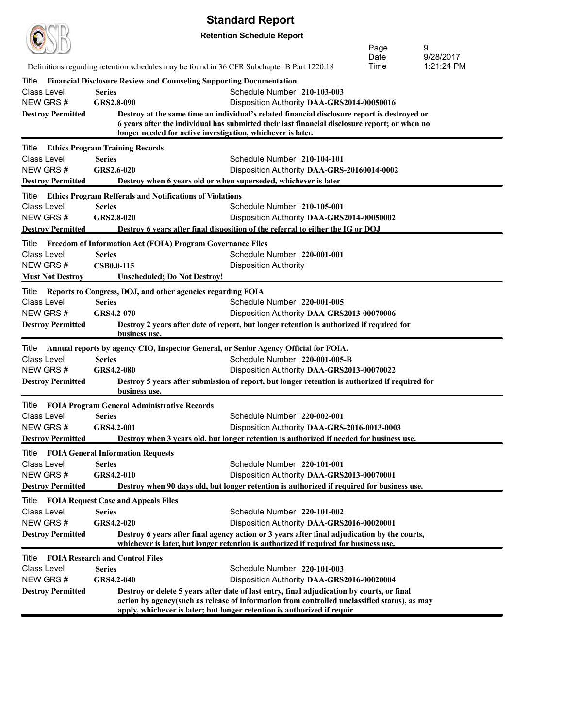# Standard Report

**Retention Schedule Report**

Definitions regarding retention schedules may be found in 36 CFR Subchapter B Part 1220.18

---

Title **Financial Disclosure Review and Counseling Supporting Documentation**
Class Level **Series** | Schedule Number **210-103-003**
NEW GRS # **GRS2.8-090** | Disposition Authority **DAA-GRS2014-00050016**
**Destroy Permitted** **Destroy at the same time an individual's related financial disclosure report is destroyed or 6 years after the individual has submitted their last financial disclosure report; or when no longer needed for active investigation, whichever is later.**

---

Title **Ethics Program Training Records**
Class Level **Series** | Schedule Number **210-104-101**
NEW GRS # **GRS2.6-020** | Disposition Authority **DAA-GRS-20160014-0002**
**Destroy Permitted** **Destroy when 6 years old or when superseded, whichever is later**

---

Title **Ethics Program Refferals and Notifications of Violations**
Class Level **Series** | Schedule Number **210-105-001**
NEW GRS # **GRS2.8-020** | Disposition Authority **DAA-GRS2014-00050002**
**Destroy Permitted** **Destroy 6 years after final disposition of the referral to either the IG or DOJ**

---

Title **Freedom of Information Act (FOIA) Program Governance Files**
Class Level **Series** | Schedule Number **220-001-001**
NEW GRS # **CSB0.0-115** | Disposition Authority
**Must Not Destroy** **Unscheduled; Do Not Destroy!**

---

Title **Reports to Congress, DOJ, and other agencies regarding FOIA**
Class Level **Series** | Schedule Number **220-001-005**
NEW GRS # **GRS4.2-070** | Disposition Authority **DAA-GRS2013-00070006**
**Destroy Permitted** **Destroy 2 years after date of report, but longer retention is authorized if required for business use.**

---

Title **Annual reports by agency CIO, Inspector General, or Senior Agency Official for FOIA.**
Class Level **Series** | Schedule Number **220-001-005-B**
NEW GRS # **GRS4.2-080** | Disposition Authority **DAA-GRS2013-00070022**
**Destroy Permitted** **Destroy 5 years after submission of report, but longer retention is authorized if required for business use.**

---

Title **FOIA Program General Administrative Records**
Class Level **Series** | Schedule Number **220-002-001**
NEW GRS # **GRS4.2-001** | Disposition Authority **DAA-GRS-2016-0013-0003**
**Destroy Permitted** **Destroy when 3 years old, but longer retention is authorized if needed for business use.**

---

Title **FOIA General Information Requests**
Class Level **Series** | Schedule Number **220-101-001**
NEW GRS # **GRS4.2-010** | Disposition Authority **DAA-GRS2013-00070001**
**Destroy Permitted** **Destroy when 90 days old, but longer retention is authorized if required for business use.**

---

Title **FOIA Request Case and Appeals Files**
Class Level **Series** | Schedule Number **220-101-002**
NEW GRS # **GRS4.2-020** | Disposition Authority **DAA-GRS2016-00020001**
**Destroy Permitted** **Destroy 6 years after final agency action or 3 years after final adjudication by the courts, whichever is later, but longer retention is authorized if required for business use.**

---

Title **FOIA Research and Control Files**
Class Level **Series** | Schedule Number **220-101-003**
NEW GRS # **GRS4.2-040** | Disposition Authority **DAA-GRS2016-00020004**
**Destroy Permitted** **Destroy or delete 5 years after date of last entry, final adjudication by courts, or final action by agency(such as release of information from controlled unclassified status), as may apply, whichever is later; but longer retention is authorized if requir**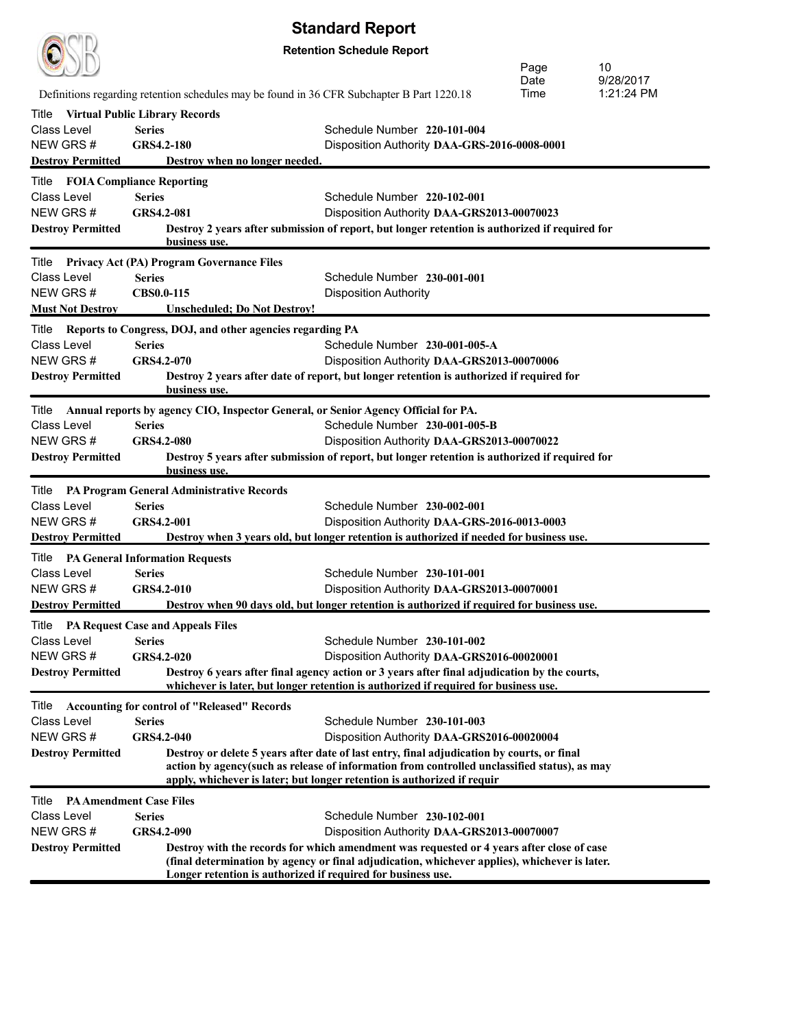# Standard Report

**Retention Schedule Report**

Definitions regarding retention schedules may be found in 36 CFR Subchapter B Part 1220.18

Page 10
Date 9/28/2017
Time 1:21:24 PM

---

Title **Virtual Public Library Records**

Class Level **Series** — Schedule Number **220-101-004**

NEW GRS # **GRS4.2-180** — Disposition Authority **DAA-GRS-2016-0008-0001**

**Destroy Permitted** — **Destroy when no longer needed.**

---

Title **FOIA Compliance Reporting**

Class Level **Series** — Schedule Number **220-102-001**

NEW GRS # **GRS4.2-081** — Disposition Authority **DAA-GRS2013-00070023**

**Destroy Permitted** — **Destroy 2 years after submission of report, but longer retention is authorized if required for business use.**

---

Title **Privacy Act (PA) Program Governance Files**

Class Level **Series** — Schedule Number **230-001-001**

NEW GRS # **CBS0.0-115** — Disposition Authority

**Must Not Destroy** — **Unscheduled; Do Not Destroy!**

---

Title **Reports to Congress, DOJ, and other agencies regarding PA**

Class Level **Series** — Schedule Number **230-001-005-A**

NEW GRS # **GRS4.2-070** — Disposition Authority **DAA-GRS2013-00070006**

**Destroy Permitted** — **Destroy 2 years after date of report, but longer retention is authorized if required for business use.**

---

Title **Annual reports by agency CIO, Inspector General, or Senior Agency Official for PA.**

Class Level **Series** — Schedule Number **230-001-005-B**

NEW GRS # **GRS4.2-080** — Disposition Authority **DAA-GRS2013-00070022**

**Destroy Permitted** — **Destroy 5 years after submission of report, but longer retention is authorized if required for business use.**

---

Title **PA Program General Administrative Records**

Class Level **Series** — Schedule Number **230-002-001**

NEW GRS # **GRS4.2-001** — Disposition Authority **DAA-GRS-2016-0013-0003**

**Destroy Permitted** — **Destroy when 3 years old, but longer retention is authorized if needed for business use.**

---

Title **PA General Information Requests**

Class Level **Series** — Schedule Number **230-101-001**

NEW GRS # **GRS4.2-010** — Disposition Authority **DAA-GRS2013-00070001**

**Destroy Permitted** — **Destroy when 90 days old, but longer retention is authorized if required for business use.**

---

Title **PA Request Case and Appeals Files**

Class Level **Series** — Schedule Number **230-101-002**

NEW GRS # **GRS4.2-020** — Disposition Authority **DAA-GRS2016-00020001**

**Destroy Permitted** — **Destroy 6 years after final agency action or 3 years after final adjudication by the courts, whichever is later, but longer retention is authorized if required for business use.**

---

Title **Accounting for control of "Released" Records**

Class Level **Series** — Schedule Number **230-101-003**

NEW GRS # **GRS4.2-040** — Disposition Authority **DAA-GRS2016-00020004**

**Destroy Permitted** — **Destroy or delete 5 years after date of last entry, final adjudication by courts, or final action by agency(such as release of information from controlled unclassified status), as may apply, whichever is later; but longer retention is authorized if requir**

---

Title **PA Amendment Case Files**

Class Level **Series** — Schedule Number **230-102-001**

NEW GRS # **GRS4.2-090** — Disposition Authority **DAA-GRS2013-00070007**

**Destroy Permitted** — **Destroy with the records for which amendment was requested or 4 years after close of case (final determination by agency or final adjudication, whichever applies), whichever is later. Longer retention is authorized if required for business use.**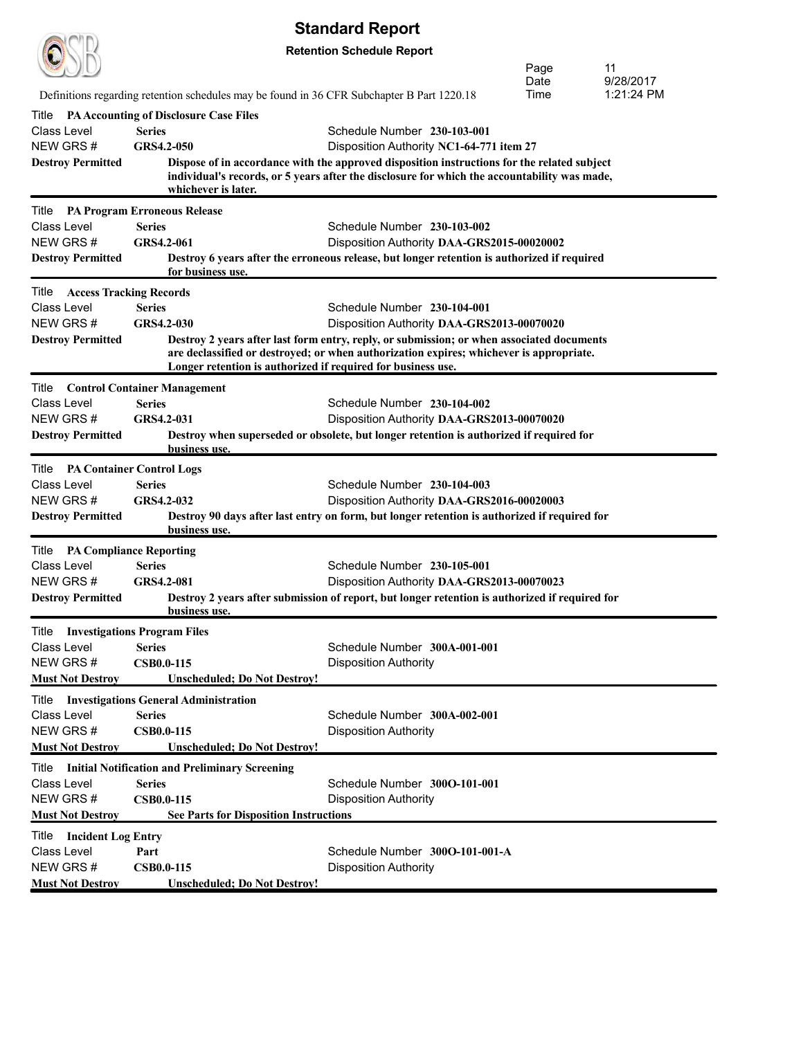# Standard Report

**Retention Schedule Report**

Definitions regarding retention schedules may be found in 36 CFR Subchapter B Part 1220.18

---

Title **PA Accounting of Disclosure Case Files**

Class Level **Series** Schedule Number **230-103-001**

NEW GRS # **GRS4.2-050** Disposition Authority **NC1-64-771 item 27**

**Destroy Permitted** **Dispose of in accordance with the approved disposition instructions for the related subject individual's records, or 5 years after the disclosure for which the accountability was made, whichever is later.**

---

Title **PA Program Erroneous Release**

Class Level **Series** Schedule Number **230-103-002**

NEW GRS # **GRS4.2-061** Disposition Authority **DAA-GRS2015-00020002**

**Destroy Permitted** **Destroy 6 years after the erroneous release, but longer retention is authorized if required for business use.**

---

Title **Access Tracking Records**

Class Level **Series** Schedule Number **230-104-001**

NEW GRS # **GRS4.2-030** Disposition Authority **DAA-GRS2013-00070020**

**Destroy Permitted** **Destroy 2 years after last form entry, reply, or submission; or when associated documents are declassified or destroyed; or when authorization expires; whichever is appropriate. Longer retention is authorized if required for business use.**

---

Title **Control Container Management**

Class Level **Series** Schedule Number **230-104-002**

NEW GRS # **GRS4.2-031** Disposition Authority **DAA-GRS2013-00070020**

**Destroy Permitted** **Destroy when superseded or obsolete, but longer retention is authorized if required for business use.**

---

Title **PA Container Control Logs**

Class Level **Series** Schedule Number **230-104-003**

NEW GRS # **GRS4.2-032** Disposition Authority **DAA-GRS2016-00020003**

**Destroy Permitted** **Destroy 90 days after last entry on form, but longer retention is authorized if required for business use.**

---

Title **PA Compliance Reporting**

Class Level **Series** Schedule Number **230-105-001**

NEW GRS # **GRS4.2-081** Disposition Authority **DAA-GRS2013-00070023**

**Destroy Permitted** **Destroy 2 years after submission of report, but longer retention is authorized if required for business use.**

---

Title **Investigations Program Files**

Class Level **Series** Schedule Number **300A-001-001**

NEW GRS # **CSB0.0-115** Disposition Authority

**Must Not Destroy** **Unscheduled; Do Not Destroy!**

---

Title **Investigations General Administration**

Class Level **Series** Schedule Number **300A-002-001**

NEW GRS # **CSB0.0-115** Disposition Authority

**Must Not Destroy** **Unscheduled; Do Not Destroy!**

---

Title **Initial Notification and Preliminary Screening**

Class Level **Series** Schedule Number **300O-101-001**

NEW GRS # **CSB0.0-115** Disposition Authority

**Must Not Destroy** **See Parts for Disposition Instructions**

---

Title **Incident Log Entry**

Class Level **Part** Schedule Number **300O-101-001-A**

NEW GRS # **CSB0.0-115** Disposition Authority

**Must Not Destroy** **Unscheduled; Do Not Destroy!**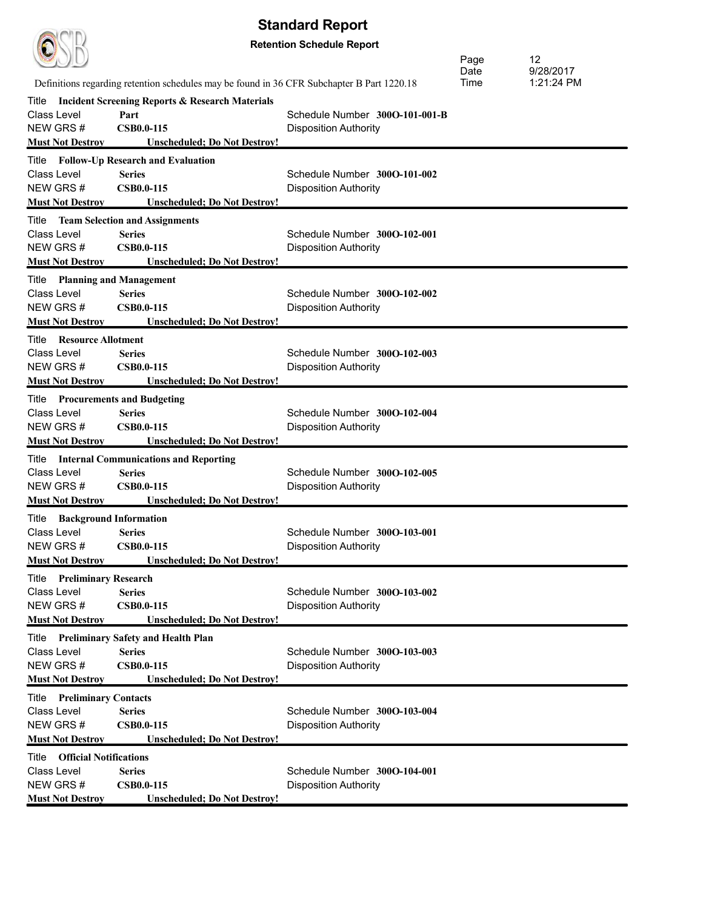# Standard Report

**Retention Schedule Report**

Definitions regarding retention schedules may be found in 36 CFR Subchapter B Part 1220.18

Page 12
Date 9/28/2017
Time 1:21:24 PM

Title **Incident Screening Reports & Research Materials**
Class Level **Part** | Schedule Number **300O-101-001-B**
NEW GRS # **CSB0.0-115** | Disposition Authority
**Must Not Destroy** **Unscheduled; Do Not Destroy!**

---

Title **Follow-Up Research and Evaluation**
Class Level **Series** | Schedule Number **300O-101-002**
NEW GRS # **CSB0.0-115** | Disposition Authority
**Must Not Destroy** **Unscheduled; Do Not Destroy!**

---

Title **Team Selection and Assignments**
Class Level **Series** | Schedule Number **300O-102-001**
NEW GRS # **CSB0.0-115** | Disposition Authority
**Must Not Destroy** **Unscheduled; Do Not Destroy!**

---

Title **Planning and Management**
Class Level **Series** | Schedule Number **300O-102-002**
NEW GRS # **CSB0.0-115** | Disposition Authority
**Must Not Destroy** **Unscheduled; Do Not Destroy!**

---

Title **Resource Allotment**
Class Level **Series** | Schedule Number **300O-102-003**
NEW GRS # **CSB0.0-115** | Disposition Authority
**Must Not Destroy** **Unscheduled; Do Not Destroy!**

---

Title **Procurements and Budgeting**
Class Level **Series** | Schedule Number **300O-102-004**
NEW GRS # **CSB0.0-115** | Disposition Authority
**Must Not Destroy** **Unscheduled; Do Not Destroy!**

---

Title **Internal Communications and Reporting**
Class Level **Series** | Schedule Number **300O-102-005**
NEW GRS # **CSB0.0-115** | Disposition Authority
**Must Not Destroy** **Unscheduled; Do Not Destroy!**

---

Title **Background Information**
Class Level **Series** | Schedule Number **300O-103-001**
NEW GRS # **CSB0.0-115** | Disposition Authority
**Must Not Destroy** **Unscheduled; Do Not Destroy!**

---

Title **Preliminary Research**
Class Level **Series** | Schedule Number **300O-103-002**
NEW GRS # **CSB0.0-115** | Disposition Authority
**Must Not Destroy** **Unscheduled; Do Not Destroy!**

---

Title **Preliminary Safety and Health Plan**
Class Level **Series** | Schedule Number **300O-103-003**
NEW GRS # **CSB0.0-115** | Disposition Authority
**Must Not Destroy** **Unscheduled; Do Not Destroy!**

---

Title **Preliminary Contacts**
Class Level **Series** | Schedule Number **300O-103-004**
NEW GRS # **CSB0.0-115** | Disposition Authority
**Must Not Destroy** **Unscheduled; Do Not Destroy!**

---

Title **Official Notifications**
Class Level **Series** | Schedule Number **300O-104-001**
NEW GRS # **CSB0.0-115** | Disposition Authority
**Must Not Destroy** **Unscheduled; Do Not Destroy!**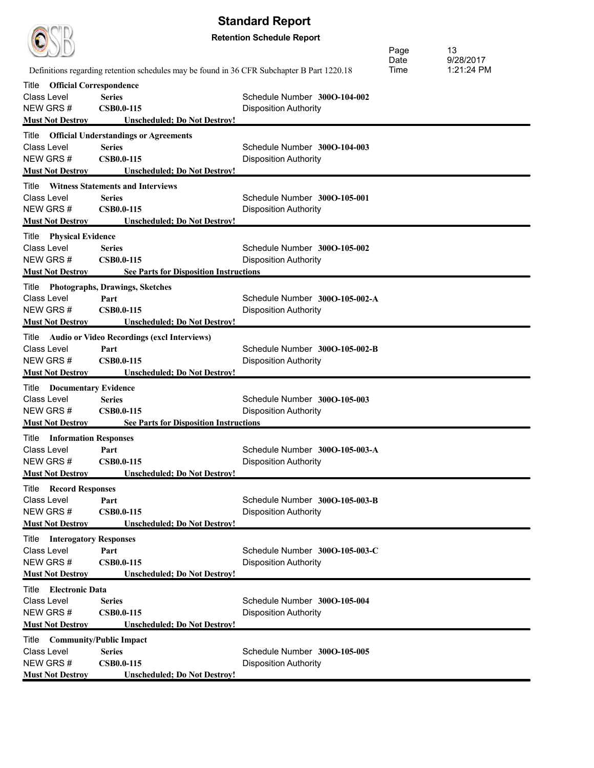# Standard Report

**Retention Schedule Report**

Definitions regarding retention schedules may be found in 36 CFR Subchapter B Part 1220.18

Title **Official Correspondence**
Class Level **Series** Schedule Number **300O-104-002**
NEW GRS # **CSB0.0-115** Disposition Authority
**Must Not Destroy** **Unscheduled; Do Not Destroy!**

---

Title **Official Understandings or Agreements**
Class Level **Series** Schedule Number **300O-104-003**
NEW GRS # **CSB0.0-115** Disposition Authority
**Must Not Destroy** **Unscheduled; Do Not Destroy!**

---

Title **Witness Statements and Interviews**
Class Level **Series** Schedule Number **300O-105-001**
NEW GRS # **CSB0.0-115** Disposition Authority
**Must Not Destroy** **Unscheduled; Do Not Destroy!**

---

Title **Physical Evidence**
Class Level **Series** Schedule Number **300O-105-002**
NEW GRS # **CSB0.0-115** Disposition Authority
**Must Not Destroy** **See Parts for Disposition Instructions**

---

Title **Photographs, Drawings, Sketches**
Class Level **Part** Schedule Number **300O-105-002-A**
NEW GRS # **CSB0.0-115** Disposition Authority
**Must Not Destroy** **Unscheduled; Do Not Destroy!**

---

Title **Audio or Video Recordings (excl Interviews)**
Class Level **Part** Schedule Number **300O-105-002-B**
NEW GRS # **CSB0.0-115** Disposition Authority
**Must Not Destroy** **Unscheduled; Do Not Destroy!**

---

Title **Documentary Evidence**
Class Level **Series** Schedule Number **300O-105-003**
NEW GRS # **CSB0.0-115** Disposition Authority
**Must Not Destroy** **See Parts for Disposition Instructions**

---

Title **Information Responses**
Class Level **Part** Schedule Number **300O-105-003-A**
NEW GRS # **CSB0.0-115** Disposition Authority
**Must Not Destroy** **Unscheduled; Do Not Destroy!**

---

Title **Record Responses**
Class Level **Part** Schedule Number **300O-105-003-B**
NEW GRS # **CSB0.0-115** Disposition Authority
**Must Not Destroy** **Unscheduled; Do Not Destroy!**

---

Title **Interogatory Responses**
Class Level **Part** Schedule Number **300O-105-003-C**
NEW GRS # **CSB0.0-115** Disposition Authority
**Must Not Destroy** **Unscheduled; Do Not Destroy!**

---

Title **Electronic Data**
Class Level **Series** Schedule Number **300O-105-004**
NEW GRS # **CSB0.0-115** Disposition Authority
**Must Not Destroy** **Unscheduled; Do Not Destroy!**

---

Title **Community/Public Impact**
Class Level **Series** Schedule Number **300O-105-005**
NEW GRS # **CSB0.0-115** Disposition Authority
**Must Not Destroy** **Unscheduled; Do Not Destroy!**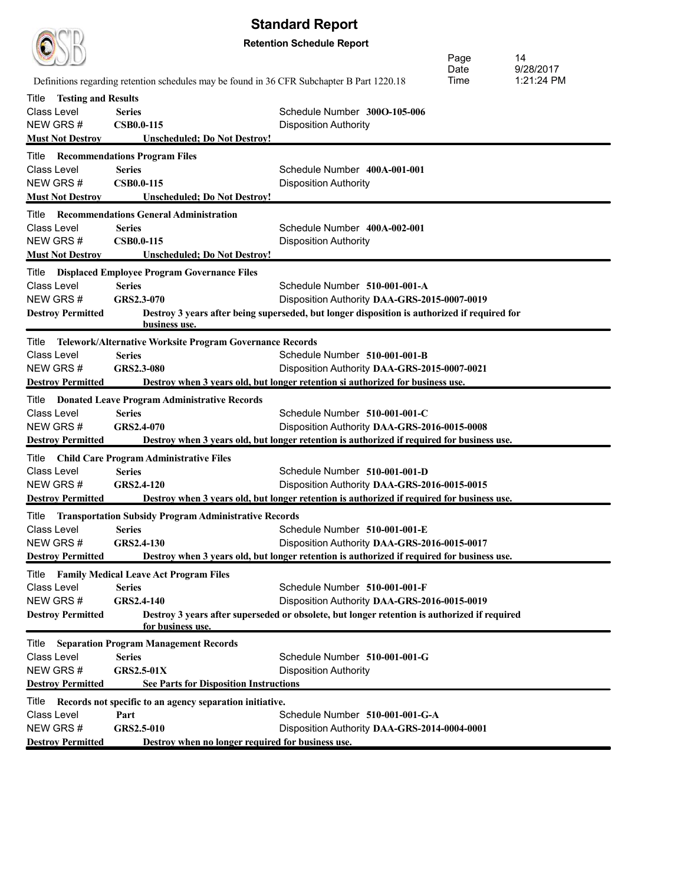# Standard Report

**Retention Schedule Report**

Definitions regarding retention schedules may be found in 36 CFR Subchapter B Part 1220.18

Title **Testing and Results**
Class Level **Series** — Schedule Number **300O-105-006**
NEW GRS # **CSB0.0-115** — Disposition Authority
**Must Not Destroy** — **Unscheduled; Do Not Destroy!**

---

Title **Recommendations Program Files**
Class Level **Series** — Schedule Number **400A-001-001**
NEW GRS # **CSB0.0-115** — Disposition Authority
**Must Not Destroy** — **Unscheduled; Do Not Destroy!**

---

Title **Recommendations General Administration**
Class Level **Series** — Schedule Number **400A-002-001**
NEW GRS # **CSB0.0-115** — Disposition Authority
**Must Not Destroy** — **Unscheduled; Do Not Destroy!**

---

Title **Displaced Employee Program Governance Files**
Class Level **Series** — Schedule Number **510-001-001-A**
NEW GRS # **GRS2.3-070** — Disposition Authority **DAA-GRS-2015-0007-0019**
**Destroy Permitted** — **Destroy 3 years after being superseded, but longer disposition is authorized if required for business use.**

---

Title **Telework/Alternative Worksite Program Governance Records**
Class Level **Series** — Schedule Number **510-001-001-B**
NEW GRS # **GRS2.3-080** — Disposition Authority **DAA-GRS-2015-0007-0021**
**Destroy Permitted** — **Destroy when 3 years old, but longer retention si authorized for business use.**

---

Title **Donated Leave Program Administrative Records**
Class Level **Series** — Schedule Number **510-001-001-C**
NEW GRS # **GRS2.4-070** — Disposition Authority **DAA-GRS-2016-0015-0008**
**Destroy Permitted** — **Destroy when 3 years old, but longer retention is authorized if required for business use.**

---

Title **Child Care Program Administrative Files**
Class Level **Series** — Schedule Number **510-001-001-D**
NEW GRS # **GRS2.4-120** — Disposition Authority **DAA-GRS-2016-0015-0015**
**Destroy Permitted** — **Destroy when 3 years old, but longer retention is authorized if required for business use.**

---

Title **Transportation Subsidy Program Administrative Records**
Class Level **Series** — Schedule Number **510-001-001-E**
NEW GRS # **GRS2.4-130** — Disposition Authority **DAA-GRS-2016-0015-0017**
**Destroy Permitted** — **Destroy when 3 years old, but longer retention is authorized if required for business use.**

---

Title **Family Medical Leave Act Program Files**
Class Level **Series** — Schedule Number **510-001-001-F**
NEW GRS # **GRS2.4-140** — Disposition Authority **DAA-GRS-2016-0015-0019**
**Destroy Permitted** — **Destroy 3 years after superseded or obsolete, but longer retention is authorized if required for business use.**

---

Title **Separation Program Management Records**
Class Level **Series** — Schedule Number **510-001-001-G**
NEW GRS # **GRS2.5-01X** — Disposition Authority
**Destroy Permitted** — **See Parts for Disposition Instructions**

---

Title **Records not specific to an agency separation initiative.**
Class Level **Part** — Schedule Number **510-001-001-G-A**
NEW GRS # **GRS2.5-010** — Disposition Authority **DAA-GRS-2014-0004-0001**
**Destroy Permitted** — **Destroy when no longer required for business use.**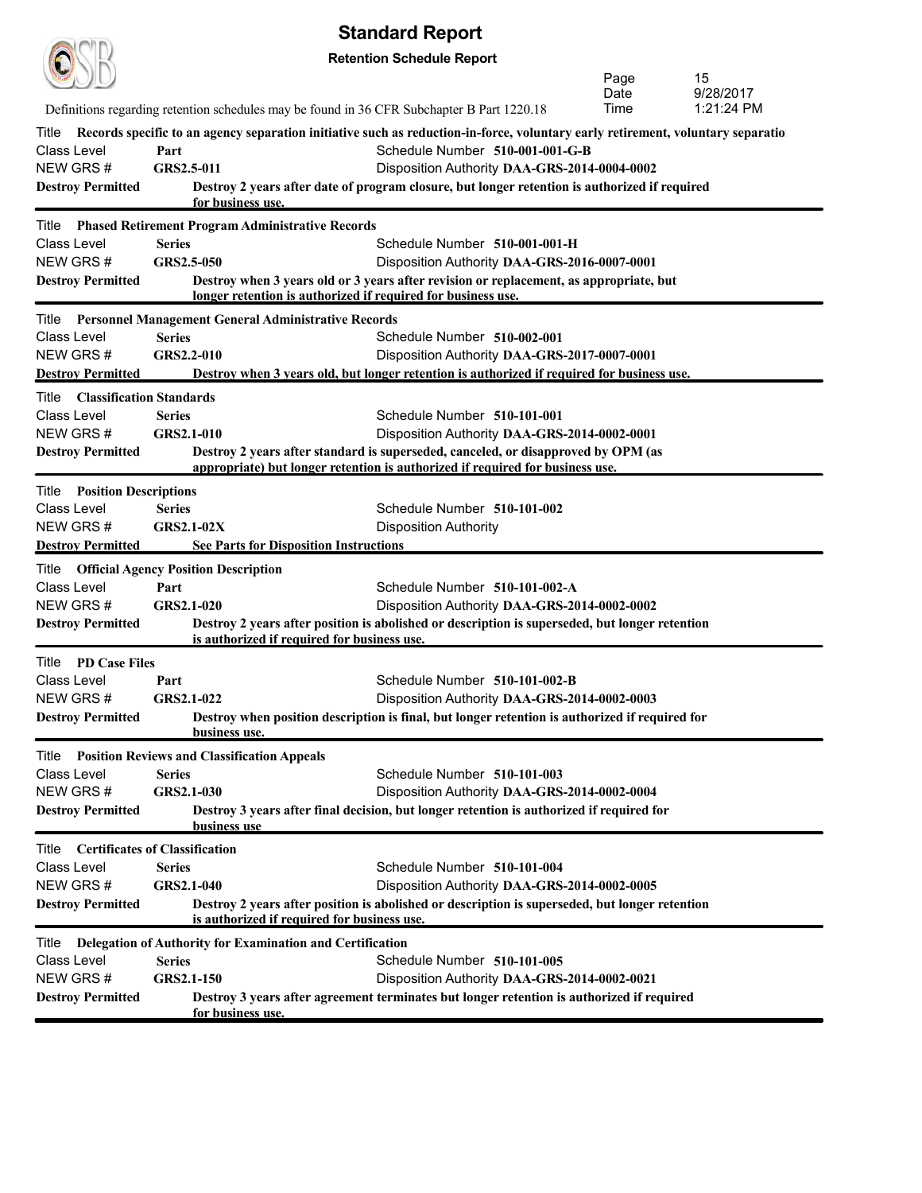# Standard Report

**Retention Schedule Report**

Definitions regarding retention schedules may be found in 36 CFR Subchapter B Part 1220.18

Page 15
Date 9/28/2017
Time 1:21:24 PM

---

Title **Records specific to an agency separation initiative such as reduction-in-force, voluntary early retirement, voluntary separatio**

Class Level **Part** — Schedule Number **510-001-001-G-B**
NEW GRS # **GRS2.5-011** — Disposition Authority **DAA-GRS-2014-0004-0002**
**Destroy Permitted** — **Destroy 2 years after date of program closure, but longer retention is authorized if required for business use.**

---

Title **Phased Retirement Program Administrative Records**

Class Level **Series** — Schedule Number **510-001-001-H**
NEW GRS # **GRS2.5-050** — Disposition Authority **DAA-GRS-2016-0007-0001**
**Destroy Permitted** — **Destroy when 3 years old or 3 years after revision or replacement, as appropriate, but longer retention is authorized if required for business use.**

---

Title **Personnel Management General Administrative Records**

Class Level **Series** — Schedule Number **510-002-001**
NEW GRS # **GRS2.2-010** — Disposition Authority **DAA-GRS-2017-0007-0001**
**Destroy Permitted** — **Destroy when 3 years old, but longer retention is authorized if required for business use.**

---

Title **Classification Standards**

Class Level **Series** — Schedule Number **510-101-001**
NEW GRS # **GRS2.1-010** — Disposition Authority **DAA-GRS-2014-0002-0001**
**Destroy Permitted** — **Destroy 2 years after standard is superseded, canceled, or disapproved by OPM (as appropriate) but longer retention is authorized if required for business use.**

---

Title **Position Descriptions**

Class Level **Series** — Schedule Number **510-101-002**
NEW GRS # **GRS2.1-02X** — Disposition Authority
**Destroy Permitted** — **See Parts for Disposition Instructions**

---

Title **Official Agency Position Description**

Class Level **Part** — Schedule Number **510-101-002-A**
NEW GRS # **GRS2.1-020** — Disposition Authority **DAA-GRS-2014-0002-0002**
**Destroy Permitted** — **Destroy 2 years after position is abolished or description is superseded, but longer retention is authorized if required for business use.**

---

Title **PD Case Files**

Class Level **Part** — Schedule Number **510-101-002-B**
NEW GRS # **GRS2.1-022** — Disposition Authority **DAA-GRS-2014-0002-0003**
**Destroy Permitted** — **Destroy when position description is final, but longer retention is authorized if required for business use.**

---

Title **Position Reviews and Classification Appeals**

Class Level **Series** — Schedule Number **510-101-003**
NEW GRS # **GRS2.1-030** — Disposition Authority **DAA-GRS-2014-0002-0004**
**Destroy Permitted** — **Destroy 3 years after final decision, but longer retention is authorized if required for business use**

---

Title **Certificates of Classification**

Class Level **Series** — Schedule Number **510-101-004**
NEW GRS # **GRS2.1-040** — Disposition Authority **DAA-GRS-2014-0002-0005**
**Destroy Permitted** — **Destroy 2 years after position is abolished or description is superseded, but longer retention is authorized if required for business use.**

---

Title **Delegation of Authority for Examination and Certification**

Class Level **Series** — Schedule Number **510-101-005**
NEW GRS # **GRS2.1-150** — Disposition Authority **DAA-GRS-2014-0002-0021**
**Destroy Permitted** — **Destroy 3 years after agreement terminates but longer retention is authorized if required for business use.**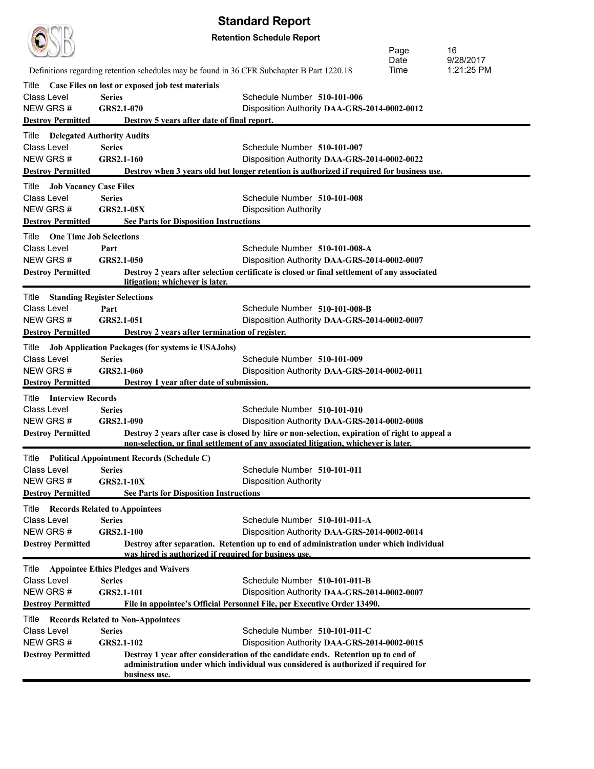# Standard Report

**Retention Schedule Report**

Definitions regarding retention schedules may be found in 36 CFR Subchapter B Part 1220.18

Title **Case Files on lost or exposed job test materials**
Class Level **Series** — Schedule Number **510-101-006**
NEW GRS # **GRS2.1-070** — Disposition Authority **DAA-GRS-2014-0002-0012**
**Destroy Permitted** — **Destroy 5 years after date of final report.**

---

Title **Delegated Authority Audits**
Class Level **Series** — Schedule Number **510-101-007**
NEW GRS # **GRS2.1-160** — Disposition Authority **DAA-GRS-2014-0002-0022**
**Destroy Permitted** — **Destroy when 3 years old but longer retention is authorized if required for business use.**

---

Title **Job Vacancy Case Files**
Class Level **Series** — Schedule Number **510-101-008**
NEW GRS # **GRS2.1-05X** — Disposition Authority
**Destroy Permitted** — **See Parts for Disposition Instructions**

---

Title **One Time Job Selections**
Class Level **Part** — Schedule Number **510-101-008-A**
NEW GRS # **GRS2.1-050** — Disposition Authority **DAA-GRS-2014-0002-0007**
**Destroy Permitted** — **Destroy 2 years after selection certificate is closed or final settlement of any associated litigation; whichever is later.**

---

Title **Standing Register Selections**
Class Level **Part** — Schedule Number **510-101-008-B**
NEW GRS # **GRS2.1-051** — Disposition Authority **DAA-GRS-2014-0002-0007**
**Destroy Permitted** — **Destroy 2 years after termination of register.**

---

Title **Job Application Packages (for systems ie USAJobs)**
Class Level **Series** — Schedule Number **510-101-009**
NEW GRS # **GRS2.1-060** — Disposition Authority **DAA-GRS-2014-0002-0011**
**Destroy Permitted** — **Destroy 1 year after date of submission.**

---

Title **Interview Records**
Class Level **Series** — Schedule Number **510-101-010**
NEW GRS # **GRS2.1-090** — Disposition Authority **DAA-GRS-2014-0002-0008**
**Destroy Permitted** — **Destroy 2 years after case is closed by hire or non-selection, expiration of right to appeal a non-selection, or final settlement of any associated litigation, whichever is later.**

---

Title **Political Appointment Records (Schedule C)**
Class Level **Series** — Schedule Number **510-101-011**
NEW GRS # **GRS2.1-10X** — Disposition Authority
**Destroy Permitted** — **See Parts for Disposition Instructions**

---

Title **Records Related to Appointees**
Class Level **Series** — Schedule Number **510-101-011-A**
NEW GRS # **GRS2.1-100** — Disposition Authority **DAA-GRS-2014-0002-0014**
**Destroy Permitted** — **Destroy after separation. Retention up to end of administration under which individual was hired is authorized if required for business use.**

---

Title **Appointee Ethics Pledges and Waivers**
Class Level **Series** — Schedule Number **510-101-011-B**
NEW GRS # **GRS2.1-101** — Disposition Authority **DAA-GRS-2014-0002-0007**
**Destroy Permitted** — **File in appointee's Official Personnel File, per Executive Order 13490.**

---

Title **Records Related to Non-Appointees**
Class Level **Series** — Schedule Number **510-101-011-C**
NEW GRS # **GRS2.1-102** — Disposition Authority **DAA-GRS-2014-0002-0015**
**Destroy Permitted** — **Destroy 1 year after consideration of the candidate ends. Retention up to end of administration under which individual was considered is authorized if required for business use.**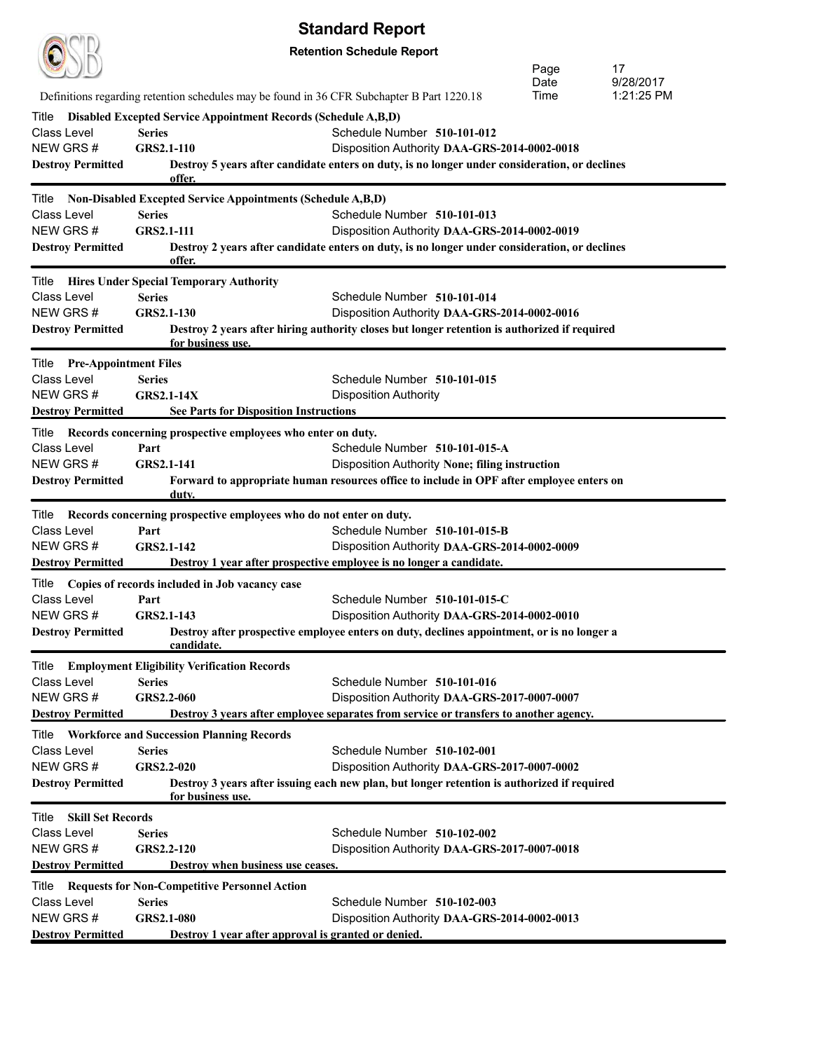# Standard Report

**Retention Schedule Report**

Definitions regarding retention schedules may be found in 36 CFR Subchapter B Part 1220.18

---

Title **Disabled Excepted Service Appointment Records (Schedule A,B,D)**
Class Level **Series** — Schedule Number **510-101-012**
NEW GRS # **GRS2.1-110** — Disposition Authority **DAA-GRS-2014-0002-0018**
**Destroy Permitted** — **Destroy 5 years after candidate enters on duty, is no longer under consideration, or declines offer.**

---

Title **Non-Disabled Excepted Service Appointments (Schedule A,B,D)**
Class Level **Series** — Schedule Number **510-101-013**
NEW GRS # **GRS2.1-111** — Disposition Authority **DAA-GRS-2014-0002-0019**
**Destroy Permitted** — **Destroy 2 years after candidate enters on duty, is no longer under consideration, or declines offer.**

---

Title **Hires Under Special Temporary Authority**
Class Level **Series** — Schedule Number **510-101-014**
NEW GRS # **GRS2.1-130** — Disposition Authority **DAA-GRS-2014-0002-0016**
**Destroy Permitted** — **Destroy 2 years after hiring authority closes but longer retention is authorized if required for business use.**

---

Title **Pre-Appointment Files**
Class Level **Series** — Schedule Number **510-101-015**
NEW GRS # **GRS2.1-14X** — Disposition Authority
**Destroy Permitted** — **See Parts for Disposition Instructions**

---

Title **Records concerning prospective employees who enter on duty.**
Class Level **Part** — Schedule Number **510-101-015-A**
NEW GRS # **GRS2.1-141** — Disposition Authority **None; filing instruction**
**Destroy Permitted** — **Forward to appropriate human resources office to include in OPF after employee enters on duty.**

---

Title **Records concerning prospective employees who do not enter on duty.**
Class Level **Part** — Schedule Number **510-101-015-B**
NEW GRS # **GRS2.1-142** — Disposition Authority **DAA-GRS-2014-0002-0009**
**Destroy Permitted** — **Destroy 1 year after prospective employee is no longer a candidate.**

---

Title **Copies of records included in Job vacancy case**
Class Level **Part** — Schedule Number **510-101-015-C**
NEW GRS # **GRS2.1-143** — Disposition Authority **DAA-GRS-2014-0002-0010**
**Destroy Permitted** — **Destroy after prospective employee enters on duty, declines appointment, or is no longer a candidate.**

---

Title **Employment Eligibility Verification Records**
Class Level **Series** — Schedule Number **510-101-016**
NEW GRS # **GRS2.2-060** — Disposition Authority **DAA-GRS-2017-0007-0007**
**Destroy Permitted** — **Destroy 3 years after employee separates from service or transfers to another agency.**

---

Title **Workforce and Succession Planning Records**
Class Level **Series** — Schedule Number **510-102-001**
NEW GRS # **GRS2.2-020** — Disposition Authority **DAA-GRS-2017-0007-0002**
**Destroy Permitted** — **Destroy 3 years after issuing each new plan, but longer retention is authorized if required for business use.**

---

Title **Skill Set Records**
Class Level **Series** — Schedule Number **510-102-002**
NEW GRS # **GRS2.2-120** — Disposition Authority **DAA-GRS-2017-0007-0018**
**Destroy Permitted** — **Destroy when business use ceases.**

---

Title **Requests for Non-Competitive Personnel Action**
Class Level **Series** — Schedule Number **510-102-003**
NEW GRS # **GRS2.1-080** — Disposition Authority **DAA-GRS-2014-0002-0013**
**Destroy Permitted** — **Destroy 1 year after approval is granted or denied.**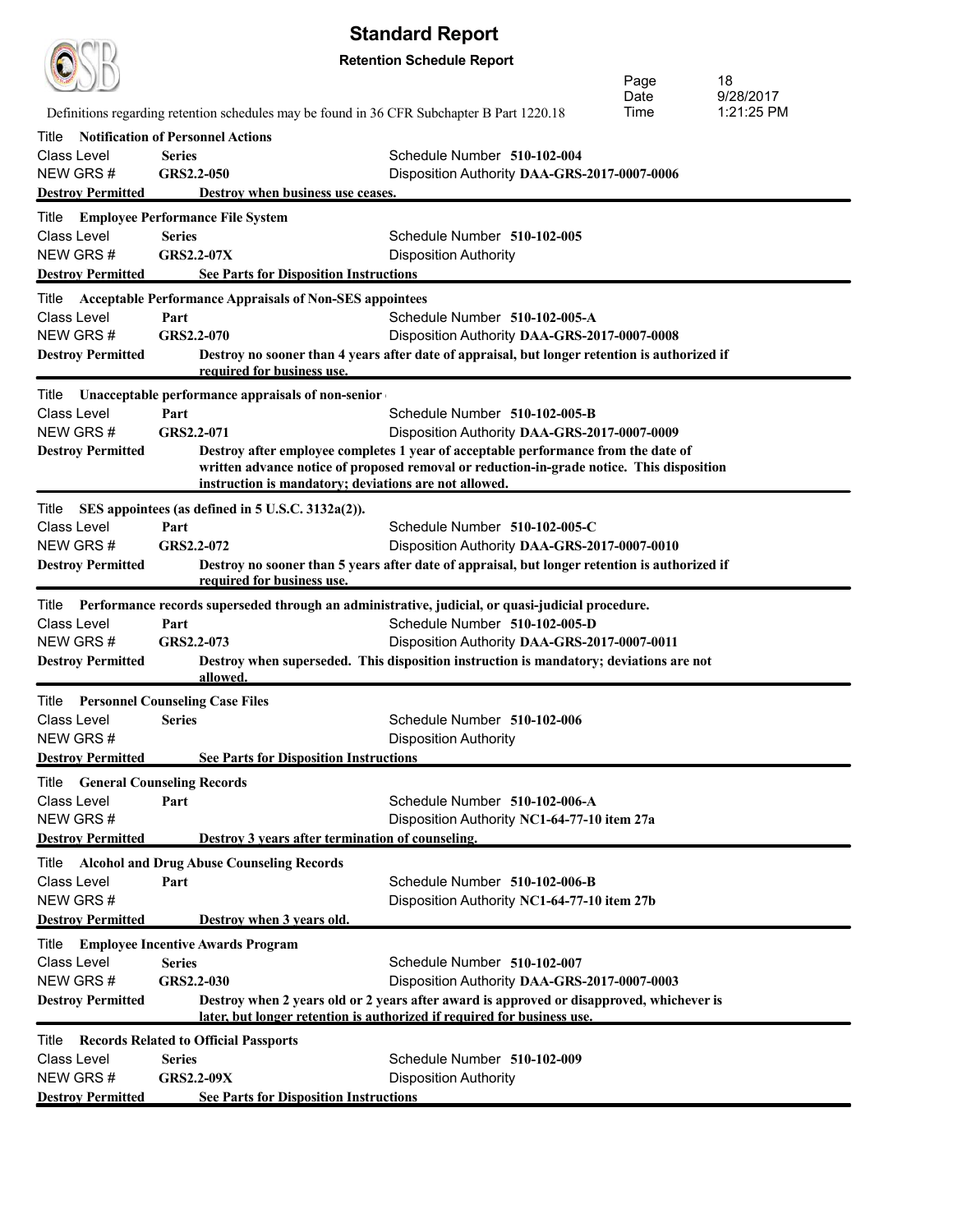# Standard Report

**Retention Schedule Report**

Definitions regarding retention schedules may be found in 36 CFR Subchapter B Part 1220.18

Page 18
Date 9/28/2017
Time 1:21:25 PM

---

Title **Notification of Personnel Actions**
Class Level **Series** — Schedule Number **510-102-004**
NEW GRS # **GRS2.2-050** — Disposition Authority **DAA-GRS-2017-0007-0006**
**Destroy Permitted** — **Destroy when business use ceases.**

---

Title **Employee Performance File System**
Class Level **Series** — Schedule Number **510-102-005**
NEW GRS # **GRS2.2-07X** — Disposition Authority
**Destroy Permitted** — **See Parts for Disposition Instructions**

---

Title **Acceptable Performance Appraisals of Non-SES appointees**
Class Level **Part** — Schedule Number **510-102-005-A**
NEW GRS # **GRS2.2-070** — Disposition Authority **DAA-GRS-2017-0007-0008**
**Destroy Permitted** — **Destroy no sooner than 4 years after date of appraisal, but longer retention is authorized if required for business use.**

---

Title **Unacceptable performance appraisals of non-senior**
Class Level **Part** — Schedule Number **510-102-005-B**
NEW GRS # **GRS2.2-071** — Disposition Authority **DAA-GRS-2017-0007-0009**
**Destroy Permitted** — **Destroy after employee completes 1 year of acceptable performance from the date of written advance notice of proposed removal or reduction-in-grade notice. This disposition instruction is mandatory; deviations are not allowed.**

---

Title **SES appointees (as defined in 5 U.S.C. 3132a(2)).**
Class Level **Part** — Schedule Number **510-102-005-C**
NEW GRS # **GRS2.2-072** — Disposition Authority **DAA-GRS-2017-0007-0010**
**Destroy Permitted** — **Destroy no sooner than 5 years after date of appraisal, but longer retention is authorized if required for business use.**

---

Title **Performance records superseded through an administrative, judicial, or quasi-judicial procedure.**
Class Level **Part** — Schedule Number **510-102-005-D**
NEW GRS # **GRS2.2-073** — Disposition Authority **DAA-GRS-2017-0007-0011**
**Destroy Permitted** — **Destroy when superseded. This disposition instruction is mandatory; deviations are not allowed.**

---

Title **Personnel Counseling Case Files**
Class Level **Series** — Schedule Number **510-102-006**
NEW GRS # — Disposition Authority
**Destroy Permitted** — **See Parts for Disposition Instructions**

---

Title **General Counseling Records**
Class Level **Part** — Schedule Number **510-102-006-A**
NEW GRS # — Disposition Authority **NC1-64-77-10 item 27a**
**Destroy Permitted** — **Destroy 3 years after termination of counseling.**

---

Title **Alcohol and Drug Abuse Counseling Records**
Class Level **Part** — Schedule Number **510-102-006-B**
NEW GRS # — Disposition Authority **NC1-64-77-10 item 27b**
**Destroy Permitted** — **Destroy when 3 years old.**

---

Title **Employee Incentive Awards Program**
Class Level **Series** — Schedule Number **510-102-007**
NEW GRS # **GRS2.2-030** — Disposition Authority **DAA-GRS-2017-0007-0003**
**Destroy Permitted** — **Destroy when 2 years old or 2 years after award is approved or disapproved, whichever is later, but longer retention is authorized if required for business use.**

---

Title **Records Related to Official Passports**
Class Level **Series** — Schedule Number **510-102-009**
NEW GRS # **GRS2.2-09X** — Disposition Authority
**Destroy Permitted** — **See Parts for Disposition Instructions**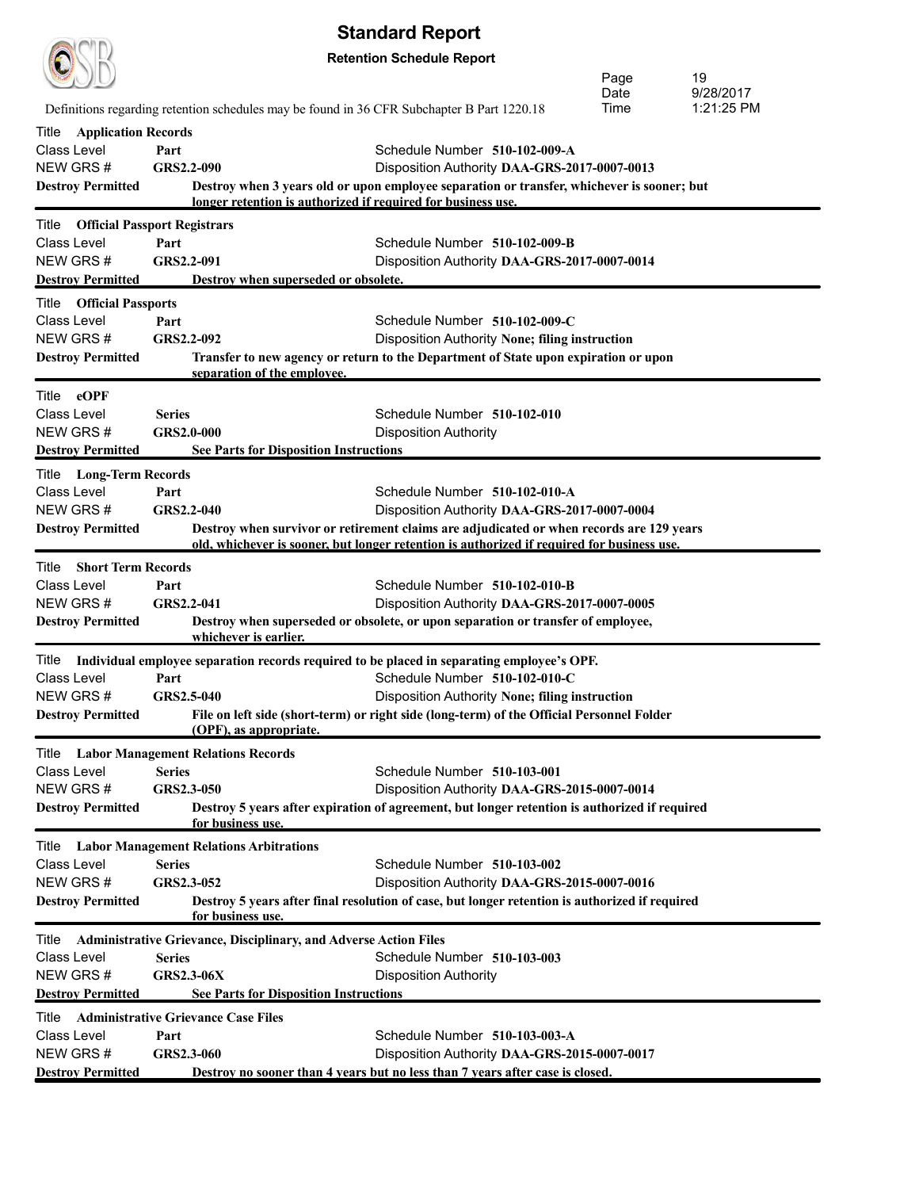# Standard Report

**Retention Schedule Report**

Definitions regarding retention schedules may be found in 36 CFR Subchapter B Part 1220.18

---

Title **Application Records**
Class Level **Part** — Schedule Number **510-102-009-A**
NEW GRS # **GRS2.2-090** — Disposition Authority **DAA-GRS-2017-0007-0013**
**Destroy Permitted** — **Destroy when 3 years old or upon employee separation or transfer, whichever is sooner; but longer retention is authorized if required for business use.**

---

Title **Official Passport Registrars**
Class Level **Part** — Schedule Number **510-102-009-B**
NEW GRS # **GRS2.2-091** — Disposition Authority **DAA-GRS-2017-0007-0014**
**Destroy Permitted** — **Destroy when superseded or obsolete.**

---

Title **Official Passports**
Class Level **Part** — Schedule Number **510-102-009-C**
NEW GRS # **GRS2.2-092** — Disposition Authority **None; filing instruction**
**Destroy Permitted** — **Transfer to new agency or return to the Department of State upon expiration or upon separation of the employee.**

---

Title **eOPF**
Class Level **Series** — Schedule Number **510-102-010**
NEW GRS # **GRS2.0-000** — Disposition Authority
**Destroy Permitted** — **See Parts for Disposition Instructions**

---

Title **Long-Term Records**
Class Level **Part** — Schedule Number **510-102-010-A**
NEW GRS # **GRS2.2-040** — Disposition Authority **DAA-GRS-2017-0007-0004**
**Destroy Permitted** — **Destroy when survivor or retirement claims are adjudicated or when records are 129 years old, whichever is sooner, but longer retention is authorized if required for business use.**

---

Title **Short Term Records**
Class Level **Part** — Schedule Number **510-102-010-B**
NEW GRS # **GRS2.2-041** — Disposition Authority **DAA-GRS-2017-0007-0005**
**Destroy Permitted** — **Destroy when superseded or obsolete, or upon separation or transfer of employee, whichever is earlier.**

---

Title **Individual employee separation records required to be placed in separating employee's OPF.**
Class Level **Part** — Schedule Number **510-102-010-C**
NEW GRS # **GRS2.5-040** — Disposition Authority **None; filing instruction**
**Destroy Permitted** — **File on left side (short-term) or right side (long-term) of the Official Personnel Folder (OPF), as appropriate.**

---

Title **Labor Management Relations Records**
Class Level **Series** — Schedule Number **510-103-001**
NEW GRS # **GRS2.3-050** — Disposition Authority **DAA-GRS-2015-0007-0014**
**Destroy Permitted** — **Destroy 5 years after expiration of agreement, but longer retention is authorized if required for business use.**

---

Title **Labor Management Relations Arbitrations**
Class Level **Series** — Schedule Number **510-103-002**
NEW GRS # **GRS2.3-052** — Disposition Authority **DAA-GRS-2015-0007-0016**
**Destroy Permitted** — **Destroy 5 years after final resolution of case, but longer retention is authorized if required for business use.**

---

Title **Administrative Grievance, Disciplinary, and Adverse Action Files**
Class Level **Series** — Schedule Number **510-103-003**
NEW GRS # **GRS2.3-06X** — Disposition Authority
**Destroy Permitted** — **See Parts for Disposition Instructions**

---

Title **Administrative Grievance Case Files**
Class Level **Part** — Schedule Number **510-103-003-A**
NEW GRS # **GRS2.3-060** — Disposition Authority **DAA-GRS-2015-0007-0017**
**Destroy Permitted** — **Destroy no sooner than 4 years but no less than 7 years after case is closed.**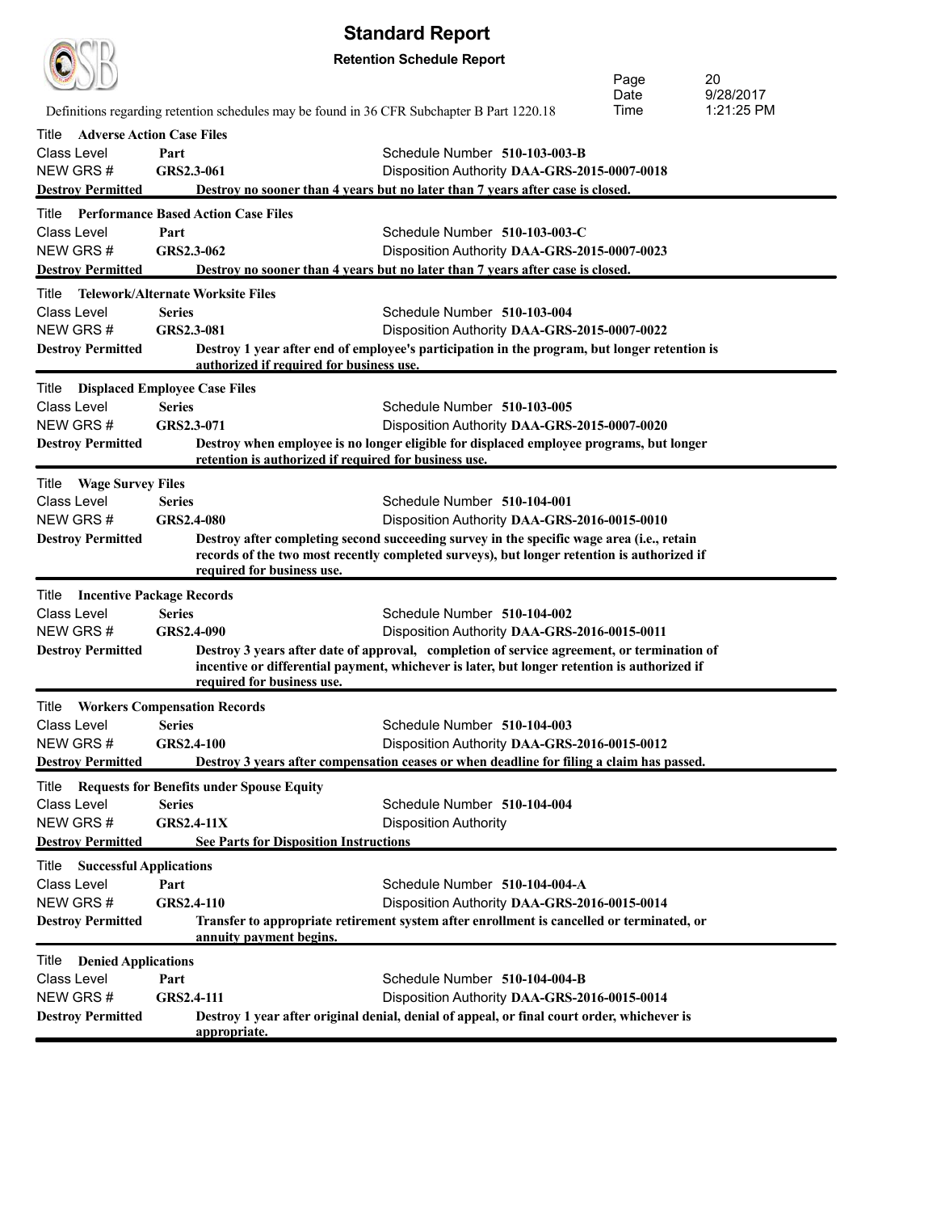# Standard Report

**Retention Schedule Report**

Page 20
Date 9/28/2017
Time 1:21:25 PM

Definitions regarding retention schedules may be found in 36 CFR Subchapter B Part 1220.18

Title **Adverse Action Case Files**
Class Level **Part** — Schedule Number **510-103-003-B**
NEW GRS # **GRS2.3-061** — Disposition Authority **DAA-GRS-2015-0007-0018**
**Destroy Permitted** — **Destroy no sooner than 4 years but no later than 7 years after case is closed.**

---

Title **Performance Based Action Case Files**
Class Level **Part** — Schedule Number **510-103-003-C**
NEW GRS # **GRS2.3-062** — Disposition Authority **DAA-GRS-2015-0007-0023**
**Destroy Permitted** — **Destroy no sooner than 4 years but no later than 7 years after case is closed.**

---

Title **Telework/Alternate Worksite Files**
Class Level **Series** — Schedule Number **510-103-004**
NEW GRS # **GRS2.3-081** — Disposition Authority **DAA-GRS-2015-0007-0022**
**Destroy Permitted** — **Destroy 1 year after end of employee's participation in the program, but longer retention is authorized if required for business use.**

---

Title **Displaced Employee Case Files**
Class Level **Series** — Schedule Number **510-103-005**
NEW GRS # **GRS2.3-071** — Disposition Authority **DAA-GRS-2015-0007-0020**
**Destroy Permitted** — **Destroy when employee is no longer eligible for displaced employee programs, but longer retention is authorized if required for business use.**

---

Title **Wage Survey Files**
Class Level **Series** — Schedule Number **510-104-001**
NEW GRS # **GRS2.4-080** — Disposition Authority **DAA-GRS-2016-0015-0010**
**Destroy Permitted** — **Destroy after completing second succeeding survey in the specific wage area (i.e., retain records of the two most recently completed surveys), but longer retention is authorized if required for business use.**

---

Title **Incentive Package Records**
Class Level **Series** — Schedule Number **510-104-002**
NEW GRS # **GRS2.4-090** — Disposition Authority **DAA-GRS-2016-0015-0011**
**Destroy Permitted** — **Destroy 3 years after date of approval, completion of service agreement, or termination of incentive or differential payment, whichever is later, but longer retention is authorized if required for business use.**

---

Title **Workers Compensation Records**
Class Level **Series** — Schedule Number **510-104-003**
NEW GRS # **GRS2.4-100** — Disposition Authority **DAA-GRS-2016-0015-0012**
**Destroy Permitted** — **Destroy 3 years after compensation ceases or when deadline for filing a claim has passed.**

---

Title **Requests for Benefits under Spouse Equity**
Class Level **Series** — Schedule Number **510-104-004**
NEW GRS # **GRS2.4-11X** — Disposition Authority
**Destroy Permitted** — **See Parts for Disposition Instructions**

---

Title **Successful Applications**
Class Level **Part** — Schedule Number **510-104-004-A**
NEW GRS # **GRS2.4-110** — Disposition Authority **DAA-GRS-2016-0015-0014**
**Destroy Permitted** — **Transfer to appropriate retirement system after enrollment is cancelled or terminated, or annuity payment begins.**

---

Title **Denied Applications**
Class Level **Part** — Schedule Number **510-104-004-B**
NEW GRS # **GRS2.4-111** — Disposition Authority **DAA-GRS-2016-0015-0014**
**Destroy Permitted** — **Destroy 1 year after original denial, denial of appeal, or final court order, whichever is appropriate.**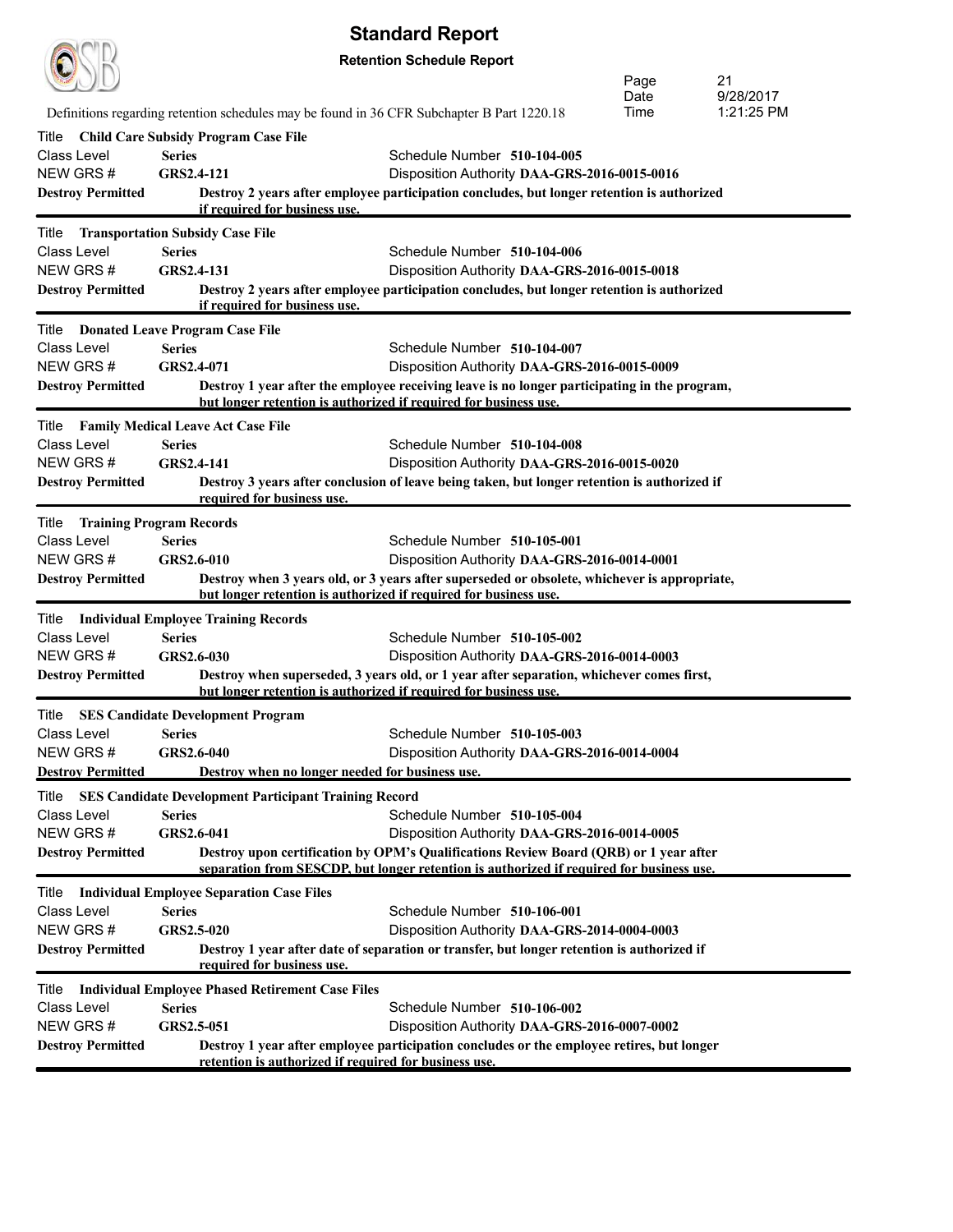# Standard Report

**Retention Schedule Report**

Definitions regarding retention schedules may be found in 36 CFR Subchapter B Part 1220.18

Date 9/28/2017
Time 1:21:25 PM

---

Title **Child Care Subsidy Program Case File**
Class Level **Series** — Schedule Number **510-104-005**
NEW GRS # **GRS2.4-121** — Disposition Authority **DAA-GRS-2016-0015-0016**
**Destroy Permitted** — **Destroy 2 years after employee participation concludes, but longer retention is authorized if required for business use.**

---

Title **Transportation Subsidy Case File**
Class Level **Series** — Schedule Number **510-104-006**
NEW GRS # **GRS2.4-131** — Disposition Authority **DAA-GRS-2016-0015-0018**
**Destroy Permitted** — **Destroy 2 years after employee participation concludes, but longer retention is authorized if required for business use.**

---

Title **Donated Leave Program Case File**
Class Level **Series** — Schedule Number **510-104-007**
NEW GRS # **GRS2.4-071** — Disposition Authority **DAA-GRS-2016-0015-0009**
**Destroy Permitted** — **Destroy 1 year after the employee receiving leave is no longer participating in the program, but longer retention is authorized if required for business use.**

---

Title **Family Medical Leave Act Case File**
Class Level **Series** — Schedule Number **510-104-008**
NEW GRS # **GRS2.4-141** — Disposition Authority **DAA-GRS-2016-0015-0020**
**Destroy Permitted** — **Destroy 3 years after conclusion of leave being taken, but longer retention is authorized if required for business use.**

---

Title **Training Program Records**
Class Level **Series** — Schedule Number **510-105-001**
NEW GRS # **GRS2.6-010** — Disposition Authority **DAA-GRS-2016-0014-0001**
**Destroy Permitted** — **Destroy when 3 years old, or 3 years after superseded or obsolete, whichever is appropriate, but longer retention is authorized if required for business use.**

---

Title **Individual Employee Training Records**
Class Level **Series** — Schedule Number **510-105-002**
NEW GRS # **GRS2.6-030** — Disposition Authority **DAA-GRS-2016-0014-0003**
**Destroy Permitted** — **Destroy when superseded, 3 years old, or 1 year after separation, whichever comes first, but longer retention is authorized if required for business use.**

---

Title **SES Candidate Development Program**
Class Level **Series** — Schedule Number **510-105-003**
NEW GRS # **GRS2.6-040** — Disposition Authority **DAA-GRS-2016-0014-0004**
**Destroy Permitted** — **Destroy when no longer needed for business use.**

---

Title **SES Candidate Development Participant Training Record**
Class Level **Series** — Schedule Number **510-105-004**
NEW GRS # **GRS2.6-041** — Disposition Authority **DAA-GRS-2016-0014-0005**
**Destroy Permitted** — **Destroy upon certification by OPM's Qualifications Review Board (QRB) or 1 year after separation from SESCDP, but longer retention is authorized if required for business use.**

---

Title **Individual Employee Separation Case Files**
Class Level **Series** — Schedule Number **510-106-001**
NEW GRS # **GRS2.5-020** — Disposition Authority **DAA-GRS-2014-0004-0003**
**Destroy Permitted** — **Destroy 1 year after date of separation or transfer, but longer retention is authorized if required for business use.**

---

Title **Individual Employee Phased Retirement Case Files**
Class Level **Series** — Schedule Number **510-106-002**
NEW GRS # **GRS2.5-051** — Disposition Authority **DAA-GRS-2016-0007-0002**
**Destroy Permitted** — **Destroy 1 year after employee participation concludes or the employee retires, but longer retention is authorized if required for business use.**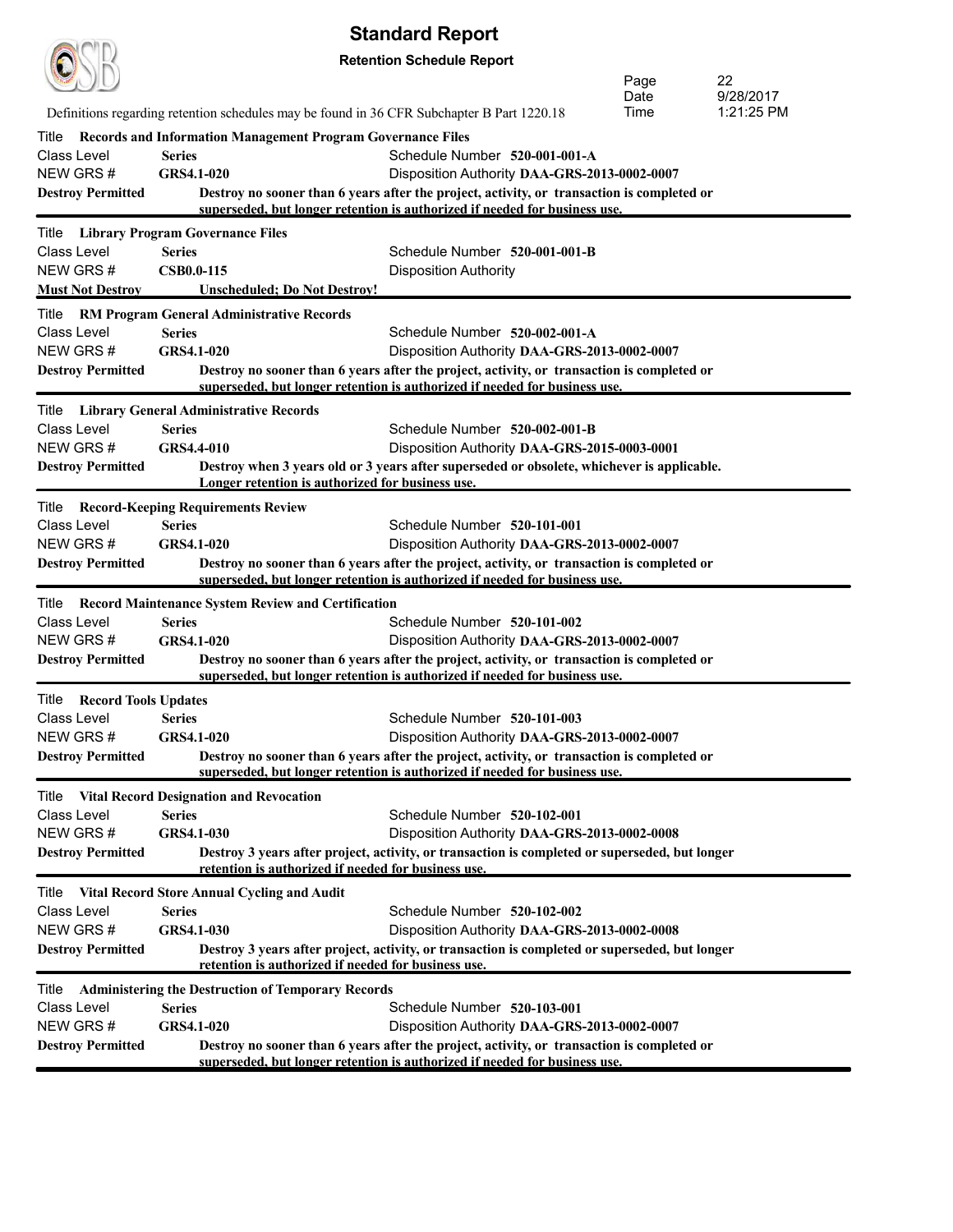# Standard Report

**Retention Schedule Report**

Definitions regarding retention schedules may be found in 36 CFR Subchapter B Part 1220.18

Page 22
Date 9/28/2017
Time 1:21:25 PM

---

Title **Records and Information Management Program Governance Files**

| | | |
|---|---|---|
| Class Level | **Series** | Schedule Number **520-001-001-A** |
| NEW GRS # | **GRS4.1-020** | Disposition Authority **DAA-GRS-2013-0002-0007** |

**Destroy Permitted** — **Destroy no sooner than 6 years after the project, activity, or transaction is completed or superseded, but longer retention is authorized if needed for business use.**

---

Title **Library Program Governance Files**

| | | |
|---|---|---|
| Class Level | **Series** | Schedule Number **520-001-001-B** |
| NEW GRS # | **CSB0.0-115** | Disposition Authority |

**Must Not Destroy** — **Unscheduled; Do Not Destroy!**

---

Title **RM Program General Administrative Records**

| | | |
|---|---|---|
| Class Level | **Series** | Schedule Number **520-002-001-A** |
| NEW GRS # | **GRS4.1-020** | Disposition Authority **DAA-GRS-2013-0002-0007** |

**Destroy Permitted** — **Destroy no sooner than 6 years after the project, activity, or transaction is completed or superseded, but longer retention is authorized if needed for business use.**

---

Title **Library General Administrative Records**

| | | |
|---|---|---|
| Class Level | **Series** | Schedule Number **520-002-001-B** |
| NEW GRS # | **GRS4.4-010** | Disposition Authority **DAA-GRS-2015-0003-0001** |

**Destroy Permitted** — **Destroy when 3 years old or 3 years after superseded or obsolete, whichever is applicable. Longer retention is authorized for business use.**

---

Title **Record-Keeping Requirements Review**

| | | |
|---|---|---|
| Class Level | **Series** | Schedule Number **520-101-001** |
| NEW GRS # | **GRS4.1-020** | Disposition Authority **DAA-GRS-2013-0002-0007** |

**Destroy Permitted** — **Destroy no sooner than 6 years after the project, activity, or transaction is completed or superseded, but longer retention is authorized if needed for business use.**

---

Title **Record Maintenance System Review and Certification**

| | | |
|---|---|---|
| Class Level | **Series** | Schedule Number **520-101-002** |
| NEW GRS # | **GRS4.1-020** | Disposition Authority **DAA-GRS-2013-0002-0007** |

**Destroy Permitted** — **Destroy no sooner than 6 years after the project, activity, or transaction is completed or superseded, but longer retention is authorized if needed for business use.**

---

Title **Record Tools Updates**

| | | |
|---|---|---|
| Class Level | **Series** | Schedule Number **520-101-003** |
| NEW GRS # | **GRS4.1-020** | Disposition Authority **DAA-GRS-2013-0002-0007** |

**Destroy Permitted** — **Destroy no sooner than 6 years after the project, activity, or transaction is completed or superseded, but longer retention is authorized if needed for business use.**

---

Title **Vital Record Designation and Revocation**

| | | |
|---|---|---|
| Class Level | **Series** | Schedule Number **520-102-001** |
| NEW GRS # | **GRS4.1-030** | Disposition Authority **DAA-GRS-2013-0002-0008** |

**Destroy Permitted** — **Destroy 3 years after project, activity, or transaction is completed or superseded, but longer retention is authorized if needed for business use.**

---

Title **Vital Record Store Annual Cycling and Audit**

| | | |
|---|---|---|
| Class Level | **Series** | Schedule Number **520-102-002** |
| NEW GRS # | **GRS4.1-030** | Disposition Authority **DAA-GRS-2013-0002-0008** |

**Destroy Permitted** — **Destroy 3 years after project, activity, or transaction is completed or superseded, but longer retention is authorized if needed for business use.**

---

Title **Administering the Destruction of Temporary Records**

| | | |
|---|---|---|
| Class Level | **Series** | Schedule Number **520-103-001** |
| NEW GRS # | **GRS4.1-020** | Disposition Authority **DAA-GRS-2013-0002-0007** |

**Destroy Permitted** — **Destroy no sooner than 6 years after the project, activity, or transaction is completed or superseded, but longer retention is authorized if needed for business use.**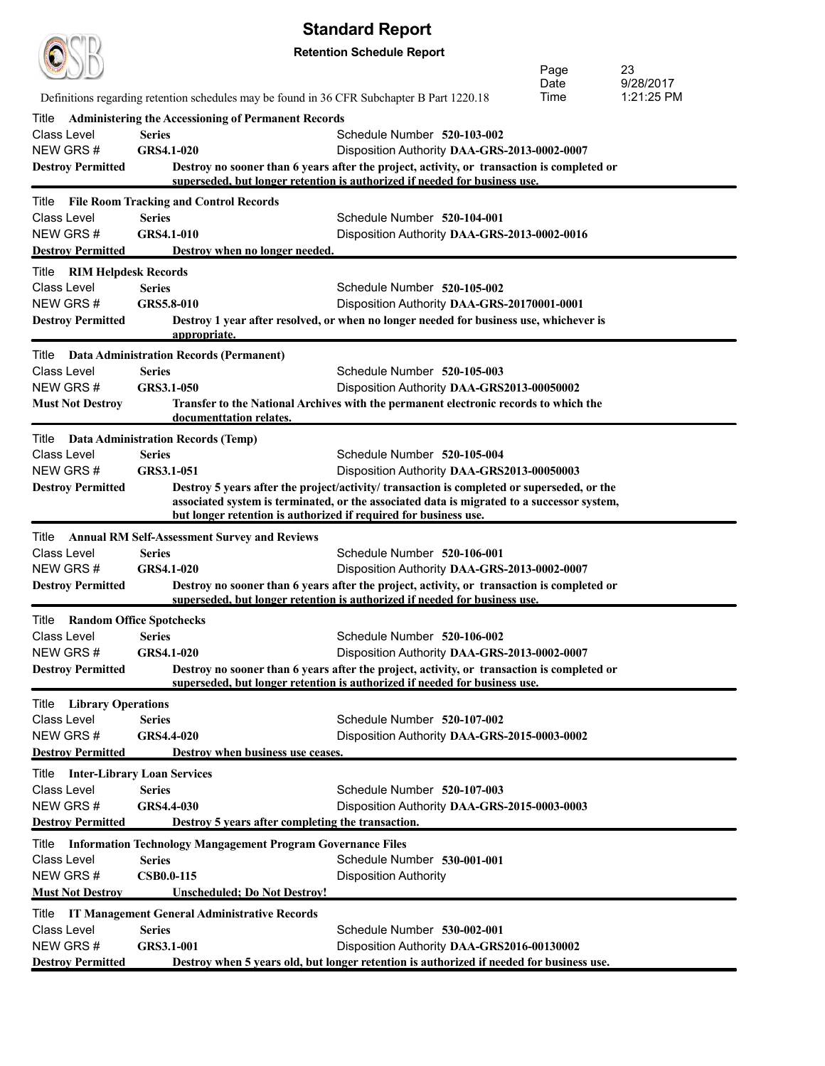# Standard Report

**Retention Schedule Report**

Definitions regarding retention schedules may be found in 36 CFR Subchapter B Part 1220.18

---

Title **Administering the Accessioning of Permanent Records**

Class Level **Series** | Schedule Number **520-103-002**

NEW GRS # **GRS4.1-020** | Disposition Authority **DAA-GRS-2013-0002-0007**

**Destroy Permitted** — **Destroy no sooner than 6 years after the project, activity, or transaction is completed or superseded, but longer retention is authorized if needed for business use.**

---

Title **File Room Tracking and Control Records**

Class Level **Series** | Schedule Number **520-104-001**

NEW GRS # **GRS4.1-010** | Disposition Authority **DAA-GRS-2013-0002-0016**

**Destroy Permitted** — **Destroy when no longer needed.**

---

Title **RIM Helpdesk Records**

Class Level **Series** | Schedule Number **520-105-002**

NEW GRS # **GRS5.8-010** | Disposition Authority **DAA-GRS-20170001-0001**

**Destroy Permitted** — **Destroy 1 year after resolved, or when no longer needed for business use, whichever is appropriate.**

---

Title **Data Administration Records (Permanent)**

Class Level **Series** | Schedule Number **520-105-003**

NEW GRS # **GRS3.1-050** | Disposition Authority **DAA-GRS2013-00050002**

**Must Not Destroy** — **Transfer to the National Archives with the permanent electronic records to which the documenttation relates.**

---

Title **Data Administration Records (Temp)**

Class Level **Series** | Schedule Number **520-105-004**

NEW GRS # **GRS3.1-051** | Disposition Authority **DAA-GRS2013-00050003**

**Destroy Permitted** — **Destroy 5 years after the project/activity/ transaction is completed or superseded, or the associated system is terminated, or the associated data is migrated to a successor system, but longer retention is authorized if required for business use.**

---

Title **Annual RM Self-Assessment Survey and Reviews**

Class Level **Series** | Schedule Number **520-106-001**

NEW GRS # **GRS4.1-020** | Disposition Authority **DAA-GRS-2013-0002-0007**

**Destroy Permitted** — **Destroy no sooner than 6 years after the project, activity, or transaction is completed or superseded, but longer retention is authorized if needed for business use.**

---

Title **Random Office Spotchecks**

Class Level **Series** | Schedule Number **520-106-002**

NEW GRS # **GRS4.1-020** | Disposition Authority **DAA-GRS-2013-0002-0007**

**Destroy Permitted** — **Destroy no sooner than 6 years after the project, activity, or transaction is completed or superseded, but longer retention is authorized if needed for business use.**

---

Title **Library Operations**

Class Level **Series** | Schedule Number **520-107-002**

NEW GRS # **GRS4.4-020** | Disposition Authority **DAA-GRS-2015-0003-0002**

**Destroy Permitted** — **Destroy when business use ceases.**

---

Title **Inter-Library Loan Services**

Class Level **Series** | Schedule Number **520-107-003**

NEW GRS # **GRS4.4-030** | Disposition Authority **DAA-GRS-2015-0003-0003**

**Destroy Permitted** — **Destroy 5 years after completing the transaction.**

---

Title **Information Technology Mangagement Program Governance Files**

Class Level **Series** | Schedule Number **530-001-001**

NEW GRS # **CSB0.0-115** | Disposition Authority

**Must Not Destroy** — **Unscheduled; Do Not Destroy!**

---

Title **IT Management General Administrative Records**

Class Level **Series** | Schedule Number **530-002-001**

NEW GRS # **GRS3.1-001** | Disposition Authority **DAA-GRS2016-00130002**

**Destroy Permitted** — **Destroy when 5 years old, but longer retention is authorized if needed for business use.**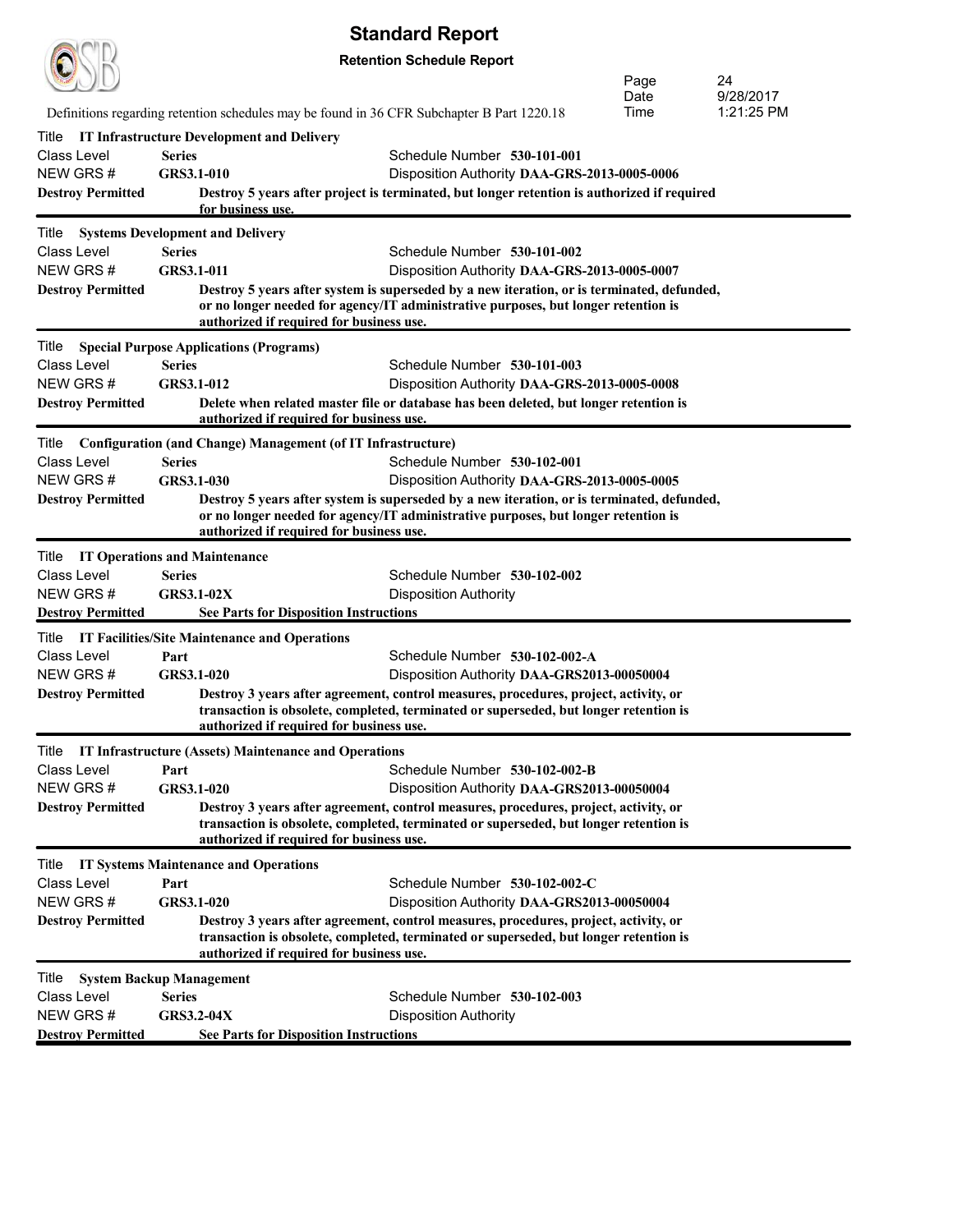# Standard Report

**Retention Schedule Report**

Definitions regarding retention schedules may be found in 36 CFR Subchapter B Part 1220.18

---

Title **IT Infrastructure Development and Delivery**

Class Level **Series** | Schedule Number **530-101-001**

NEW GRS # **GRS3.1-010** | Disposition Authority **DAA-GRS-2013-0005-0006**

**Destroy Permitted** **Destroy 5 years after project is terminated, but longer retention is authorized if required for business use.**

---

Title **Systems Development and Delivery**

Class Level **Series** | Schedule Number **530-101-002**

NEW GRS # **GRS3.1-011** | Disposition Authority **DAA-GRS-2013-0005-0007**

**Destroy Permitted** **Destroy 5 years after system is superseded by a new iteration, or is terminated, defunded, or no longer needed for agency/IT administrative purposes, but longer retention is authorized if required for business use.**

---

Title **Special Purpose Applications (Programs)**

Class Level **Series** | Schedule Number **530-101-003**

NEW GRS # **GRS3.1-012** | Disposition Authority **DAA-GRS-2013-0005-0008**

**Destroy Permitted** **Delete when related master file or database has been deleted, but longer retention is authorized if required for business use.**

---

Title **Configuration (and Change) Management (of IT Infrastructure)**

Class Level **Series** | Schedule Number **530-102-001**

NEW GRS # **GRS3.1-030** | Disposition Authority **DAA-GRS-2013-0005-0005**

**Destroy Permitted** **Destroy 5 years after system is superseded by a new iteration, or is terminated, defunded, or no longer needed for agency/IT administrative purposes, but longer retention is authorized if required for business use.**

---

Title **IT Operations and Maintenance**

Class Level **Series** | Schedule Number **530-102-002**

NEW GRS # **GRS3.1-02X** | Disposition Authority

**Destroy Permitted** **See Parts for Disposition Instructions**

---

Title **IT Facilities/Site Maintenance and Operations**

Class Level **Part** | Schedule Number **530-102-002-A**

NEW GRS # **GRS3.1-020** | Disposition Authority **DAA-GRS2013-00050004**

**Destroy Permitted** **Destroy 3 years after agreement, control measures, procedures, project, activity, or transaction is obsolete, completed, terminated or superseded, but longer retention is authorized if required for business use.**

---

Title **IT Infrastructure (Assets) Maintenance and Operations**

Class Level **Part** | Schedule Number **530-102-002-B**

NEW GRS # **GRS3.1-020** | Disposition Authority **DAA-GRS2013-00050004**

**Destroy Permitted** **Destroy 3 years after agreement, control measures, procedures, project, activity, or transaction is obsolete, completed, terminated or superseded, but longer retention is authorized if required for business use.**

---

Title **IT Systems Maintenance and Operations**

Class Level **Part** | Schedule Number **530-102-002-C**

NEW GRS # **GRS3.1-020** | Disposition Authority **DAA-GRS2013-00050004**

**Destroy Permitted** **Destroy 3 years after agreement, control measures, procedures, project, activity, or transaction is obsolete, completed, terminated or superseded, but longer retention is authorized if required for business use.**

---

Title **System Backup Management**

Class Level **Series** | Schedule Number **530-102-003**

NEW GRS # **GRS3.2-04X** | Disposition Authority

**Destroy Permitted** **See Parts for Disposition Instructions**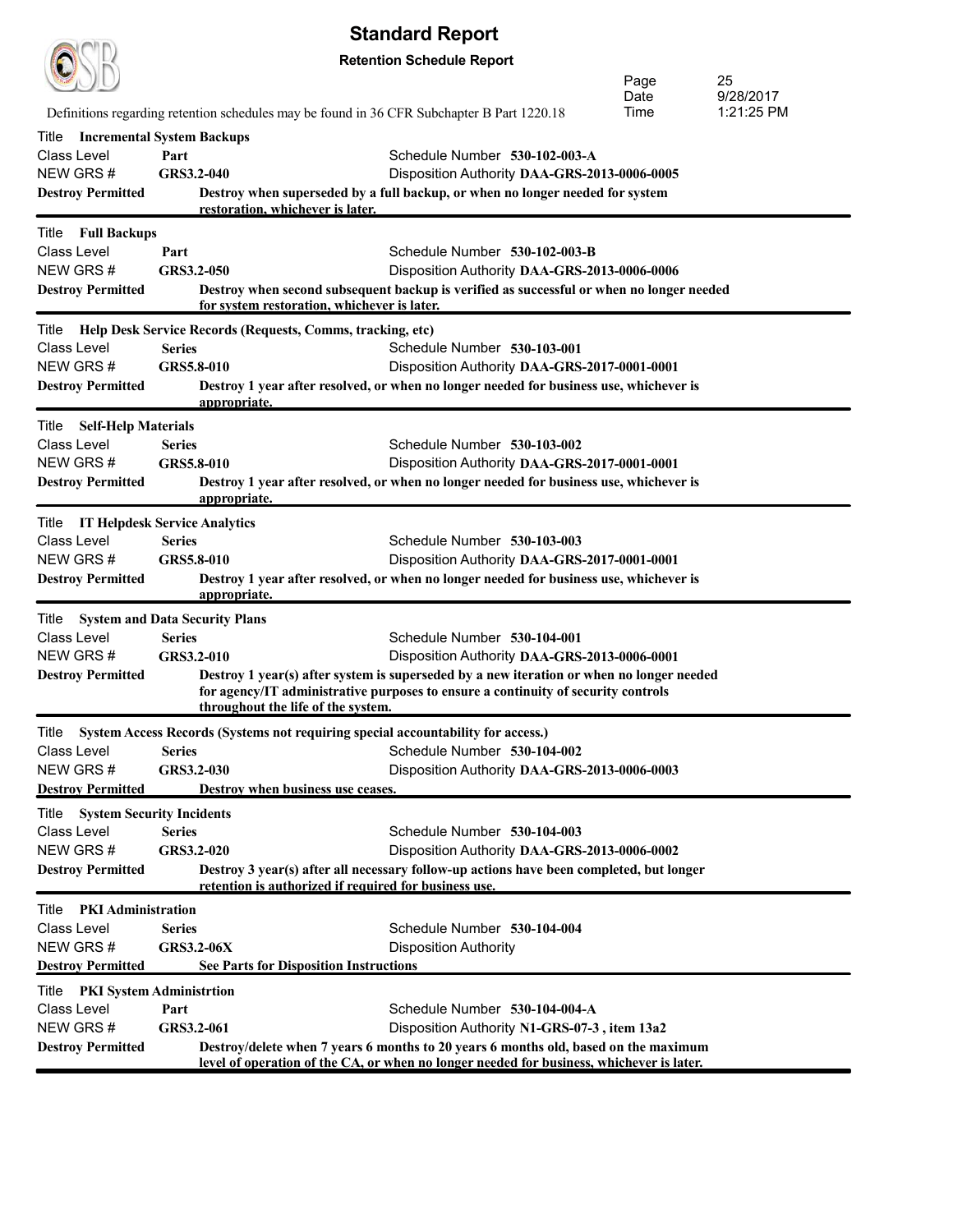# Standard Report

**Retention Schedule Report**

Definitions regarding retention schedules may be found in 36 CFR Subchapter B Part 1220.18

---

Title **Incremental System Backups**
Class Level **Part** — Schedule Number **530-102-003-A**
NEW GRS # **GRS3.2-040** — Disposition Authority **DAA-GRS-2013-0006-0005**
**Destroy Permitted** — **Destroy when superseded by a full backup, or when no longer needed for system restoration, whichever is later.**

---

Title **Full Backups**
Class Level **Part** — Schedule Number **530-102-003-B**
NEW GRS # **GRS3.2-050** — Disposition Authority **DAA-GRS-2013-0006-0006**
**Destroy Permitted** — **Destroy when second subsequent backup is verified as successful or when no longer needed for system restoration, whichever is later.**

---

Title **Help Desk Service Records (Requests, Comms, tracking, etc)**
Class Level **Series** — Schedule Number **530-103-001**
NEW GRS # **GRS5.8-010** — Disposition Authority **DAA-GRS-2017-0001-0001**
**Destroy Permitted** — **Destroy 1 year after resolved, or when no longer needed for business use, whichever is appropriate.**

---

Title **Self-Help Materials**
Class Level **Series** — Schedule Number **530-103-002**
NEW GRS # **GRS5.8-010** — Disposition Authority **DAA-GRS-2017-0001-0001**
**Destroy Permitted** — **Destroy 1 year after resolved, or when no longer needed for business use, whichever is appropriate.**

---

Title **IT Helpdesk Service Analytics**
Class Level **Series** — Schedule Number **530-103-003**
NEW GRS # **GRS5.8-010** — Disposition Authority **DAA-GRS-2017-0001-0001**
**Destroy Permitted** — **Destroy 1 year after resolved, or when no longer needed for business use, whichever is appropriate.**

---

Title **System and Data Security Plans**
Class Level **Series** — Schedule Number **530-104-001**
NEW GRS # **GRS3.2-010** — Disposition Authority **DAA-GRS-2013-0006-0001**
**Destroy Permitted** — **Destroy 1 year(s) after system is superseded by a new iteration or when no longer needed for agency/IT administrative purposes to ensure a continuity of security controls throughout the life of the system.**

---

Title **System Access Records (Systems not requiring special accountability for access.)**
Class Level **Series** — Schedule Number **530-104-002**
NEW GRS # **GRS3.2-030** — Disposition Authority **DAA-GRS-2013-0006-0003**
**Destroy Permitted** — **Destroy when business use ceases.**

---

Title **System Security Incidents**
Class Level **Series** — Schedule Number **530-104-003**
NEW GRS # **GRS3.2-020** — Disposition Authority **DAA-GRS-2013-0006-0002**
**Destroy Permitted** — **Destroy 3 year(s) after all necessary follow-up actions have been completed, but longer retention is authorized if required for business use.**

---

Title **PKI Administration**
Class Level **Series** — Schedule Number **530-104-004**
NEW GRS # **GRS3.2-06X** — Disposition Authority
**Destroy Permitted** — **See Parts for Disposition Instructions**

---

Title **PKI System Administrtion**
Class Level **Part** — Schedule Number **530-104-004-A**
NEW GRS # **GRS3.2-061** — Disposition Authority **N1-GRS-07-3 , item 13a2**
**Destroy Permitted** — **Destroy/delete when 7 years 6 months to 20 years 6 months old, based on the maximum level of operation of the CA, or when no longer needed for business, whichever is later.**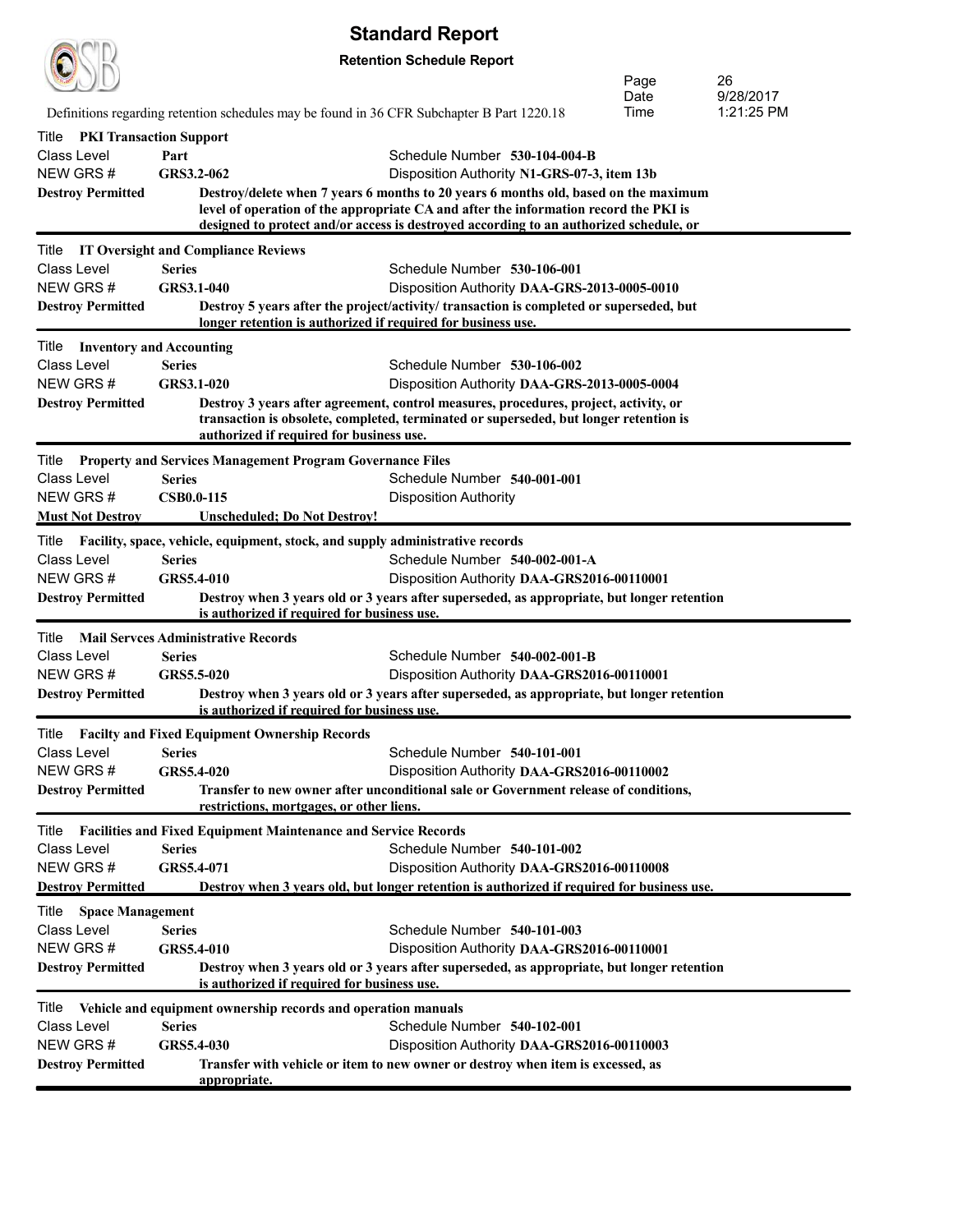# Standard Report

**Retention Schedule Report**

Definitions regarding retention schedules may be found in 36 CFR Subchapter B Part 1220.18

Date 9/28/2017
Time 1:21:25 PM

---

Title **PKI Transaction Support**
Class Level **Part** — Schedule Number **530-104-004-B**
NEW GRS # **GRS3.2-062** — Disposition Authority **N1-GRS-07-3, item 13b**
**Destroy Permitted** — **Destroy/delete when 7 years 6 months to 20 years 6 months old, based on the maximum level of operation of the appropriate CA and after the information record the PKI is designed to protect and/or access is destroyed according to an authorized schedule, or**

---

Title **IT Oversight and Compliance Reviews**
Class Level **Series** — Schedule Number **530-106-001**
NEW GRS # **GRS3.1-040** — Disposition Authority **DAA-GRS-2013-0005-0010**
**Destroy Permitted** — **Destroy 5 years after the project/activity/ transaction is completed or superseded, but longer retention is authorized if required for business use.**

---

Title **Inventory and Accounting**
Class Level **Series** — Schedule Number **530-106-002**
NEW GRS # **GRS3.1-020** — Disposition Authority **DAA-GRS-2013-0005-0004**
**Destroy Permitted** — **Destroy 3 years after agreement, control measures, procedures, project, activity, or transaction is obsolete, completed, terminated or superseded, but longer retention is authorized if required for business use.**

---

Title **Property and Services Management Program Governance Files**
Class Level **Series** — Schedule Number **540-001-001**
NEW GRS # **CSB0.0-115** — Disposition Authority
**Must Not Destroy** — **Unscheduled; Do Not Destroy!**

---

Title **Facility, space, vehicle, equipment, stock, and supply administrative records**
Class Level **Series** — Schedule Number **540-002-001-A**
NEW GRS # **GRS5.4-010** — Disposition Authority **DAA-GRS2016-00110001**
**Destroy Permitted** — **Destroy when 3 years old or 3 years after superseded, as appropriate, but longer retention is authorized if required for business use.**

---

Title **Mail Servces Administrative Records**
Class Level **Series** — Schedule Number **540-002-001-B**
NEW GRS # **GRS5.5-020** — Disposition Authority **DAA-GRS2016-00110001**
**Destroy Permitted** — **Destroy when 3 years old or 3 years after superseded, as appropriate, but longer retention is authorized if required for business use.**

---

Title **Facilty and Fixed Equipment Ownership Records**
Class Level **Series** — Schedule Number **540-101-001**
NEW GRS # **GRS5.4-020** — Disposition Authority **DAA-GRS2016-00110002**
**Destroy Permitted** — **Transfer to new owner after unconditional sale or Government release of conditions, restrictions, mortgages, or other liens.**

---

Title **Facilities and Fixed Equipment Maintenance and Service Records**
Class Level **Series** — Schedule Number **540-101-002**
NEW GRS # **GRS5.4-071** — Disposition Authority **DAA-GRS2016-00110008**
**Destroy Permitted** — **Destroy when 3 years old, but longer retention is authorized if required for business use.**

---

Title **Space Management**
Class Level **Series** — Schedule Number **540-101-003**
NEW GRS # **GRS5.4-010** — Disposition Authority **DAA-GRS2016-00110001**
**Destroy Permitted** — **Destroy when 3 years old or 3 years after superseded, as appropriate, but longer retention is authorized if required for business use.**

---

Title **Vehicle and equipment ownership records and operation manuals**
Class Level **Series** — Schedule Number **540-102-001**
NEW GRS # **GRS5.4-030** — Disposition Authority **DAA-GRS2016-00110003**
**Destroy Permitted** — **Transfer with vehicle or item to new owner or destroy when item is excessed, as appropriate.**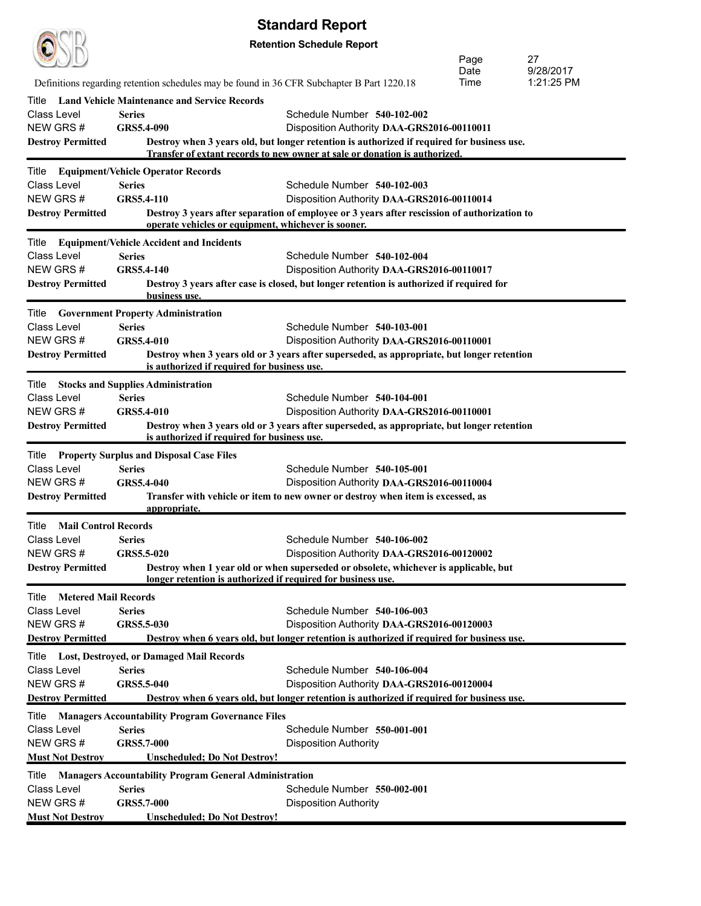# Standard Report

**Retention Schedule Report**

Definitions regarding retention schedules may be found in 36 CFR Subchapter B Part 1220.18

Date 9/28/2017
Time 1:21:25 PM

---

Title **Land Vehicle Maintenance and Service Records**

Class Level **Series** — Schedule Number **540-102-002**

NEW GRS # **GRS5.4-090** — Disposition Authority **DAA-GRS2016-00110011**

**Destroy Permitted** — **Destroy when 3 years old, but longer retention is authorized if required for business use. Transfer of extant records to new owner at sale or donation is authorized.**

---

Title **Equipment/Vehicle Operator Records**

Class Level **Series** — Schedule Number **540-102-003**

NEW GRS # **GRS5.4-110** — Disposition Authority **DAA-GRS2016-00110014**

**Destroy Permitted** — **Destroy 3 years after separation of employee or 3 years after rescission of authorization to operate vehicles or equipment, whichever is sooner.**

---

Title **Equipment/Vehicle Accident and Incidents**

Class Level **Series** — Schedule Number **540-102-004**

NEW GRS # **GRS5.4-140** — Disposition Authority **DAA-GRS2016-00110017**

**Destroy Permitted** — **Destroy 3 years after case is closed, but longer retention is authorized if required for business use.**

---

Title **Government Property Administration**

Class Level **Series** — Schedule Number **540-103-001**

NEW GRS # **GRS5.4-010** — Disposition Authority **DAA-GRS2016-00110001**

**Destroy Permitted** — **Destroy when 3 years old or 3 years after superseded, as appropriate, but longer retention is authorized if required for business use.**

---

Title **Stocks and Supplies Administration**

Class Level **Series** — Schedule Number **540-104-001**

NEW GRS # **GRS5.4-010** — Disposition Authority **DAA-GRS2016-00110001**

**Destroy Permitted** — **Destroy when 3 years old or 3 years after superseded, as appropriate, but longer retention is authorized if required for business use.**

---

Title **Property Surplus and Disposal Case Files**

Class Level **Series** — Schedule Number **540-105-001**

NEW GRS # **GRS5.4-040** — Disposition Authority **DAA-GRS2016-00110004**

**Destroy Permitted** — **Transfer with vehicle or item to new owner or destroy when item is excessed, as appropriate.**

---

Title **Mail Control Records**

Class Level **Series** — Schedule Number **540-106-002**

NEW GRS # **GRS5.5-020** — Disposition Authority **DAA-GRS2016-00120002**

**Destroy Permitted** — **Destroy when 1 year old or when superseded or obsolete, whichever is applicable, but longer retention is authorized if required for business use.**

---

Title **Metered Mail Records**

Class Level **Series** — Schedule Number **540-106-003**

NEW GRS # **GRS5.5-030** — Disposition Authority **DAA-GRS2016-00120003**

**Destroy Permitted** — **Destroy when 6 years old, but longer retention is authorized if required for business use.**

---

Title **Lost, Destroyed, or Damaged Mail Records**

Class Level **Series** — Schedule Number **540-106-004**

NEW GRS # **GRS5.5-040** — Disposition Authority **DAA-GRS2016-00120004**

**Destroy Permitted** — **Destroy when 6 years old, but longer retention is authorized if required for business use.**

---

Title **Managers Accountability Program Governance Files**

Class Level **Series** — Schedule Number **550-001-001**

NEW GRS # **GRS5.7-000** — Disposition Authority

**Must Not Destroy** — **Unscheduled; Do Not Destroy!**

---

Title **Managers Accountability Program General Administration**

Class Level **Series** — Schedule Number **550-002-001**

NEW GRS # **GRS5.7-000** — Disposition Authority

**Must Not Destroy** — **Unscheduled; Do Not Destroy!**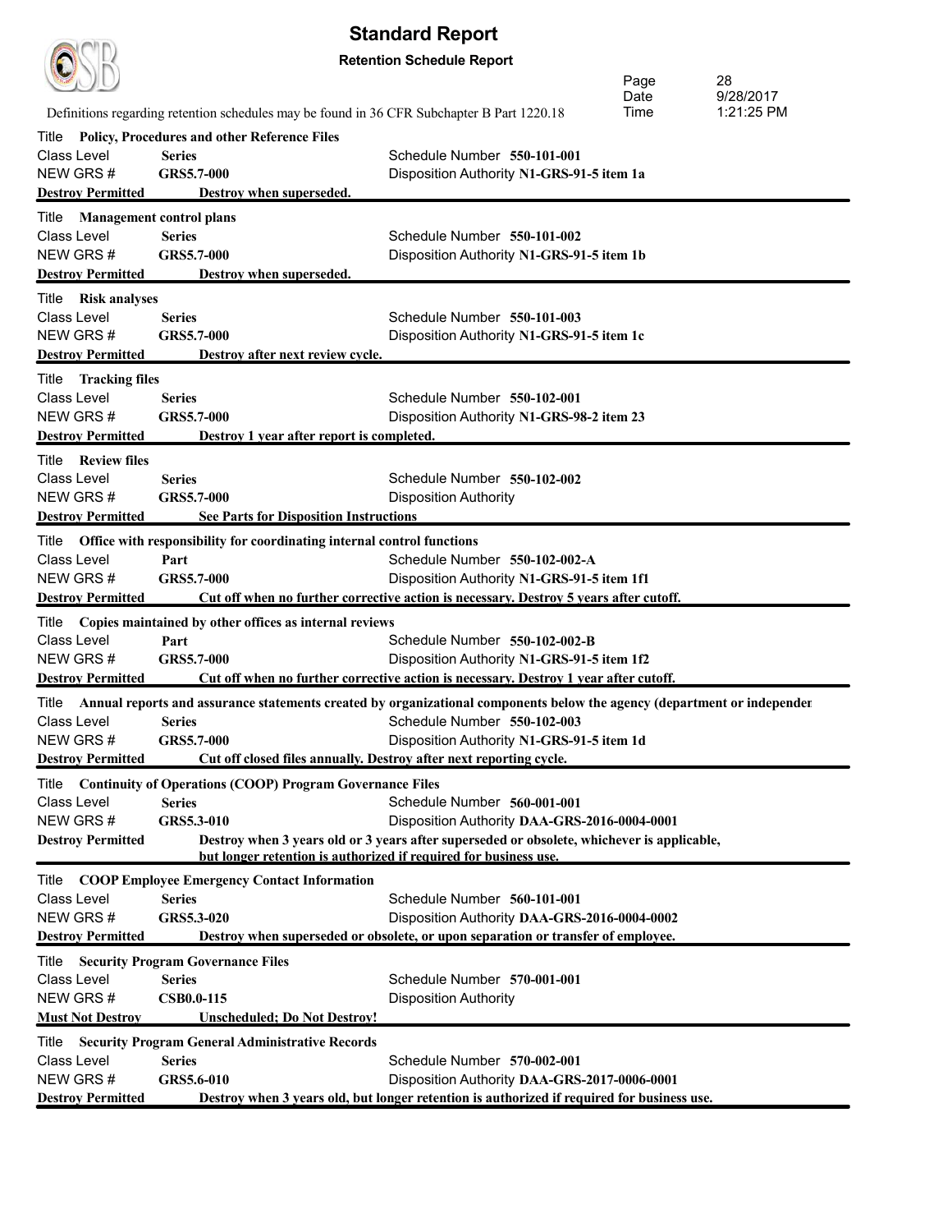# Standard Report

**Retention Schedule Report**

Definitions regarding retention schedules may be found in 36 CFR Subchapter B Part 1220.18

---

Title **Policy, Procedures and other Reference Files**
Class Level **Series** — Schedule Number **550-101-001**
NEW GRS # **GRS5.7-000** — Disposition Authority **N1-GRS-91-5 item 1a**
**Destroy Permitted** — **Destroy when superseded.**

---

Title **Management control plans**
Class Level **Series** — Schedule Number **550-101-002**
NEW GRS # **GRS5.7-000** — Disposition Authority **N1-GRS-91-5 item 1b**
**Destroy Permitted** — **Destroy when superseded.**

---

Title **Risk analyses**
Class Level **Series** — Schedule Number **550-101-003**
NEW GRS # **GRS5.7-000** — Disposition Authority **N1-GRS-91-5 item 1c**
**Destroy Permitted** — **Destroy after next review cycle.**

---

Title **Tracking files**
Class Level **Series** — Schedule Number **550-102-001**
NEW GRS # **GRS5.7-000** — Disposition Authority **N1-GRS-98-2 item 23**
**Destroy Permitted** — **Destroy 1 year after report is completed.**

---

Title **Review files**
Class Level **Series** — Schedule Number **550-102-002**
NEW GRS # **GRS5.7-000** — Disposition Authority
**Destroy Permitted** — **See Parts for Disposition Instructions**

---

Title **Office with responsibility for coordinating internal control functions**
Class Level **Part** — Schedule Number **550-102-002-A**
NEW GRS # **GRS5.7-000** — Disposition Authority **N1-GRS-91-5 item 1f1**
**Destroy Permitted** — **Cut off when no further corrective action is necessary. Destroy 5 years after cutoff.**

---

Title **Copies maintained by other offices as internal reviews**
Class Level **Part** — Schedule Number **550-102-002-B**
NEW GRS # **GRS5.7-000** — Disposition Authority **N1-GRS-91-5 item 1f2**
**Destroy Permitted** — **Cut off when no further corrective action is necessary. Destroy 1 year after cutoff.**

---

Title **Annual reports and assurance statements created by organizational components below the agency (department or independer**
Class Level **Series** — Schedule Number **550-102-003**
NEW GRS # **GRS5.7-000** — Disposition Authority **N1-GRS-91-5 item 1d**
**Destroy Permitted** — **Cut off closed files annually. Destroy after next reporting cycle.**

---

Title **Continuity of Operations (COOP) Program Governance Files**
Class Level **Series** — Schedule Number **560-001-001**
NEW GRS # **GRS5.3-010** — Disposition Authority **DAA-GRS-2016-0004-0001**
**Destroy Permitted** — **Destroy when 3 years old or 3 years after superseded or obsolete, whichever is applicable, but longer retention is authorized if required for business use.**

---

Title **COOP Employee Emergency Contact Information**
Class Level **Series** — Schedule Number **560-101-001**
NEW GRS # **GRS5.3-020** — Disposition Authority **DAA-GRS-2016-0004-0002**
**Destroy Permitted** — **Destroy when superseded or obsolete, or upon separation or transfer of employee.**

---

Title **Security Program Governance Files**
Class Level **Series** — Schedule Number **570-001-001**
NEW GRS # **CSB0.0-115** — Disposition Authority
**Must Not Destroy** — **Unscheduled; Do Not Destroy!**

---

Title **Security Program General Administrative Records**
Class Level **Series** — Schedule Number **570-002-001**
NEW GRS # **GRS5.6-010** — Disposition Authority **DAA-GRS-2017-0006-0001**
**Destroy Permitted** — **Destroy when 3 years old, but longer retention is authorized if required for business use.**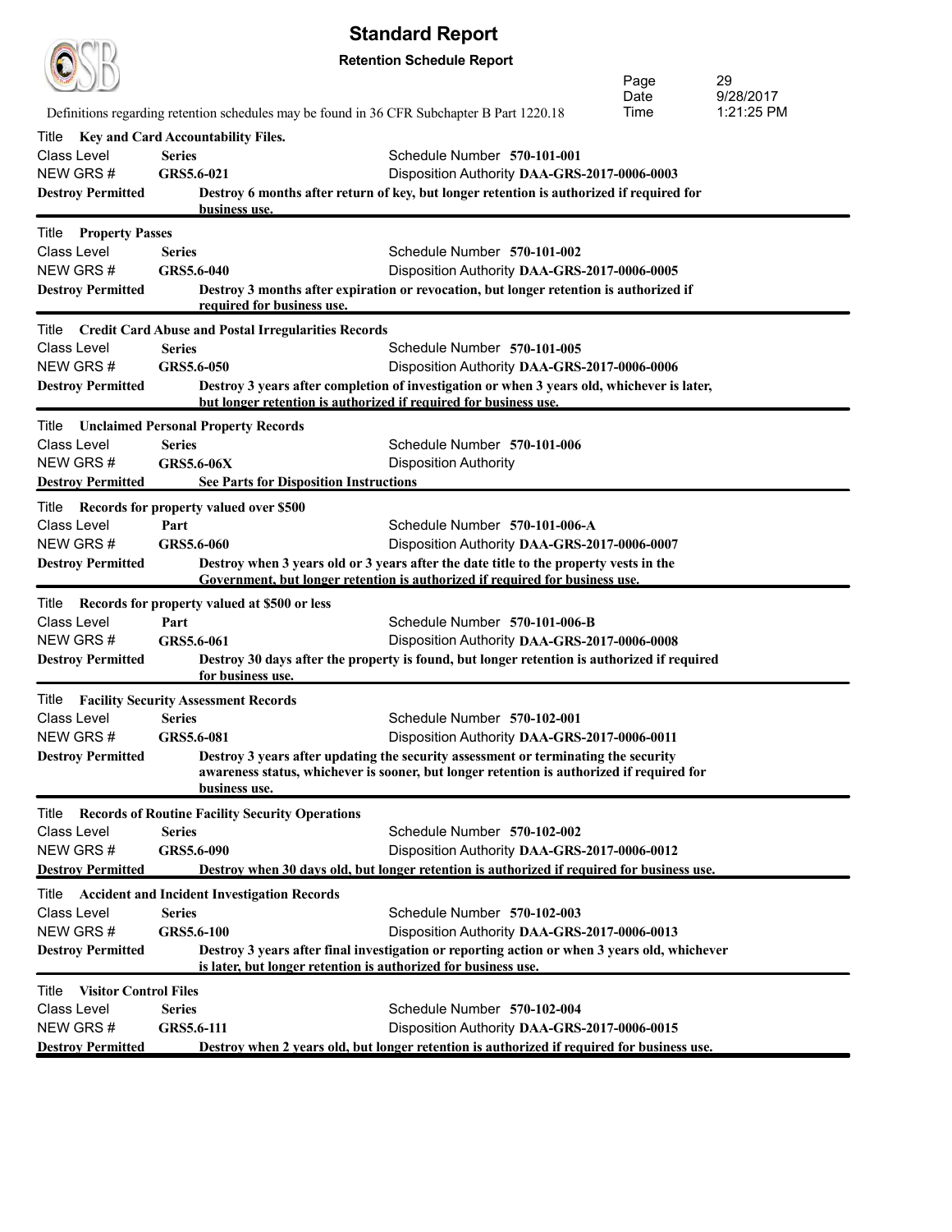# Standard Report

**Retention Schedule Report**

Definitions regarding retention schedules may be found in 36 CFR Subchapter B Part 1220.18

---

Title **Key and Card Accountability Files.**

| | | | |
|---|---|---|---|
| Class Level | **Series** | Schedule Number | **570-101-001** |
| NEW GRS # | **GRS5.6-021** | Disposition Authority | **DAA-GRS-2017-0006-0003** |

**Destroy Permitted** **Destroy 6 months after return of key, but longer retention is authorized if required for business use.**

---

Title **Property Passes**

| | | | |
|---|---|---|---|
| Class Level | **Series** | Schedule Number | **570-101-002** |
| NEW GRS # | **GRS5.6-040** | Disposition Authority | **DAA-GRS-2017-0006-0005** |

**Destroy Permitted** **Destroy 3 months after expiration or revocation, but longer retention is authorized if required for business use.**

---

Title **Credit Card Abuse and Postal Irregularities Records**

| | | | |
|---|---|---|---|
| Class Level | **Series** | Schedule Number | **570-101-005** |
| NEW GRS # | **GRS5.6-050** | Disposition Authority | **DAA-GRS-2017-0006-0006** |

**Destroy Permitted** **Destroy 3 years after completion of investigation or when 3 years old, whichever is later, but longer retention is authorized if required for business use.**

---

Title **Unclaimed Personal Property Records**

| | | | |
|---|---|---|---|
| Class Level | **Series** | Schedule Number | **570-101-006** |
| NEW GRS # | **GRS5.6-06X** | Disposition Authority | |

**Destroy Permitted** **See Parts for Disposition Instructions**

---

Title **Records for property valued over $500**

| | | | |
|---|---|---|---|
| Class Level | **Part** | Schedule Number | **570-101-006-A** |
| NEW GRS # | **GRS5.6-060** | Disposition Authority | **DAA-GRS-2017-0006-0007** |

**Destroy Permitted** **Destroy when 3 years old or 3 years after the date title to the property vests in the Government, but longer retention is authorized if required for business use.**

---

Title **Records for property valued at $500 or less**

| | | | |
|---|---|---|---|
| Class Level | **Part** | Schedule Number | **570-101-006-B** |
| NEW GRS # | **GRS5.6-061** | Disposition Authority | **DAA-GRS-2017-0006-0008** |

**Destroy Permitted** **Destroy 30 days after the property is found, but longer retention is authorized if required for business use.**

---

Title **Facility Security Assessment Records**

| | | | |
|---|---|---|---|
| Class Level | **Series** | Schedule Number | **570-102-001** |
| NEW GRS # | **GRS5.6-081** | Disposition Authority | **DAA-GRS-2017-0006-0011** |

**Destroy Permitted** **Destroy 3 years after updating the security assessment or terminating the security awareness status, whichever is sooner, but longer retention is authorized if required for business use.**

---

Title **Records of Routine Facility Security Operations**

| | | | |
|---|---|---|---|
| Class Level | **Series** | Schedule Number | **570-102-002** |
| NEW GRS # | **GRS5.6-090** | Disposition Authority | **DAA-GRS-2017-0006-0012** |

**Destroy Permitted** **Destroy when 30 days old, but longer retention is authorized if required for business use.**

---

Title **Accident and Incident Investigation Records**

| | | | |
|---|---|---|---|
| Class Level | **Series** | Schedule Number | **570-102-003** |
| NEW GRS # | **GRS5.6-100** | Disposition Authority | **DAA-GRS-2017-0006-0013** |

**Destroy Permitted** **Destroy 3 years after final investigation or reporting action or when 3 years old, whichever is later, but longer retention is authorized if required for business use.**

---

Title **Visitor Control Files**

| | | | |
|---|---|---|---|
| Class Level | **Series** | Schedule Number | **570-102-004** |
| NEW GRS # | **GRS5.6-111** | Disposition Authority | **DAA-GRS-2017-0006-0015** |

**Destroy Permitted** **Destroy when 2 years old, but longer retention is authorized if required for business use.**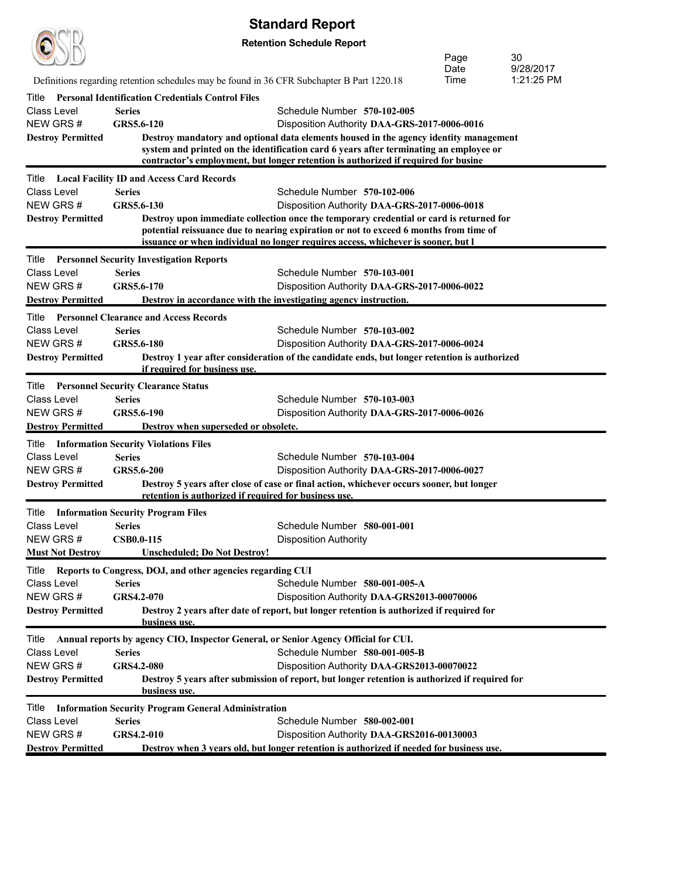# Standard Report

**Retention Schedule Report**

Definitions regarding retention schedules may be found in 36 CFR Subchapter B Part 1220.18

Date 9/28/2017
Time 1:21:25 PM

---

Title **Personal Identification Credentials Control Files**
Class Level **Series** Schedule Number **570-102-005**
NEW GRS # **GRS5.6-120** Disposition Authority **DAA-GRS-2017-0006-0016**
**Destroy Permitted** **Destroy mandatory and optional data elements housed in the agency identity management system and printed on the identification card 6 years after terminating an employee or contractor's employment, but longer retention is authorized if required for busine**

---

Title **Local Facility ID and Access Card Records**
Class Level **Series** Schedule Number **570-102-006**
NEW GRS # **GRS5.6-130** Disposition Authority **DAA-GRS-2017-0006-0018**
**Destroy Permitted** **Destroy upon immediate collection once the temporary credential or card is returned for potential reissuance due to nearing expiration or not to exceed 6 months from time of issuance or when individual no longer requires access, whichever is sooner, but l**

---

Title **Personnel Security Investigation Reports**
Class Level **Series** Schedule Number **570-103-001**
NEW GRS # **GRS5.6-170** Disposition Authority **DAA-GRS-2017-0006-0022**
**Destroy Permitted** **Destroy in accordance with the investigating agency instruction.**

---

Title **Personnel Clearance and Access Records**
Class Level **Series** Schedule Number **570-103-002**
NEW GRS # **GRS5.6-180** Disposition Authority **DAA-GRS-2017-0006-0024**
**Destroy Permitted** **Destroy 1 year after consideration of the candidate ends, but longer retention is authorized if required for business use.**

---

Title **Personnel Security Clearance Status**
Class Level **Series** Schedule Number **570-103-003**
NEW GRS # **GRS5.6-190** Disposition Authority **DAA-GRS-2017-0006-0026**
**Destroy Permitted** **Destroy when superseded or obsolete.**

---

Title **Information Security Violations Files**
Class Level **Series** Schedule Number **570-103-004**
NEW GRS # **GRS5.6-200** Disposition Authority **DAA-GRS-2017-0006-0027**
**Destroy Permitted** **Destroy 5 years after close of case or final action, whichever occurs sooner, but longer retention is authorized if required for business use.**

---

Title **Information Security Program Files**
Class Level **Series** Schedule Number **580-001-001**
NEW GRS # **CSB0.0-115** Disposition Authority
**Must Not Destroy** **Unscheduled; Do Not Destroy!**

---

Title **Reports to Congress, DOJ, and other agencies regarding CUI**
Class Level **Series** Schedule Number **580-001-005-A**
NEW GRS # **GRS4.2-070** Disposition Authority **DAA-GRS2013-00070006**
**Destroy Permitted** **Destroy 2 years after date of report, but longer retention is authorized if required for business use.**

---

Title **Annual reports by agency CIO, Inspector General, or Senior Agency Official for CUI.**
Class Level **Series** Schedule Number **580-001-005-B**
NEW GRS # **GRS4.2-080** Disposition Authority **DAA-GRS2013-00070022**
**Destroy Permitted** **Destroy 5 years after submission of report, but longer retention is authorized if required for business use.**

---

Title **Information Security Program General Administration**
Class Level **Series** Schedule Number **580-002-001**
NEW GRS # **GRS4.2-010** Disposition Authority **DAA-GRS2016-00130003**
**Destroy Permitted** **Destroy when 3 years old, but longer retention is authorized if needed for business use.**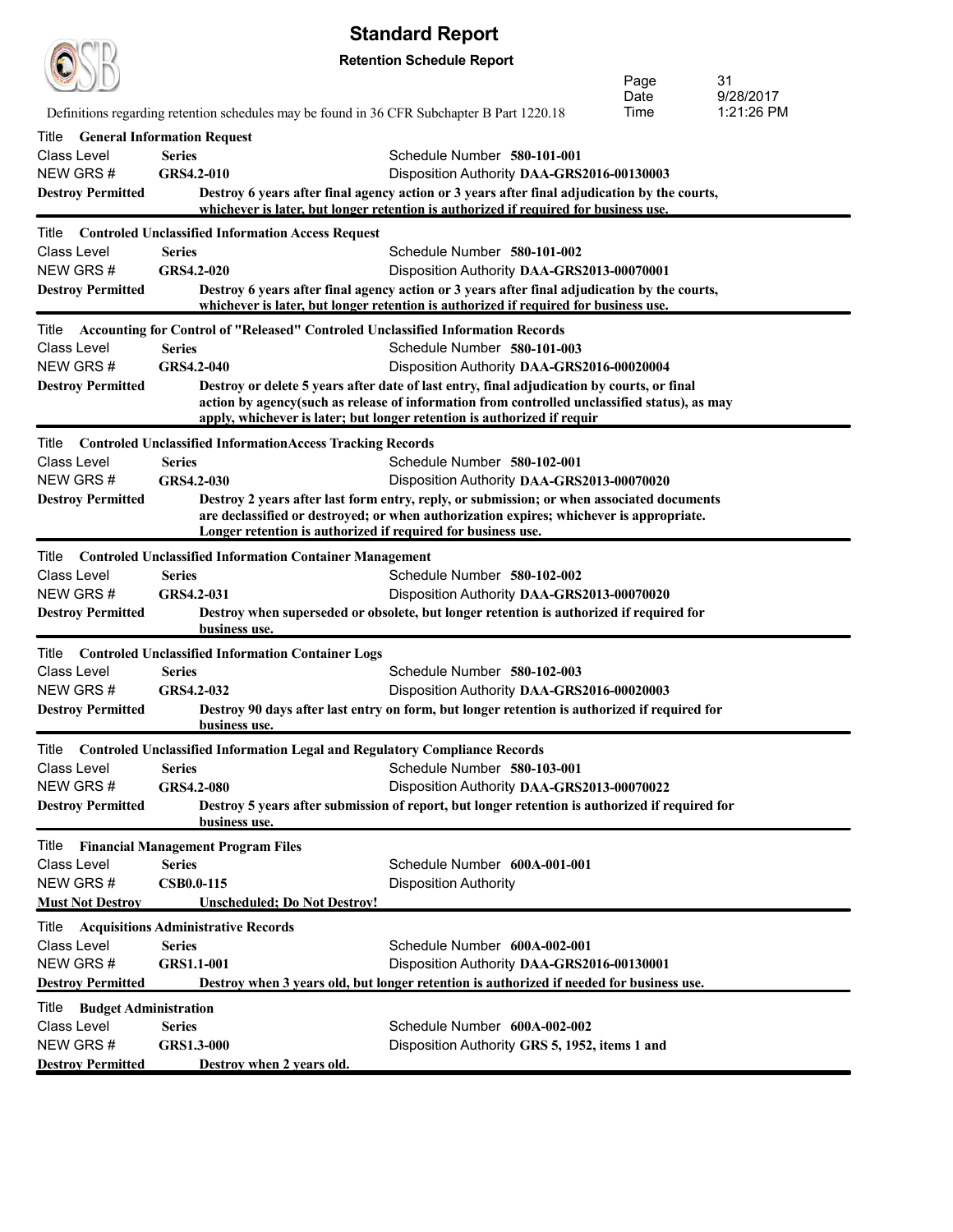# Standard Report

**Retention Schedule Report**

Definitions regarding retention schedules may be found in 36 CFR Subchapter B Part 1220.18

Date 9/28/2017
Time 1:21:26 PM

---

Title **General Information Request**
Class Level **Series** — Schedule Number **580-101-001**
NEW GRS # **GRS4.2-010** — Disposition Authority **DAA-GRS2016-00130003**
**Destroy Permitted** — **Destroy 6 years after final agency action or 3 years after final adjudication by the courts, whichever is later, but longer retention is authorized if required for business use.**

---

Title **Controled Unclassified Information Access Request**
Class Level **Series** — Schedule Number **580-101-002**
NEW GRS # **GRS4.2-020** — Disposition Authority **DAA-GRS2013-00070001**
**Destroy Permitted** — **Destroy 6 years after final agency action or 3 years after final adjudication by the courts, whichever is later, but longer retention is authorized if required for business use.**

---

Title **Accounting for Control of "Released" Controled Unclassified Information Records**
Class Level **Series** — Schedule Number **580-101-003**
NEW GRS # **GRS4.2-040** — Disposition Authority **DAA-GRS2016-00020004**
**Destroy Permitted** — **Destroy or delete 5 years after date of last entry, final adjudication by courts, or final action by agency(such as release of information from controlled unclassified status), as may apply, whichever is later; but longer retention is authorized if requir**

---

Title **Controled Unclassified InformationAccess Tracking Records**
Class Level **Series** — Schedule Number **580-102-001**
NEW GRS # **GRS4.2-030** — Disposition Authority **DAA-GRS2013-00070020**
**Destroy Permitted** — **Destroy 2 years after last form entry, reply, or submission; or when associated documents are declassified or destroyed; or when authorization expires; whichever is appropriate. Longer retention is authorized if required for business use.**

---

Title **Controled Unclassified Information Container Management**
Class Level **Series** — Schedule Number **580-102-002**
NEW GRS # **GRS4.2-031** — Disposition Authority **DAA-GRS2013-00070020**
**Destroy Permitted** — **Destroy when superseded or obsolete, but longer retention is authorized if required for business use.**

---

Title **Controled Unclassified Information Container Logs**
Class Level **Series** — Schedule Number **580-102-003**
NEW GRS # **GRS4.2-032** — Disposition Authority **DAA-GRS2016-00020003**
**Destroy Permitted** — **Destroy 90 days after last entry on form, but longer retention is authorized if required for business use.**

---

Title **Controled Unclassified Information Legal and Regulatory Compliance Records**
Class Level **Series** — Schedule Number **580-103-001**
NEW GRS # **GRS4.2-080** — Disposition Authority **DAA-GRS2013-00070022**
**Destroy Permitted** — **Destroy 5 years after submission of report, but longer retention is authorized if required for business use.**

---

Title **Financial Management Program Files**
Class Level **Series** — Schedule Number **600A-001-001**
NEW GRS # **CSB0.0-115** — Disposition Authority
**Must Not Destroy** — **Unscheduled; Do Not Destroy!**

---

Title **Acquisitions Administrative Records**
Class Level **Series** — Schedule Number **600A-002-001**
NEW GRS # **GRS1.1-001** — Disposition Authority **DAA-GRS2016-00130001**
**Destroy Permitted** — **Destroy when 3 years old, but longer retention is authorized if needed for business use.**

---

Title **Budget Administration**
Class Level **Series** — Schedule Number **600A-002-002**
NEW GRS # **GRS1.3-000** — Disposition Authority **GRS 5, 1952, items 1 and**
**Destroy Permitted** — **Destroy when 2 years old.**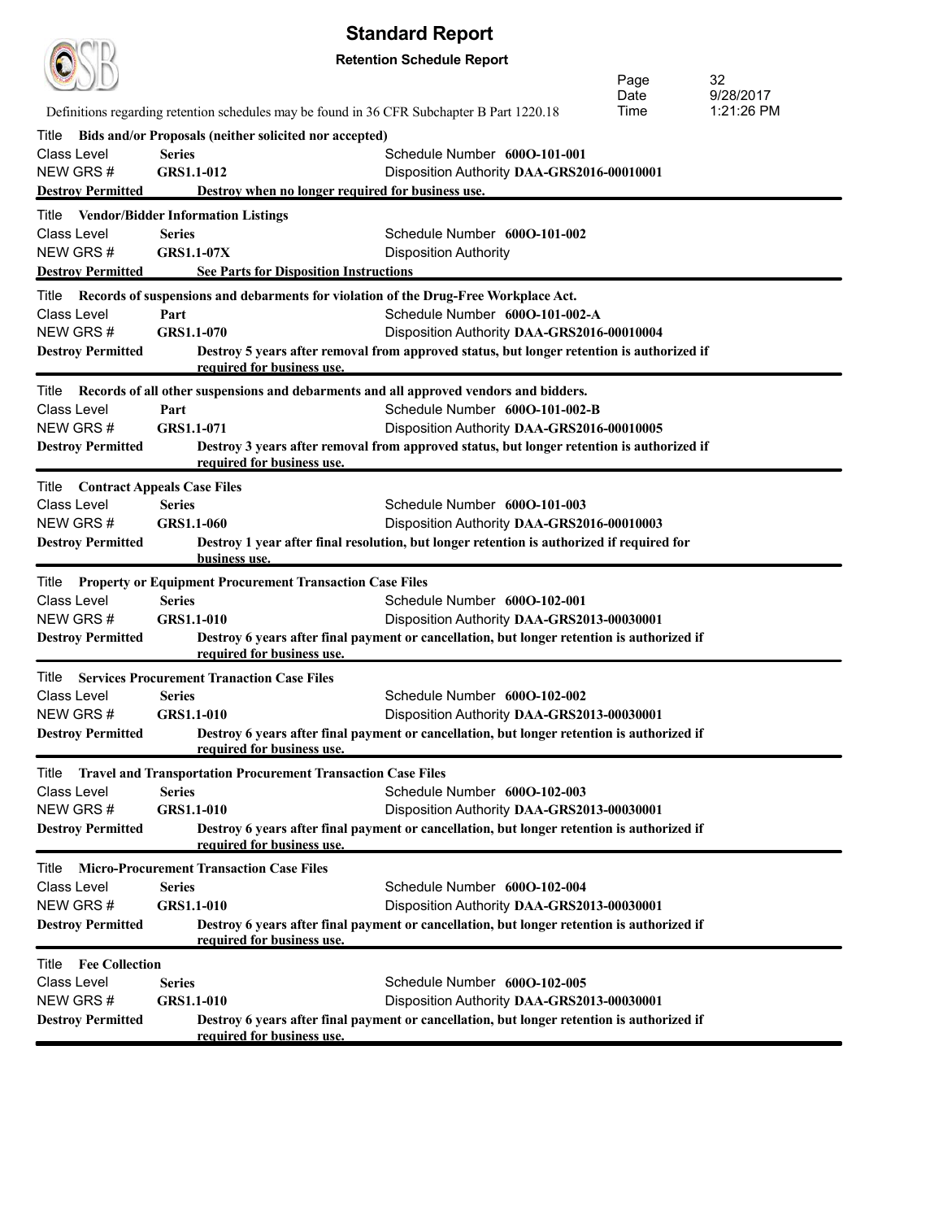# Standard Report

**Retention Schedule Report**

Definitions regarding retention schedules may be found in 36 CFR Subchapter B Part 1220.18

Date 9/28/2017
Time 1:21:26 PM

---

Title **Bids and/or Proposals (neither solicited nor accepted)**
Class Level **Series** — Schedule Number **600O-101-001**
NEW GRS # **GRS1.1-012** — Disposition Authority **DAA-GRS2016-00010001**
**Destroy Permitted** — **Destroy when no longer required for business use.**

---

Title **Vendor/Bidder Information Listings**
Class Level **Series** — Schedule Number **600O-101-002**
NEW GRS # **GRS1.1-07X** — Disposition Authority
**Destroy Permitted** — **See Parts for Disposition Instructions**

---

Title **Records of suspensions and debarments for violation of the Drug-Free Workplace Act.**
Class Level **Part** — Schedule Number **600O-101-002-A**
NEW GRS # **GRS1.1-070** — Disposition Authority **DAA-GRS2016-00010004**
**Destroy Permitted** — **Destroy 5 years after removal from approved status, but longer retention is authorized if required for business use.**

---

Title **Records of all other suspensions and debarments and all approved vendors and bidders.**
Class Level **Part** — Schedule Number **600O-101-002-B**
NEW GRS # **GRS1.1-071** — Disposition Authority **DAA-GRS2016-00010005**
**Destroy Permitted** — **Destroy 3 years after removal from approved status, but longer retention is authorized if required for business use.**

---

Title **Contract Appeals Case Files**
Class Level **Series** — Schedule Number **600O-101-003**
NEW GRS # **GRS1.1-060** — Disposition Authority **DAA-GRS2016-00010003**
**Destroy Permitted** — **Destroy 1 year after final resolution, but longer retention is authorized if required for business use.**

---

Title **Property or Equipment Procurement Transaction Case Files**
Class Level **Series** — Schedule Number **600O-102-001**
NEW GRS # **GRS1.1-010** — Disposition Authority **DAA-GRS2013-00030001**
**Destroy Permitted** — **Destroy 6 years after final payment or cancellation, but longer retention is authorized if required for business use.**

---

Title **Services Procurement Tranction Case Files**
Class Level **Series** — Schedule Number **600O-102-002**
NEW GRS # **GRS1.1-010** — Disposition Authority **DAA-GRS2013-00030001**
**Destroy Permitted** — **Destroy 6 years after final payment or cancellation, but longer retention is authorized if required for business use.**

---

Title **Travel and Transportation Procurement Transaction Case Files**
Class Level **Series** — Schedule Number **600O-102-003**
NEW GRS # **GRS1.1-010** — Disposition Authority **DAA-GRS2013-00030001**
**Destroy Permitted** — **Destroy 6 years after final payment or cancellation, but longer retention is authorized if required for business use.**

---

Title **Micro-Procurement Transaction Case Files**
Class Level **Series** — Schedule Number **600O-102-004**
NEW GRS # **GRS1.1-010** — Disposition Authority **DAA-GRS2013-00030001**
**Destroy Permitted** — **Destroy 6 years after final payment or cancellation, but longer retention is authorized if required for business use.**

---

Title **Fee Collection**
Class Level **Series** — Schedule Number **600O-102-005**
NEW GRS # **GRS1.1-010** — Disposition Authority **DAA-GRS2013-00030001**
**Destroy Permitted** — **Destroy 6 years after final payment or cancellation, but longer retention is authorized if required for business use.**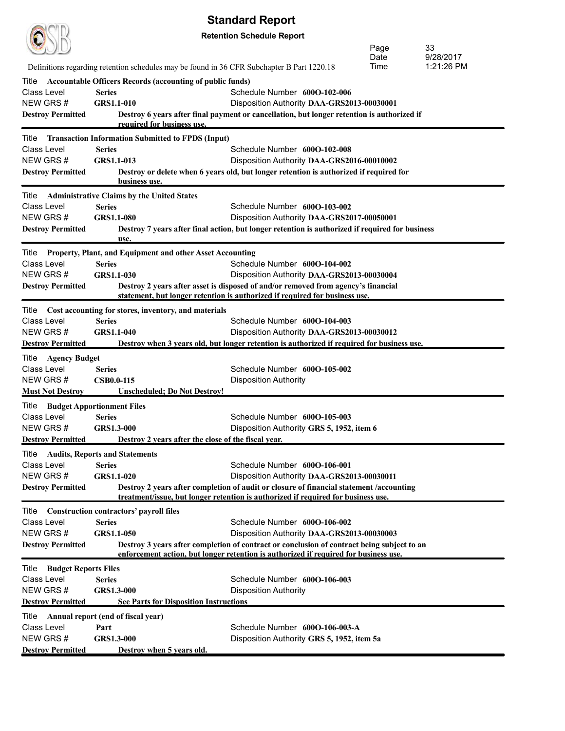# Standard Report

**Retention Schedule Report**

Definitions regarding retention schedules may be found in 36 CFR Subchapter B Part 1220.18

---

Title **Accountable Officers Records (accounting of public funds)**

Class Level **Series** — Schedule Number **600O-102-006**

NEW GRS # **GRS1.1-010** — Disposition Authority **DAA-GRS2013-00030001**

**Destroy Permitted** — **Destroy 6 years after final payment or cancellation, but longer retention is authorized if required for business use.**

---

Title **Transaction Information Submitted to FPDS (Input)**

Class Level **Series** — Schedule Number **600O-102-008**

NEW GRS # **GRS1.1-013** — Disposition Authority **DAA-GRS2016-00010002**

**Destroy Permitted** — **Destroy or delete when 6 years old, but longer retention is authorized if required for business use.**

---

Title **Administrative Claims by the United States**

Class Level **Series** — Schedule Number **600O-103-002**

NEW GRS # **GRS1.1-080** — Disposition Authority **DAA-GRS2017-00050001**

**Destroy Permitted** — **Destroy 7 years after final action, but longer retention is authorized if required for business use.**

---

Title **Property, Plant, and Equipment and other Asset Accounting**

Class Level **Series** — Schedule Number **600O-104-002**

NEW GRS # **GRS1.1-030** — Disposition Authority **DAA-GRS2013-00030004**

**Destroy Permitted** — **Destroy 2 years after asset is disposed of and/or removed from agency's financial statement, but longer retention is authorized if required for business use.**

---

Title **Cost accounting for stores, inventory, and materials**

Class Level **Series** — Schedule Number **600O-104-003**

NEW GRS # **GRS1.1-040** — Disposition Authority **DAA-GRS2013-00030012**

**Destroy Permitted** — **Destroy when 3 years old, but longer retention is authorized if required for business use.**

---

Title **Agency Budget**

Class Level **Series** — Schedule Number **600O-105-002**

NEW GRS # **CSB0.0-115** — Disposition Authority

**Must Not Destroy** — **Unscheduled; Do Not Destroy!**

---

Title **Budget Apportionment Files**

Class Level **Series** — Schedule Number **600O-105-003**

NEW GRS # **GRS1.3-000** — Disposition Authority **GRS 5, 1952, item 6**

**Destroy Permitted** — **Destroy 2 years after the close of the fiscal year.**

---

Title **Audits, Reports and Statements**

Class Level **Series** — Schedule Number **600O-106-001**

NEW GRS # **GRS1.1-020** — Disposition Authority **DAA-GRS2013-00030011**

**Destroy Permitted** — **Destroy 2 years after completion of audit or closure of financial statement /accounting treatment/issue, but longer retention is authorized if required for business use.**

---

Title **Construction contractors' payroll files**

Class Level **Series** — Schedule Number **600O-106-002**

NEW GRS # **GRS1.1-050** — Disposition Authority **DAA-GRS2013-00030003**

**Destroy Permitted** — **Destroy 3 years after completion of contract or conclusion of contract being subject to an enforcement action, but longer retention is authorized if required for business use.**

---

Title **Budget Reports Files**

Class Level **Series** — Schedule Number **600O-106-003**

NEW GRS # **GRS1.3-000** — Disposition Authority

**Destroy Permitted** — **See Parts for Disposition Instructions**

---

Title **Annual report (end of fiscal year)**

Class Level **Part** — Schedule Number **600O-106-003-A**

NEW GRS # **GRS1.3-000** — Disposition Authority **GRS 5, 1952, item 5a**

**Destroy Permitted** — **Destroy when 5 years old.**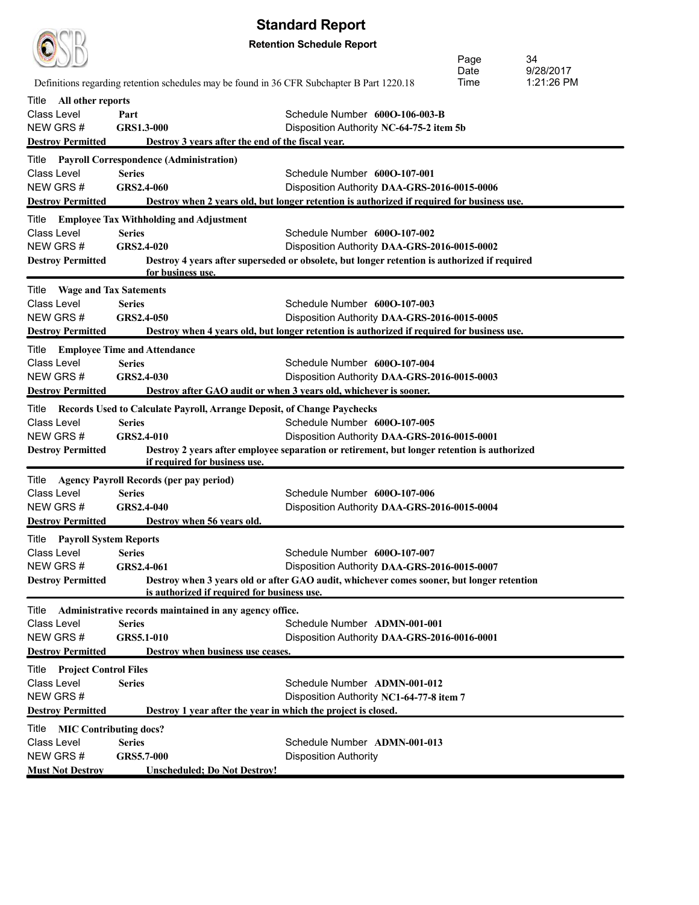# Standard Report

**Retention Schedule Report**

Definitions regarding retention schedules may be found in 36 CFR Subchapter B Part 1220.18

---

Title **All other reports**
Class Level **Part** — Schedule Number **600O-106-003-B**
NEW GRS # **GRS1.3-000** — Disposition Authority **NC-64-75-2 item 5b**
**Destroy Permitted** — **Destroy 3 years after the end of the fiscal year.**

---

Title **Payroll Correspondence (Administration)**
Class Level **Series** — Schedule Number **600O-107-001**
NEW GRS # **GRS2.4-060** — Disposition Authority **DAA-GRS-2016-0015-0006**
**Destroy Permitted** — **Destroy when 2 years old, but longer retention is authorized if required for business use.**

---

Title **Employee Tax Withholding and Adjustment**
Class Level **Series** — Schedule Number **600O-107-002**
NEW GRS # **GRS2.4-020** — Disposition Authority **DAA-GRS-2016-0015-0002**
**Destroy Permitted** — **Destroy 4 years after superseded or obsolete, but longer retention is authorized if required for business use.**

---

Title **Wage and Tax Satements**
Class Level **Series** — Schedule Number **600O-107-003**
NEW GRS # **GRS2.4-050** — Disposition Authority **DAA-GRS-2016-0015-0005**
**Destroy Permitted** — **Destroy when 4 years old, but longer retention is authorized if required for business use.**

---

Title **Employee Time and Attendance**
Class Level **Series** — Schedule Number **600O-107-004**
NEW GRS # **GRS2.4-030** — Disposition Authority **DAA-GRS-2016-0015-0003**
**Destroy Permitted** — **Destroy after GAO audit or when 3 years old, whichever is sooner.**

---

Title **Records Used to Calculate Payroll, Arrange Deposit, of Change Paychecks**
Class Level **Series** — Schedule Number **600O-107-005**
NEW GRS # **GRS2.4-010** — Disposition Authority **DAA-GRS-2016-0015-0001**
**Destroy Permitted** — **Destroy 2 years after employee separation or retirement, but longer retention is authorized if required for business use.**

---

Title **Agency Payroll Records (per pay period)**
Class Level **Series** — Schedule Number **600O-107-006**
NEW GRS # **GRS2.4-040** — Disposition Authority **DAA-GRS-2016-0015-0004**
**Destroy Permitted** — **Destroy when 56 years old.**

---

Title **Payroll System Reports**
Class Level **Series** — Schedule Number **600O-107-007**
NEW GRS # **GRS2.4-061** — Disposition Authority **DAA-GRS-2016-0015-0007**
**Destroy Permitted** — **Destroy when 3 years old or after GAO audit, whichever comes sooner, but longer retention is authorized if required for business use.**

---

Title **Administrative records maintained in any agency office.**
Class Level **Series** — Schedule Number **ADMN-001-001**
NEW GRS # **GRS5.1-010** — Disposition Authority **DAA-GRS-2016-0016-0001**
**Destroy Permitted** — **Destroy when business use ceases.**

---

Title **Project Control Files**
Class Level **Series** — Schedule Number **ADMN-001-012**
NEW GRS # — Disposition Authority **NC1-64-77-8 item 7**
**Destroy Permitted** — **Destroy 1 year after the year in which the project is closed.**

---

Title **MIC Contributing docs?**
Class Level **Series** — Schedule Number **ADMN-001-013**
NEW GRS # **GRS5.7-000** — Disposition Authority
**Must Not Destroy** — **Unscheduled; Do Not Destroy!**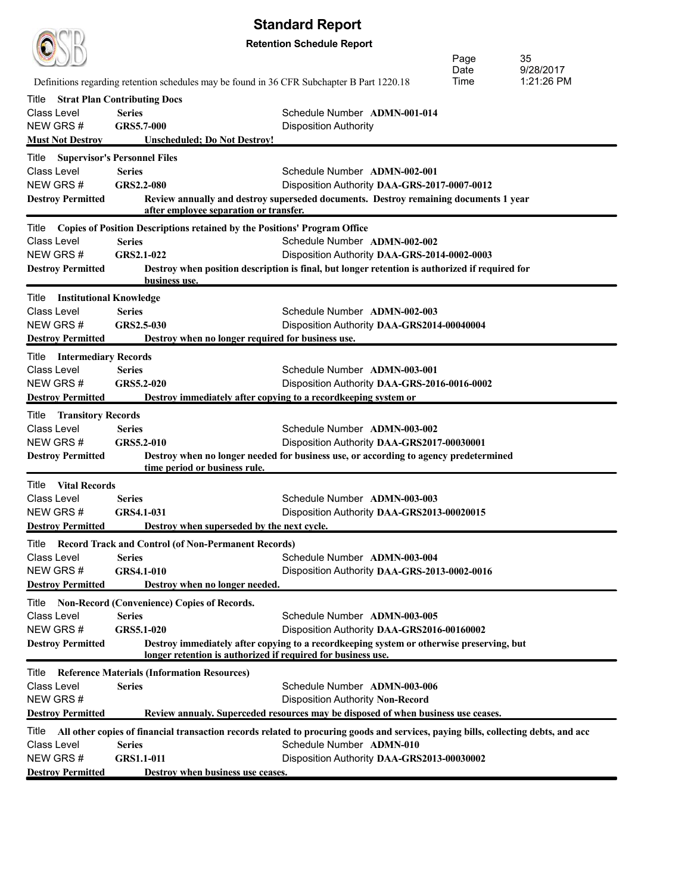# Standard Report

**Retention Schedule Report**

Definitions regarding retention schedules may be found in 36 CFR Subchapter B Part 1220.18

Date 9/28/2017
Time 1:21:26 PM

---

Title **Strat Plan Contributing Docs**
Class Level **Series** — Schedule Number **ADMN-001-014**
NEW GRS # **GRS5.7-000** — Disposition Authority
**Must Not Destroy** — **Unscheduled; Do Not Destroy!**

---

Title **Supervisor's Personnel Files**
Class Level **Series** — Schedule Number **ADMN-002-001**
NEW GRS # **GRS2.2-080** — Disposition Authority **DAA-GRS-2017-0007-0012**
**Destroy Permitted** — **Review annually and destroy superseded documents. Destroy remaining documents 1 year after employee separation or transfer.**

---

Title **Copies of Position Descriptions retained by the Positions' Program Office**
Class Level **Series** — Schedule Number **ADMN-002-002**
NEW GRS # **GRS2.1-022** — Disposition Authority **DAA-GRS-2014-0002-0003**
**Destroy Permitted** — **Destroy when position description is final, but longer retention is authorized if required for business use.**

---

Title **Institutional Knowledge**
Class Level **Series** — Schedule Number **ADMN-002-003**
NEW GRS # **GRS2.5-030** — Disposition Authority **DAA-GRS2014-00040004**
**Destroy Permitted** — **Destroy when no longer required for business use.**

---

Title **Intermediary Records**
Class Level **Series** — Schedule Number **ADMN-003-001**
NEW GRS # **GRS5.2-020** — Disposition Authority **DAA-GRS-2016-0016-0002**
**Destroy Permitted** — **Destroy immediately after copying to a recordkeeping system or**

---

Title **Transitory Records**
Class Level **Series** — Schedule Number **ADMN-003-002**
NEW GRS # **GRS5.2-010** — Disposition Authority **DAA-GRS2017-00030001**
**Destroy Permitted** — **Destroy when no longer needed for business use, or according to agency predetermined time period or business rule.**

---

Title **Vital Records**
Class Level **Series** — Schedule Number **ADMN-003-003**
NEW GRS # **GRS4.1-031** — Disposition Authority **DAA-GRS2013-00020015**
**Destroy Permitted** — **Destroy when superseded by the next cycle.**

---

Title **Record Track and Control (of Non-Permanent Records)**
Class Level **Series** — Schedule Number **ADMN-003-004**
NEW GRS # **GRS4.1-010** — Disposition Authority **DAA-GRS-2013-0002-0016**
**Destroy Permitted** — **Destroy when no longer needed.**

---

Title **Non-Record (Convenience) Copies of Records.**
Class Level **Series** — Schedule Number **ADMN-003-005**
NEW GRS # **GRS5.1-020** — Disposition Authority **DAA-GRS2016-00160002**
**Destroy Permitted** — **Destroy immediately after copying to a recordkeeping system or otherwise preserving, but longer retention is authorized if required for business use.**

---

Title **Reference Materials (Information Resources)**
Class Level **Series** — Schedule Number **ADMN-003-006**
NEW GRS # — Disposition Authority **Non-Record**
**Destroy Permitted** — **Review annualy. Superceded resources may be disposed of when business use ceases.**

---

Title **All other copies of financial transaction records related to procuring goods and services, paying bills, collecting debts, and acc**
Class Level **Series** — Schedule Number **ADMN-010**
NEW GRS # **GRS1.1-011** — Disposition Authority **DAA-GRS2013-00030002**
**Destroy Permitted** — **Destroy when business use ceases.**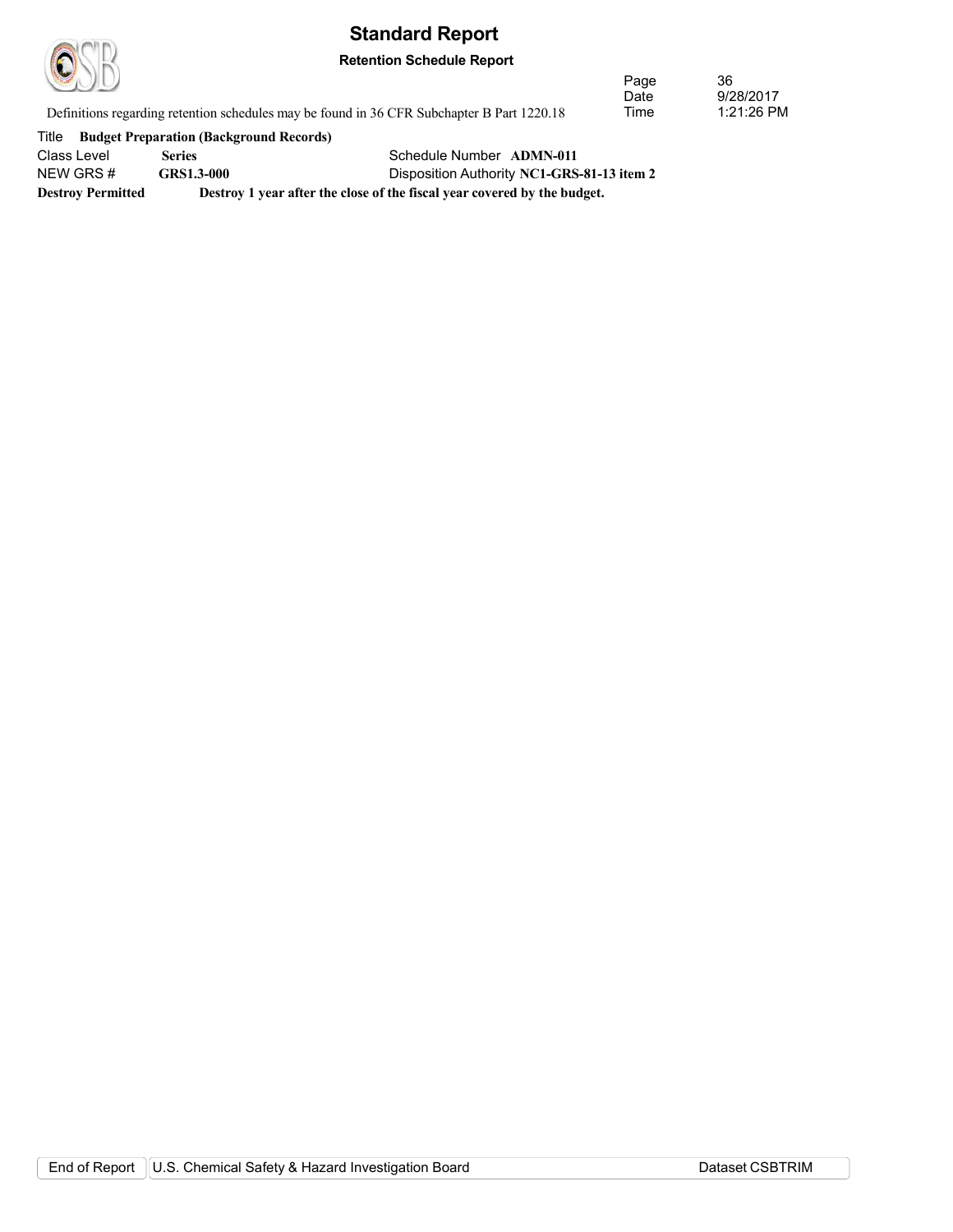# Standard Report

**Retention Schedule Report**

Definitions regarding retention schedules may be found in 36 CFR Subchapter B Part 1220.18

Title **Budget Preparation (Background Records)**

| | | | |
|---|---|---|---|
| Class Level | **Series** | Schedule Number | **ADMN-011** |
| NEW GRS # | **GRS1.3-000** | Disposition Authority | **NC1-GRS-81-13 item 2** |

**Destroy Permitted** **Destroy 1 year after the close of the fiscal year covered by the budget.**

End of Report | U.S. Chemical Safety & Hazard Investigation Board | Dataset CSBTRIM